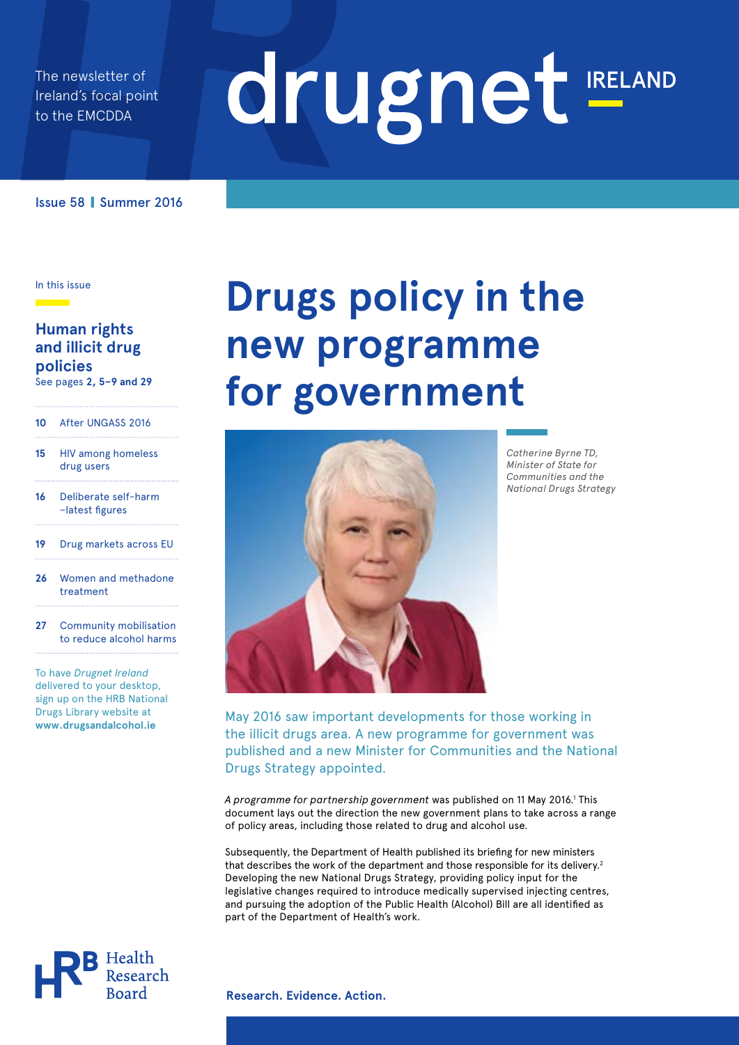The newsletter of Ireland's focal point to the EMCDDA

# drugnet IRELAND

Issue 58 | Summer 2016

In this issue

**Human rights and illicit drug policies**
See pages **2, 5–9 and 29**

- **10** After UNGASS 2016
- **15** HIV among homeless drug users
- **16** Deliberate self-harm –latest figures
- **19** Drug markets across EU
- **26** Women and methadone treatment
- **27** Community mobilisation to reduce alcohol harms

To have *Drugnet Ireland* delivered to your desktop, sign up on the HRB National Drugs Library website at **www.drugsandalcohol.ie**

# Drugs policy in the new programme for government

*Catherine Byrne TD, Minister of State for Communities and the National Drugs Strategy*

May 2016 saw important developments for those working in the illicit drugs area. A new programme for government was published and a new Minister for Communities and the National Drugs Strategy appointed.

*A programme for partnership government* was published on 11 May 2016.[1] This document lays out the direction the new government plans to take across a range of policy areas, including those related to drug and alcohol use.

Subsequently, the Department of Health published its briefing for new ministers that describes the work of the department and those responsible for its delivery.[2] Developing the new National Drugs Strategy, providing policy input for the legislative changes required to introduce medically supervised injecting centres, and pursuing the adoption of the Public Health (Alcohol) Bill are all identified as part of the Department of Health's work.

Health Research Board

**Research. Evidence. Action.**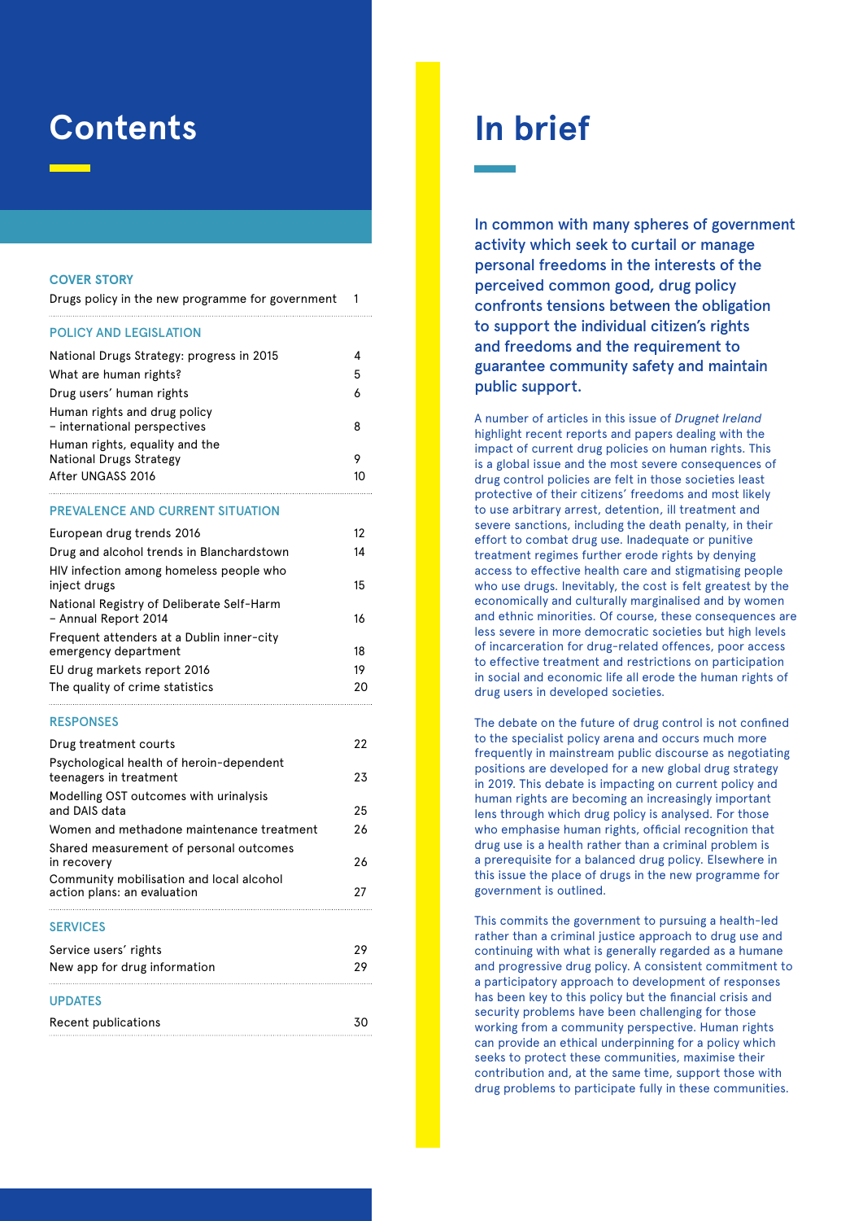# Contents

### COVER STORY

| | |
|---|---|
| Drugs policy in the new programme for government | 1 |

### POLICY AND LEGISLATION

| | |
|---|---|
| National Drugs Strategy: progress in 2015 | 4 |
| What are human rights? | 5 |
| Drug users' human rights | 6 |
| Human rights and drug policy – international perspectives | 8 |
| Human rights, equality and the National Drugs Strategy | 9 |
| After UNGASS 2016 | 10 |

### PREVALENCE AND CURRENT SITUATION

| | |
|---|---|
| European drug trends 2016 | 12 |
| Drug and alcohol trends in Blanchardstown | 14 |
| HIV infection among homeless people who inject drugs | 15 |
| National Registry of Deliberate Self-Harm – Annual Report 2014 | 16 |
| Frequent attenders at a Dublin inner-city emergency department | 18 |
| EU drug markets report 2016 | 19 |
| The quality of crime statistics | 20 |

### RESPONSES

| | |
|---|---|
| Drug treatment courts | 22 |
| Psychological health of heroin-dependent teenagers in treatment | 23 |
| Modelling OST outcomes with urinalysis and DAIS data | 25 |
| Women and methadone maintenance treatment | 26 |
| Shared measurement of personal outcomes in recovery | 26 |
| Community mobilisation and local alcohol action plans: an evaluation | 27 |

### SERVICES

| | |
|---|---|
| Service users' rights | 29 |
| New app for drug information | 29 |

### UPDATES

| | |
|---|---|
| Recent publications | 30 |

# In brief

**In common with many spheres of government activity which seek to curtail or manage personal freedoms in the interests of the perceived common good, drug policy confronts tensions between the obligation to support the individual citizen's rights and freedoms and the requirement to guarantee community safety and maintain public support.**

A number of articles in this issue of *Drugnet Ireland* highlight recent reports and papers dealing with the impact of current drug policies on human rights. This is a global issue and the most severe consequences of drug control policies are felt in those societies least protective of their citizens' freedoms and most likely to use arbitrary arrest, detention, ill treatment and severe sanctions, including the death penalty, in their effort to combat drug use. Inadequate or punitive treatment regimes further erode rights by denying access to effective health care and stigmatising people who use drugs. Inevitably, the cost is felt greatest by the economically and culturally marginalised and by women and ethnic minorities. Of course, these consequences are less severe in more democratic societies but high levels of incarceration for drug-related offences, poor access to effective treatment and restrictions on participation in social and economic life all erode the human rights of drug users in developed societies.

The debate on the future of drug control is not confined to the specialist policy arena and occurs much more frequently in mainstream public discourse as negotiating positions are developed for a new global drug strategy in 2019. This debate is impacting on current policy and human rights are becoming an increasingly important lens through which drug policy is analysed. For those who emphasise human rights, official recognition that drug use is a health rather than a criminal problem is a prerequisite for a balanced drug policy. Elsewhere in this issue the place of drugs in the new programme for government is outlined.

This commits the government to pursuing a health-led rather than a criminal justice approach to drug use and continuing with what is generally regarded as a humane and progressive drug policy. A consistent commitment to a participatory approach to development of responses has been key to this policy but the financial crisis and security problems have been challenging for those working from a community perspective. Human rights can provide an ethical underpinning for a policy which seeks to protect these communities, maximise their contribution and, at the same time, support those with drug problems to participate fully in these communities.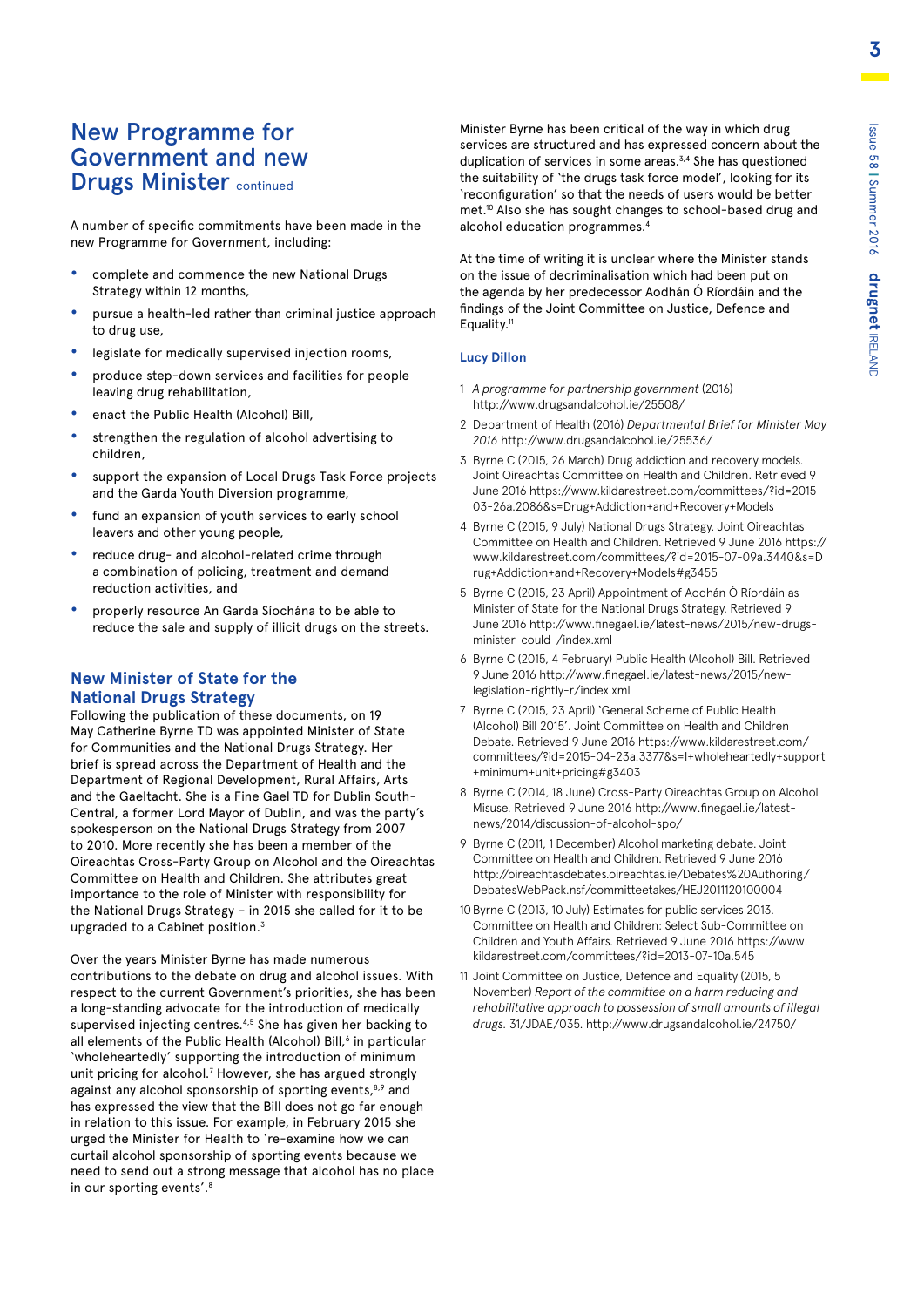# New Programme for Government and new Drugs Minister continued

A number of specific commitments have been made in the new Programme for Government, including:

- complete and commence the new National Drugs Strategy within 12 months,
- pursue a health-led rather than criminal justice approach to drug use,
- legislate for medically supervised injection rooms,
- produce step-down services and facilities for people leaving drug rehabilitation,
- enact the Public Health (Alcohol) Bill,
- strengthen the regulation of alcohol advertising to children,
- support the expansion of Local Drugs Task Force projects and the Garda Youth Diversion programme,
- fund an expansion of youth services to early school leavers and other young people,
- reduce drug- and alcohol-related crime through a combination of policing, treatment and demand reduction activities, and
- properly resource An Garda Síochána to be able to reduce the sale and supply of illicit drugs on the streets.

## New Minister of State for the National Drugs Strategy

Following the publication of these documents, on 19 May Catherine Byrne TD was appointed Minister of State for Communities and the National Drugs Strategy. Her brief is spread across the Department of Health and the Department of Regional Development, Rural Affairs, Arts and the Gaeltacht. She is a Fine Gael TD for Dublin South-Central, a former Lord Mayor of Dublin, and was the party's spokesperson on the National Drugs Strategy from 2007 to 2010. More recently she has been a member of the Oireachtas Cross-Party Group on Alcohol and the Oireachtas Committee on Health and Children. She attributes great importance to the role of Minister with responsibility for the National Drugs Strategy – in 2015 she called for it to be upgraded to a Cabinet position.[3]

Over the years Minister Byrne has made numerous contributions to the debate on drug and alcohol issues. With respect to the current Government's priorities, she has been a long-standing advocate for the introduction of medically supervised injecting centres.[4,5] She has given her backing to all elements of the Public Health (Alcohol) Bill,[6] in particular 'wholeheartedly' supporting the introduction of minimum unit pricing for alcohol.[7] However, she has argued strongly against any alcohol sponsorship of sporting events,[8,9] and has expressed the view that the Bill does not go far enough in relation to this issue. For example, in February 2015 she urged the Minister for Health to 're-examine how we can curtail alcohol sponsorship of sporting events because we need to send out a strong message that alcohol has no place in our sporting events'.[8]

Minister Byrne has been critical of the way in which drug services are structured and has expressed concern about the duplication of services in some areas.[3,4] She has questioned the suitability of 'the drugs task force model', looking for its 'reconfiguration' so that the needs of users would be better met.[10] Also she has sought changes to school-based drug and alcohol education programmes.[4]

At the time of writing it is unclear where the Minister stands on the issue of decriminalisation which had been put on the agenda by her predecessor Aodhán Ó Ríordáin and the findings of the Joint Committee on Justice, Defence and Equality.[11]

**Lucy Dillon**

1. *A programme for partnership government* (2016) http://www.drugsandalcohol.ie/25508/
2. Department of Health (2016) *Departmental Brief for Minister May 2016* http://www.drugsandalcohol.ie/25536/
3. Byrne C (2015, 26 March) Drug addiction and recovery models. Joint Oireachtas Committee on Health and Children. Retrieved 9 June 2016 https://www.kildarestreet.com/committees/?id=2015-03-26a.2086&s=Drug+Addiction+and+Recovery+Models
4. Byrne C (2015, 9 July) National Drugs Strategy. Joint Oireachtas Committee on Health and Children. Retrieved 9 June 2016 https://www.kildarestreet.com/committees/?id=2015-07-09a.3440&s=Drug+Addiction+and+Recovery+Models#g3455
5. Byrne C (2015, 23 April) Appointment of Aodhán Ó Ríordáin as Minister of State for the National Drugs Strategy. Retrieved 9 June 2016 http://www.finegael.ie/latest-news/2015/new-drugs-minister-could-/index.xml
6. Byrne C (2015, 4 February) Public Health (Alcohol) Bill. Retrieved 9 June 2016 http://www.finegael.ie/latest-news/2015/new-legislation-rightly-r/index.xml
7. Byrne C (2015, 23 April) 'General Scheme of Public Health (Alcohol) Bill 2015'. Joint Committee on Health and Children Debate. Retrieved 9 June 2016 https://www.kildarestreet.com/committees/?id=2015-04-23a.3377&s=I+wholeheartedly+support+minimum+unit+pricing#g3403
8. Byrne C (2014, 18 June) Cross-Party Oireachtas Group on Alcohol Misuse. Retrieved 9 June 2016 http://www.finegael.ie/latest-news/2014/discussion-of-alcohol-spo/
9. Byrne C (2011, 1 December) Alcohol marketing debate. Joint Committee on Health and Children. Retrieved 9 June 2016 http://oireachtasdebates.oireachtas.ie/Debates%20Authoring/DebatesWebPack.nsf/committeetakes/HEJ2011120100004
10. Byrne C (2013, 10 July) Estimates for public services 2013. Committee on Health and Children: Select Sub-Committee on Children and Youth Affairs. Retrieved 9 June 2016 https://www.kildarestreet.com/committees/?id=2013-07-10a.545
11. Joint Committee on Justice, Defence and Equality (2015, 5 November) *Report of the committee on a harm reducing and rehabilitative approach to possession of small amounts of illegal drugs.* 31/JDAE/035. http://www.drugsandalcohol.ie/24750/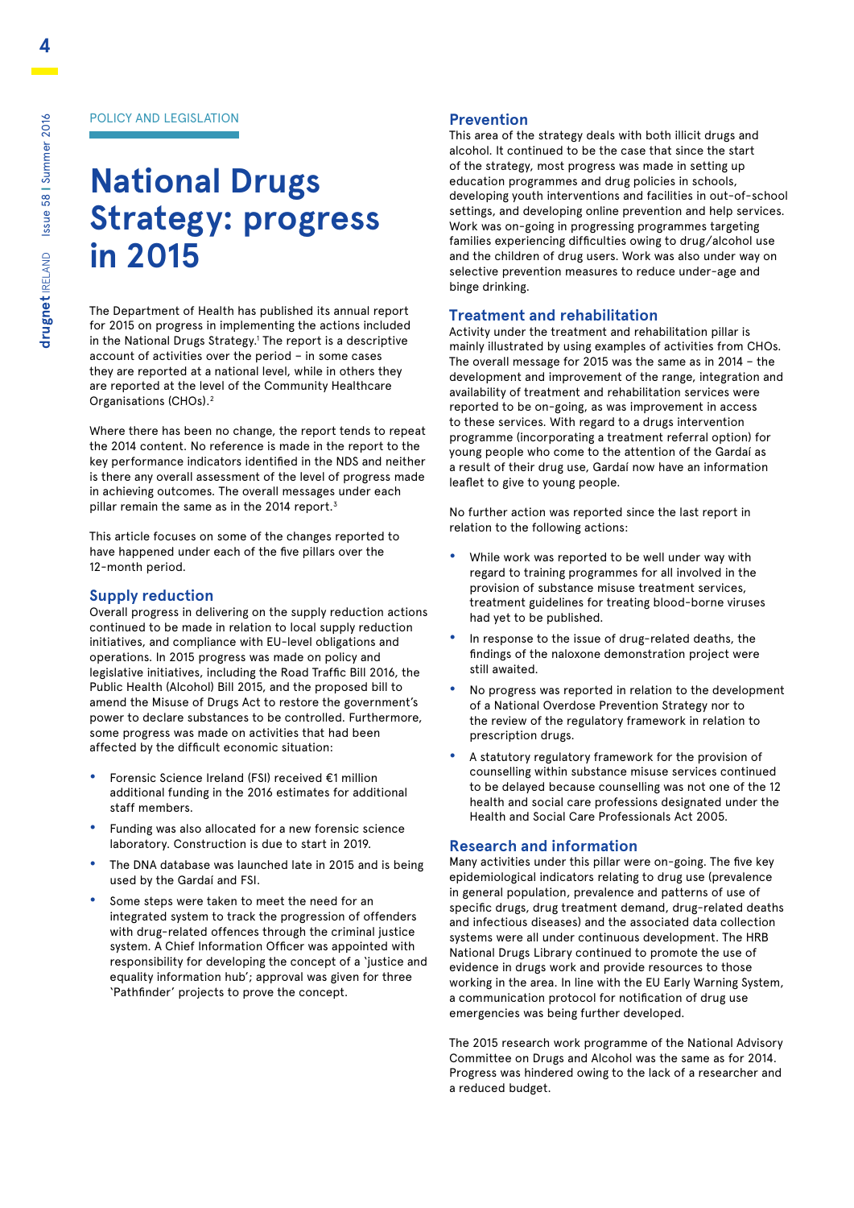POLICY AND LEGISLATION

# National Drugs Strategy: progress in 2015

The Department of Health has published its annual report for 2015 on progress in implementing the actions included in the National Drugs Strategy.[1] The report is a descriptive account of activities over the period – in some cases they are reported at a national level, while in others they are reported at the level of the Community Healthcare Organisations (CHOs).[2]

Where there has been no change, the report tends to repeat the 2014 content. No reference is made in the report to the key performance indicators identified in the NDS and neither is there any overall assessment of the level of progress made in achieving outcomes. The overall messages under each pillar remain the same as in the 2014 report.[3]

This article focuses on some of the changes reported to have happened under each of the five pillars over the 12-month period.

## Supply reduction

Overall progress in delivering on the supply reduction actions continued to be made in relation to local supply reduction initiatives, and compliance with EU-level obligations and operations. In 2015 progress was made on policy and legislative initiatives, including the Road Traffic Bill 2016, the Public Health (Alcohol) Bill 2015, and the proposed bill to amend the Misuse of Drugs Act to restore the government's power to declare substances to be controlled. Furthermore, some progress was made on activities that had been affected by the difficult economic situation:

- Forensic Science Ireland (FSI) received €1 million additional funding in the 2016 estimates for additional staff members.
- Funding was also allocated for a new forensic science laboratory. Construction is due to start in 2019.
- The DNA database was launched late in 2015 and is being used by the Gardaí and FSI.
- Some steps were taken to meet the need for an integrated system to track the progression of offenders with drug-related offences through the criminal justice system. A Chief Information Officer was appointed with responsibility for developing the concept of a 'justice and equality information hub'; approval was given for three 'Pathfinder' projects to prove the concept.

## Prevention

This area of the strategy deals with both illicit drugs and alcohol. It continued to be the case that since the start of the strategy, most progress was made in setting up education programmes and drug policies in schools, developing youth interventions and facilities in out-of-school settings, and developing online prevention and help services. Work was on-going in progressing programmes targeting families experiencing difficulties owing to drug/alcohol use and the children of drug users. Work was also under way on selective prevention measures to reduce under-age and binge drinking.

## Treatment and rehabilitation

Activity under the treatment and rehabilitation pillar is mainly illustrated by using examples of activities from CHOs. The overall message for 2015 was the same as in 2014 – the development and improvement of the range, integration and availability of treatment and rehabilitation services were reported to be on-going, as was improvement in access to these services. With regard to a drugs intervention programme (incorporating a treatment referral option) for young people who come to the attention of the Gardaí as a result of their drug use, Gardaí now have an information leaflet to give to young people.

No further action was reported since the last report in relation to the following actions:

- While work was reported to be well under way with regard to training programmes for all involved in the provision of substance misuse treatment services, treatment guidelines for treating blood-borne viruses had yet to be published.
- In response to the issue of drug-related deaths, the findings of the naloxone demonstration project were still awaited.
- No progress was reported in relation to the development of a National Overdose Prevention Strategy nor to the review of the regulatory framework in relation to prescription drugs.
- A statutory regulatory framework for the provision of counselling within substance misuse services continued to be delayed because counselling was not one of the 12 health and social care professions designated under the Health and Social Care Professionals Act 2005.

## Research and information

Many activities under this pillar were on-going. The five key epidemiological indicators relating to drug use (prevalence in general population, prevalence and patterns of use of specific drugs, drug treatment demand, drug-related deaths and infectious diseases) and the associated data collection systems were all under continuous development. The HRB National Drugs Library continued to promote the use of evidence in drugs work and provide resources to those working in the area. In line with the EU Early Warning System, a communication protocol for notification of drug use emergencies was being further developed.

The 2015 research work programme of the National Advisory Committee on Drugs and Alcohol was the same as for 2014. Progress was hindered owing to the lack of a researcher and a reduced budget.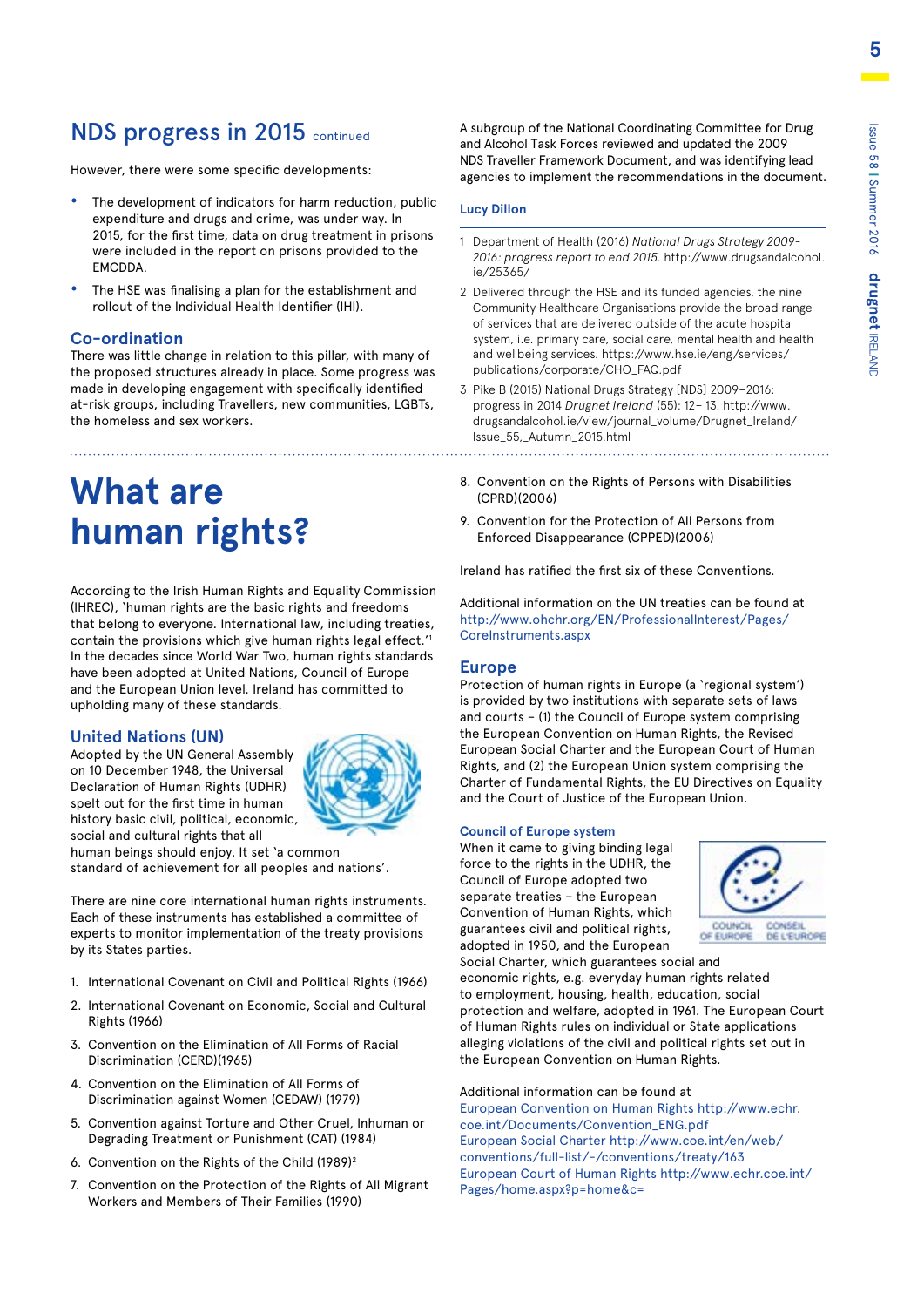## NDS progress in 2015 continued

However, there were some specific developments:

- The development of indicators for harm reduction, public expenditure and drugs and crime, was under way. In 2015, for the first time, data on drug treatment in prisons were included in the report on prisons provided to the EMCDDA.
- The HSE was finalising a plan for the establishment and rollout of the Individual Health Identifier (IHI).

### Co-ordination

There was little change in relation to this pillar, with many of the proposed structures already in place. Some progress was made in developing engagement with specifically identified at-risk groups, including Travellers, new communities, LGBTs, the homeless and sex workers.

A subgroup of the National Coordinating Committee for Drug and Alcohol Task Forces reviewed and updated the 2009 NDS Traveller Framework Document, and was identifying lead agencies to implement the recommendations in the document.

**Lucy Dillon**

1 Department of Health (2016) *National Drugs Strategy 2009-2016: progress report to end 2015.* http://www.drugsandalcohol.ie/25365/

2 Delivered through the HSE and its funded agencies, the nine Community Healthcare Organisations provide the broad range of services that are delivered outside of the acute hospital system, i.e. primary care, social care, mental health and health and wellbeing services. https://www.hse.ie/eng/services/publications/corporate/CHO_FAQ.pdf

3 Pike B (2015) National Drugs Strategy [NDS] 2009–2016: progress in 2014 *Drugnet Ireland* (55): 12– 13. http://www.drugsandalcohol.ie/view/journal_volume/Drugnet_Ireland/Issue_55,_Autumn_2015.html

# What are human rights?

According to the Irish Human Rights and Equality Commission (IHREC), 'human rights are the basic rights and freedoms that belong to everyone. International law, including treaties, contain the provisions which give human rights legal effect.'[1] In the decades since World War Two, human rights standards have been adopted at United Nations, Council of Europe and the European Union level. Ireland has committed to upholding many of these standards.

### United Nations (UN)

Adopted by the UN General Assembly on 10 December 1948, the Universal Declaration of Human Rights (UDHR) spelt out for the first time in human history basic civil, political, economic, social and cultural rights that all human beings should enjoy. It set 'a common standard of achievement for all peoples and nations'.

There are nine core international human rights instruments. Each of these instruments has established a committee of experts to monitor implementation of the treaty provisions by its States parties.

1. International Covenant on Civil and Political Rights (1966)
2. International Covenant on Economic, Social and Cultural Rights (1966)
3. Convention on the Elimination of All Forms of Racial Discrimination (CERD)(1965)
4. Convention on the Elimination of All Forms of Discrimination against Women (CEDAW) (1979)
5. Convention against Torture and Other Cruel, Inhuman or Degrading Treatment or Punishment (CAT) (1984)
6. Convention on the Rights of the Child (1989)[2]
7. Convention on the Protection of the Rights of All Migrant Workers and Members of Their Families (1990)
8. Convention on the Rights of Persons with Disabilities (CPRD)(2006)
9. Convention for the Protection of All Persons from Enforced Disappearance (CPPED)(2006)

Ireland has ratified the first six of these Conventions.

Additional information on the UN treaties can be found at http://www.ohchr.org/EN/ProfessionalInterest/Pages/CoreInstruments.aspx

### Europe

Protection of human rights in Europe (a 'regional system') is provided by two institutions with separate sets of laws and courts – (1) the Council of Europe system comprising the European Convention on Human Rights, the Revised European Social Charter and the European Court of Human Rights, and (2) the European Union system comprising the Charter of Fundamental Rights, the EU Directives on Equality and the Court of Justice of the European Union.

#### Council of Europe system

When it came to giving binding legal force to the rights in the UDHR, the Council of Europe adopted two separate treaties – the European Convention on Human Rights, which guarantees civil and political rights, adopted in 1950, and the European Social Charter, which guarantees social and economic rights, e.g. everyday human rights related to employment, housing, health, education, social protection and welfare, adopted in 1961. The European Court of Human Rights rules on individual or State applications alleging violations of the civil and political rights set out in the European Convention on Human Rights.

Additional information can be found at
European Convention on Human Rights http://www.echr.coe.int/Documents/Convention_ENG.pdf
European Social Charter http://www.coe.int/en/web/conventions/full-list/-/conventions/treaty/163
European Court of Human Rights http://www.echr.coe.int/Pages/home.aspx?p=home&c=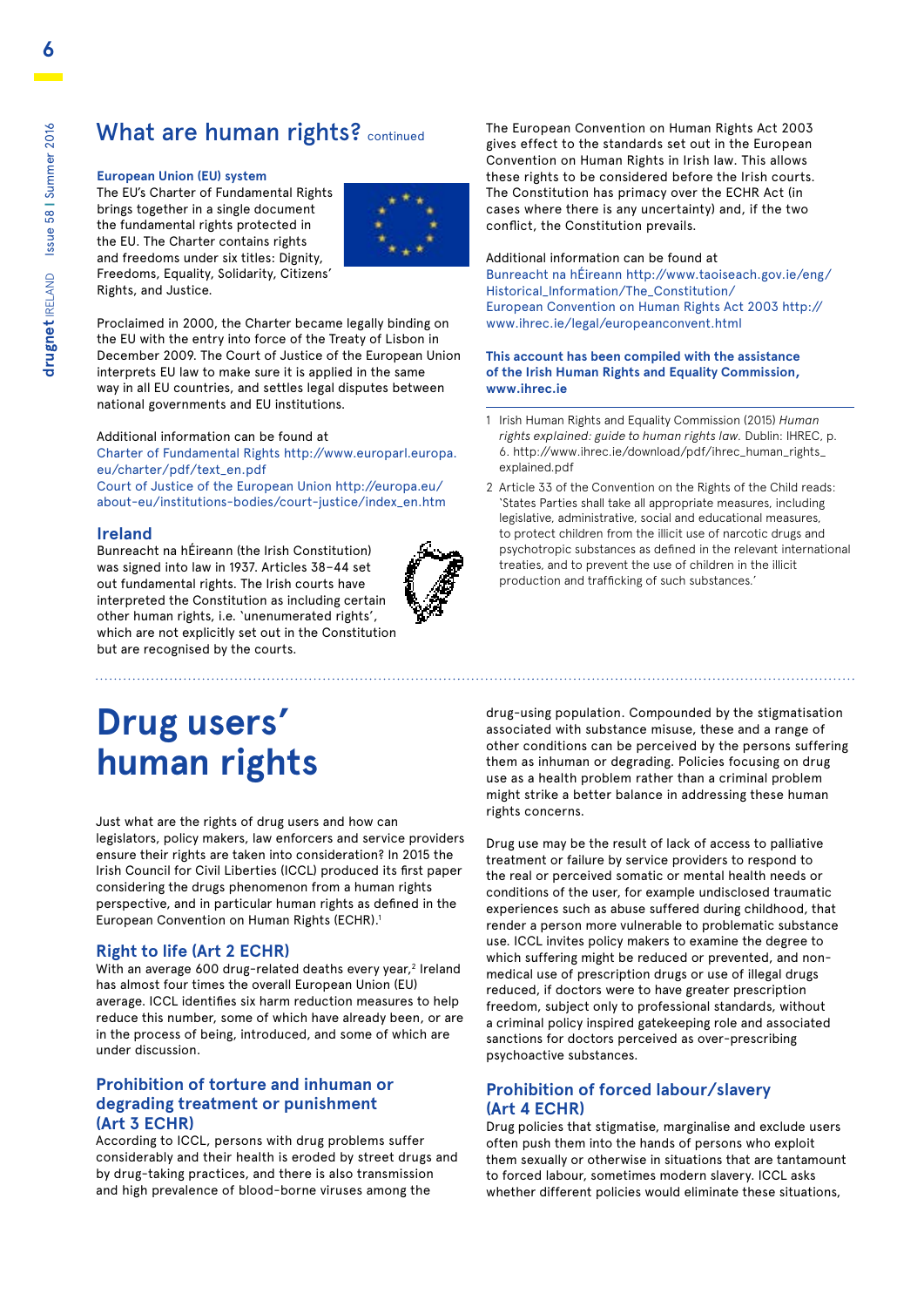## What are human rights? continued

### European Union (EU) system

The EU's Charter of Fundamental Rights brings together in a single document the fundamental rights protected in the EU. The Charter contains rights and freedoms under six titles: Dignity, Freedoms, Equality, Solidarity, Citizens' Rights, and Justice.

Proclaimed in 2000, the Charter became legally binding on the EU with the entry into force of the Treaty of Lisbon in December 2009. The Court of Justice of the European Union interprets EU law to make sure it is applied in the same way in all EU countries, and settles legal disputes between national governments and EU institutions.

Additional information can be found at
Charter of Fundamental Rights http://www.europarl.europa.eu/charter/pdf/text_en.pdf
Court of Justice of the European Union http://europa.eu/about-eu/institutions-bodies/court-justice/index_en.htm

### Ireland

Bunreacht na hÉireann (the Irish Constitution) was signed into law in 1937. Articles 38–44 set out fundamental rights. The Irish courts have interpreted the Constitution as including certain other human rights, i.e. 'unenumerated rights', which are not explicitly set out in the Constitution but are recognised by the courts.

The European Convention on Human Rights Act 2003 gives effect to the standards set out in the European Convention on Human Rights in Irish law. This allows these rights to be considered before the Irish courts. The Constitution has primacy over the ECHR Act (in cases where there is any uncertainty) and, if the two conflict, the Constitution prevails.

Additional information can be found at
Bunreacht na hÉireann http://www.taoiseach.gov.ie/eng/Historical_Information/The_Constitution/
European Convention on Human Rights Act 2003 http://www.ihrec.ie/legal/europeanconvent.html

**This account has been compiled with the assistance of the Irish Human Rights and Equality Commission, www.ihrec.ie**

# Drug users' human rights

Just what are the rights of drug users and how can legislators, policy makers, law enforcers and service providers ensure their rights are taken into consideration? In 2015 the Irish Council for Civil Liberties (ICCL) produced its first paper considering the drugs phenomenon from a human rights perspective, and in particular human rights as defined in the European Convention on Human Rights (ECHR).[1]

### Right to life (Art 2 ECHR)

With an average 600 drug-related deaths every year,[2] Ireland has almost four times the overall European Union (EU) average. ICCL identifies six harm reduction measures to help reduce this number, some of which have already been, or are in the process of being, introduced, and some of which are under discussion.

### Prohibition of torture and inhuman or degrading treatment or punishment (Art 3 ECHR)

According to ICCL, persons with drug problems suffer considerably and their health is eroded by street drugs and by drug-taking practices, and there is also transmission and high prevalence of blood-borne viruses among the drug-using population. Compounded by the stigmatisation associated with substance misuse, these and a range of other conditions can be perceived by the persons suffering them as inhuman or degrading. Policies focusing on drug use as a health problem rather than a criminal problem might strike a better balance in addressing these human rights concerns.

Drug use may be the result of lack of access to palliative treatment or failure by service providers to respond to the real or perceived somatic or mental health needs or conditions of the user, for example undisclosed traumatic experiences such as abuse suffered during childhood, that render a person more vulnerable to problematic substance use. ICCL invites policy makers to examine the degree to which suffering might be reduced or prevented, and non-medical use of prescription drugs or use of illegal drugs reduced, if doctors were to have greater prescription freedom, subject only to professional standards, without a criminal policy inspired gatekeeping role and associated sanctions for doctors perceived as over-prescribing psychoactive substances.

### Prohibition of forced labour/slavery (Art 4 ECHR)

Drug policies that stigmatise, marginalise and exclude users often push them into the hands of persons who exploit them sexually or otherwise in situations that are tantamount to forced labour, sometimes modern slavery. ICCL asks whether different policies would eliminate these situations,

---

1. Irish Human Rights and Equality Commission (2015) *Human rights explained: guide to human rights law.* Dublin: IHREC, p. 6. http://www.ihrec.ie/download/pdf/ihrec_human_rights_explained.pdf
2. Article 33 of the Convention on the Rights of the Child reads: 'States Parties shall take all appropriate measures, including legislative, administrative, social and educational measures, to protect children from the illicit use of narcotic drugs and psychotropic substances as defined in the relevant international treaties, and to prevent the use of children in the illicit production and trafficking of such substances.'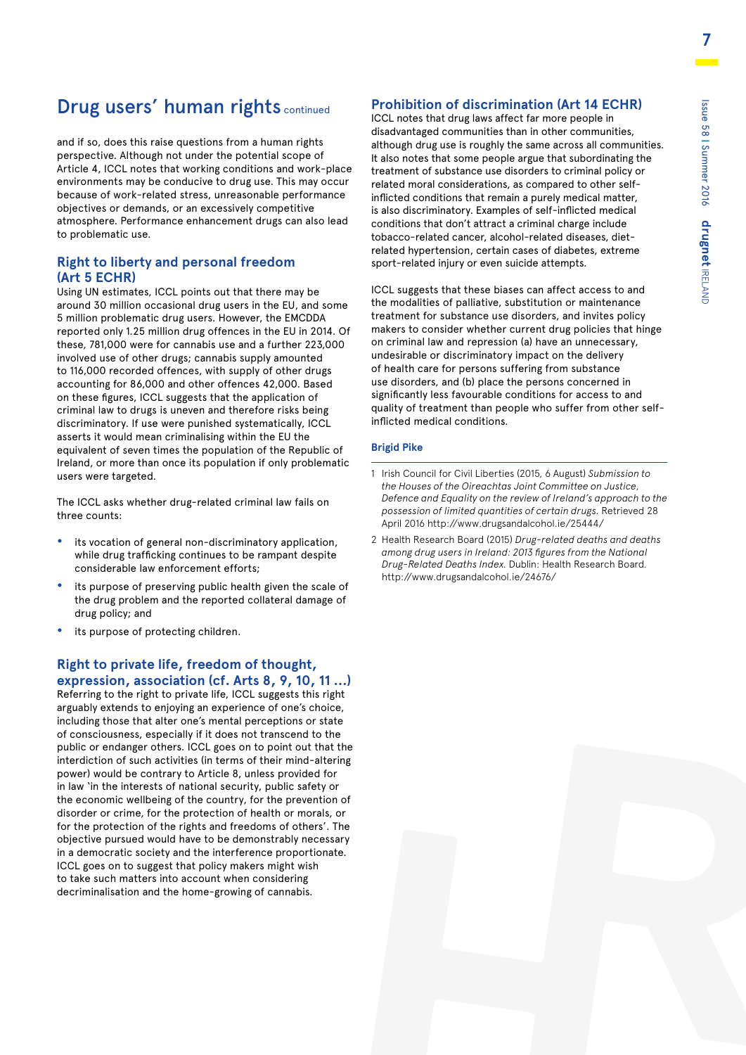# Drug users' human rights continued

and if so, does this raise questions from a human rights perspective. Although not under the potential scope of Article 4, ICCL notes that working conditions and work-place environments may be conducive to drug use. This may occur because of work-related stress, unreasonable performance objectives or demands, or an excessively competitive atmosphere. Performance enhancement drugs can also lead to problematic use.

## Right to liberty and personal freedom (Art 5 ECHR)

Using UN estimates, ICCL points out that there may be around 30 million occasional drug users in the EU, and some 5 million problematic drug users. However, the EMCDDA reported only 1.25 million drug offences in the EU in 2014. Of these, 781,000 were for cannabis use and a further 223,000 involved use of other drugs; cannabis supply amounted to 116,000 recorded offences, with supply of other drugs accounting for 86,000 and other offences 42,000. Based on these figures, ICCL suggests that the application of criminal law to drugs is uneven and therefore risks being discriminatory. If use were punished systematically, ICCL asserts it would mean criminalising within the EU the equivalent of seven times the population of the Republic of Ireland, or more than once its population if only problematic users were targeted.

The ICCL asks whether drug-related criminal law fails on three counts:

- its vocation of general non-discriminatory application, while drug trafficking continues to be rampant despite considerable law enforcement efforts;
- its purpose of preserving public health given the scale of the drug problem and the reported collateral damage of drug policy; and
- its purpose of protecting children.

## Right to private life, freedom of thought, expression, association (cf. Arts 8, 9, 10, 11 …)

Referring to the right to private life, ICCL suggests this right arguably extends to enjoying an experience of one's choice, including those that alter one's mental perceptions or state of consciousness, especially if it does not transcend to the public or endanger others. ICCL goes on to point out that the interdiction of such activities (in terms of their mind-altering power) would be contrary to Article 8, unless provided for in law 'in the interests of national security, public safety or the economic wellbeing of the country, for the prevention of disorder or crime, for the protection of health or morals, or for the protection of the rights and freedoms of others'. The objective pursued would have to be demonstrably necessary in a democratic society and the interference proportionate. ICCL goes on to suggest that policy makers might wish to take such matters into account when considering decriminalisation and the home-growing of cannabis.

## Prohibition of discrimination (Art 14 ECHR)

ICCL notes that drug laws affect far more people in disadvantaged communities than in other communities, although drug use is roughly the same across all communities. It also notes that some people argue that subordinating the treatment of substance use disorders to criminal policy or related moral considerations, as compared to other self-inflicted conditions that remain a purely medical matter, is also discriminatory. Examples of self-inflicted medical conditions that don't attract a criminal charge include tobacco-related cancer, alcohol-related diseases, diet-related hypertension, certain cases of diabetes, extreme sport-related injury or even suicide attempts.

ICCL suggests that these biases can affect access to and the modalities of palliative, substitution or maintenance treatment for substance use disorders, and invites policy makers to consider whether current drug policies that hinge on criminal law and repression (a) have an unnecessary, undesirable or discriminatory impact on the delivery of health care for persons suffering from substance use disorders, and (b) place the persons concerned in significantly less favourable conditions for access to and quality of treatment than people who suffer from other self-inflicted medical conditions.

**Brigid Pike**

1 Irish Council for Civil Liberties (2015, 6 August) *Submission to the Houses of the Oireachtas Joint Committee on Justice, Defence and Equality on the review of Ireland's approach to the possession of limited quantities of certain drugs.* Retrieved 28 April 2016 http://www.drugsandalcohol.ie/25444/

2 Health Research Board (2015) *Drug-related deaths and deaths among drug users in Ireland: 2013 figures from the National Drug-Related Deaths Index.* Dublin: Health Research Board. http://www.drugsandalcohol.ie/24676/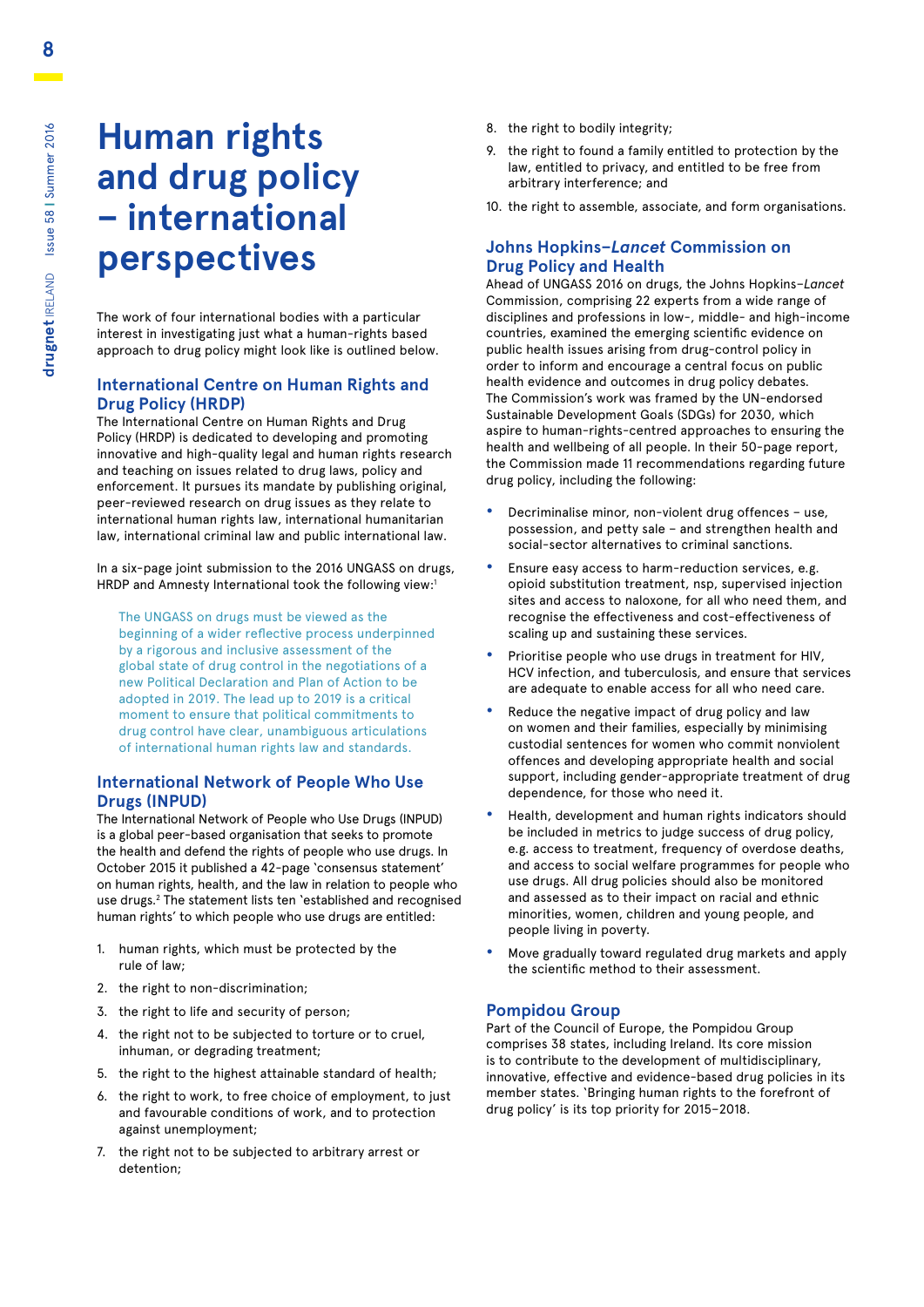# Human rights and drug policy – international perspectives

The work of four international bodies with a particular interest in investigating just what a human-rights based approach to drug policy might look like is outlined below.

## International Centre on Human Rights and Drug Policy (HRDP)

The International Centre on Human Rights and Drug Policy (HRDP) is dedicated to developing and promoting innovative and high-quality legal and human rights research and teaching on issues related to drug laws, policy and enforcement. It pursues its mandate by publishing original, peer-reviewed research on drug issues as they relate to international human rights law, international humanitarian law, international criminal law and public international law.

In a six-page joint submission to the 2016 UNGASS on drugs, HRDP and Amnesty International took the following view:[1]

> The UNGASS on drugs must be viewed as the beginning of a wider reflective process underpinned by a rigorous and inclusive assessment of the global state of drug control in the negotiations of a new Political Declaration and Plan of Action to be adopted in 2019. The lead up to 2019 is a critical moment to ensure that political commitments to drug control have clear, unambiguous articulations of international human rights law and standards.

## International Network of People Who Use Drugs (INPUD)

The International Network of People who Use Drugs (INPUD) is a global peer-based organisation that seeks to promote the health and defend the rights of people who use drugs. In October 2015 it published a 42-page 'consensus statement' on human rights, health, and the law in relation to people who use drugs.[2] The statement lists ten 'established and recognised human rights' to which people who use drugs are entitled:

1. human rights, which must be protected by the rule of law;
2. the right to non-discrimination;
3. the right to life and security of person;
4. the right not to be subjected to torture or to cruel, inhuman, or degrading treatment;
5. the right to the highest attainable standard of health;
6. the right to work, to free choice of employment, to just and favourable conditions of work, and to protection against unemployment;
7. the right not to be subjected to arbitrary arrest or detention;
8. the right to bodily integrity;
9. the right to found a family entitled to protection by the law, entitled to privacy, and entitled to be free from arbitrary interference; and
10. the right to assemble, associate, and form organisations.

## Johns Hopkins–*Lancet* Commission on Drug Policy and Health

Ahead of UNGASS 2016 on drugs, the Johns Hopkins–*Lancet* Commission, comprising 22 experts from a wide range of disciplines and professions in low-, middle- and high-income countries, examined the emerging scientific evidence on public health issues arising from drug-control policy in order to inform and encourage a central focus on public health evidence and outcomes in drug policy debates. The Commission's work was framed by the UN-endorsed Sustainable Development Goals (SDGs) for 2030, which aspire to human-rights-centred approaches to ensuring the health and wellbeing of all people. In their 50-page report, the Commission made 11 recommendations regarding future drug policy, including the following:

- Decriminalise minor, non-violent drug offences – use, possession, and petty sale – and strengthen health and social-sector alternatives to criminal sanctions.
- Ensure easy access to harm-reduction services, e.g. opioid substitution treatment, nsp, supervised injection sites and access to naloxone, for all who need them, and recognise the effectiveness and cost-effectiveness of scaling up and sustaining these services.
- Prioritise people who use drugs in treatment for HIV, HCV infection, and tuberculosis, and ensure that services are adequate to enable access for all who need care.
- Reduce the negative impact of drug policy and law on women and their families, especially by minimising custodial sentences for women who commit nonviolent offences and developing appropriate health and social support, including gender-appropriate treatment of drug dependence, for those who need it.
- Health, development and human rights indicators should be included in metrics to judge success of drug policy, e.g. access to treatment, frequency of overdose deaths, and access to social welfare programmes for people who use drugs. All drug policies should also be monitored and assessed as to their impact on racial and ethnic minorities, women, children and young people, and people living in poverty.
- Move gradually toward regulated drug markets and apply the scientific method to their assessment.

## Pompidou Group

Part of the Council of Europe, the Pompidou Group comprises 38 states, including Ireland. Its core mission is to contribute to the development of multidisciplinary, innovative, effective and evidence-based drug policies in its member states. 'Bringing human rights to the forefront of drug policy' is its top priority for 2015–2018.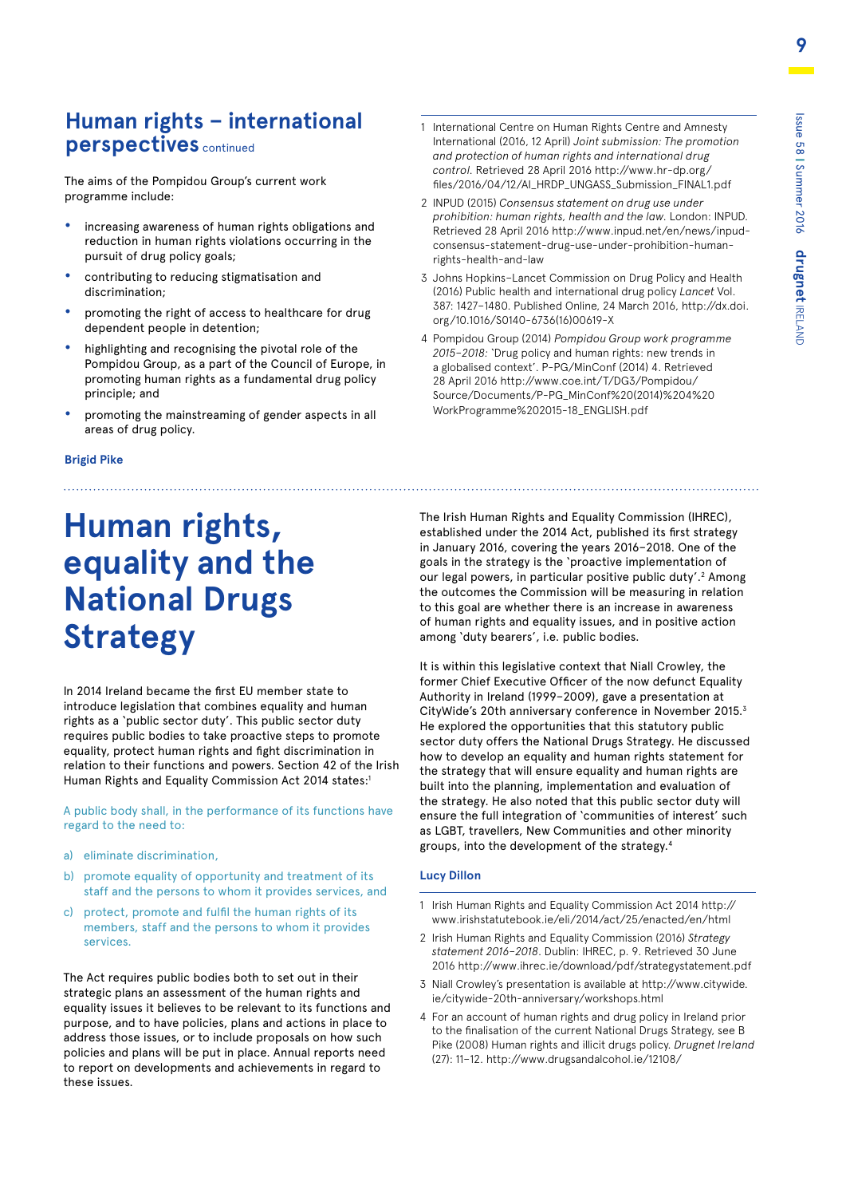## Human rights – international perspectives continued

The aims of the Pompidou Group's current work programme include:

- increasing awareness of human rights obligations and reduction in human rights violations occurring in the pursuit of drug policy goals;
- contributing to reducing stigmatisation and discrimination;
- promoting the right of access to healthcare for drug dependent people in detention;
- highlighting and recognising the pivotal role of the Pompidou Group, as a part of the Council of Europe, in promoting human rights as a fundamental drug policy principle; and
- promoting the mainstreaming of gender aspects in all areas of drug policy.

**Brigid Pike**

1. International Centre on Human Rights Centre and Amnesty International (2016, 12 April) *Joint submission: The promotion and protection of human rights and international drug control.* Retrieved 28 April 2016 http://www.hr-dp.org/files/2016/04/12/AI_HRDP_UNGASS_Submission_FINAL1.pdf
2. INPUD (2015) *Consensus statement on drug use under prohibition: human rights, health and the law.* London: INPUD. Retrieved 28 April 2016 http://www.inpud.net/en/news/inpud-consensus-statement-drug-use-under-prohibition-human-rights-health-and-law
3. Johns Hopkins–Lancet Commission on Drug Policy and Health (2016) Public health and international drug policy *Lancet* Vol. 387: 1427–1480. Published Online, 24 March 2016, http://dx.doi.org/10.1016/S0140-6736(16)00619-X
4. Pompidou Group (2014) *Pompidou Group work programme 2015–2018:* 'Drug policy and human rights: new trends in a globalised context'. P-PG/MinConf (2014) 4. Retrieved 28 April 2016 http://www.coe.int/T/DG3/Pompidou/Source/Documents/P-PG_MinConf%20(2014)%204%20WorkProgramme%202015-18_ENGLISH.pdf

# Human rights, equality and the National Drugs Strategy

In 2014 Ireland became the first EU member state to introduce legislation that combines equality and human rights as a 'public sector duty'. This public sector duty requires public bodies to take proactive steps to promote equality, protect human rights and fight discrimination in relation to their functions and powers. Section 42 of the Irish Human Rights and Equality Commission Act 2014 states:[1]

A public body shall, in the performance of its functions have regard to the need to:

a) eliminate discrimination,

b) promote equality of opportunity and treatment of its staff and the persons to whom it provides services, and

c) protect, promote and fulfil the human rights of its members, staff and the persons to whom it provides services.

The Act requires public bodies both to set out in their strategic plans an assessment of the human rights and equality issues it believes to be relevant to its functions and purpose, and to have policies, plans and actions in place to address those issues, or to include proposals on how such policies and plans will be put in place. Annual reports need to report on developments and achievements in regard to these issues.

The Irish Human Rights and Equality Commission (IHREC), established under the 2014 Act, published its first strategy in January 2016, covering the years 2016–2018. One of the goals in the strategy is the 'proactive implementation of our legal powers, in particular positive public duty'.[2] Among the outcomes the Commission will be measuring in relation to this goal are whether there is an increase in awareness of human rights and equality issues, and in positive action among 'duty bearers', i.e. public bodies.

It is within this legislative context that Niall Crowley, the former Chief Executive Officer of the now defunct Equality Authority in Ireland (1999–2009), gave a presentation at CityWide's 20th anniversary conference in November 2015.[3] He explored the opportunities that this statutory public sector duty offers the National Drugs Strategy. He discussed how to develop an equality and human rights statement for the strategy that will ensure equality and human rights are built into the planning, implementation and evaluation of the strategy. He also noted that this public sector duty will ensure the full integration of 'communities of interest' such as LGBT, travellers, New Communities and other minority groups, into the development of the strategy.[4]

**Lucy Dillon**

1. Irish Human Rights and Equality Commission Act 2014 http://www.irishstatutebook.ie/eli/2014/act/25/enacted/en/html
2. Irish Human Rights and Equality Commission (2016) *Strategy statement 2016–2018*. Dublin: IHREC, p. 9. Retrieved 30 June 2016 http://www.ihrec.ie/download/pdf/strategystatement.pdf
3. Niall Crowley's presentation is available at http://www.citywide.ie/citywide-20th-anniversary/workshops.html
4. For an account of human rights and drug policy in Ireland prior to the finalisation of the current National Drugs Strategy, see B Pike (2008) Human rights and illicit drugs policy. *Drugnet Ireland* (27): 11–12. http://www.drugsandalcohol.ie/12108/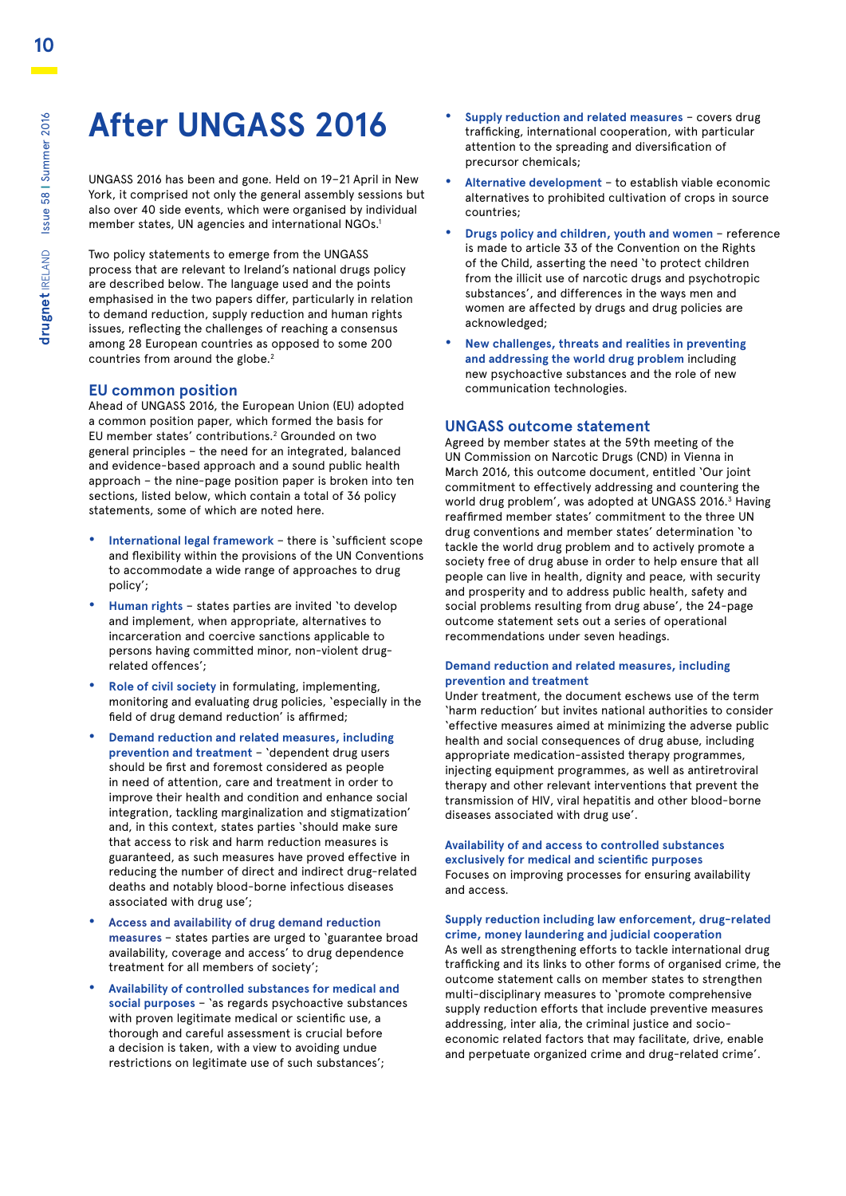# After UNGASS 2016

UNGASS 2016 has been and gone. Held on 19–21 April in New York, it comprised not only the general assembly sessions but also over 40 side events, which were organised by individual member states, UN agencies and international NGOs.[1]

Two policy statements to emerge from the UNGASS process that are relevant to Ireland's national drugs policy are described below. The language used and the points emphasised in the two papers differ, particularly in relation to demand reduction, supply reduction and human rights issues, reflecting the challenges of reaching a consensus among 28 European countries as opposed to some 200 countries from around the globe.[2]

## EU common position

Ahead of UNGASS 2016, the European Union (EU) adopted a common position paper, which formed the basis for EU member states' contributions.[2] Grounded on two general principles – the need for an integrated, balanced and evidence-based approach and a sound public health approach – the nine-page position paper is broken into ten sections, listed below, which contain a total of 36 policy statements, some of which are noted here.

- **International legal framework** – there is 'sufficient scope and flexibility within the provisions of the UN Conventions to accommodate a wide range of approaches to drug policy';
- **Human rights** – states parties are invited 'to develop and implement, when appropriate, alternatives to incarceration and coercive sanctions applicable to persons having committed minor, non-violent drug-related offences';
- **Role of civil society** in formulating, implementing, monitoring and evaluating drug policies, 'especially in the field of drug demand reduction' is affirmed;
- **Demand reduction and related measures, including prevention and treatment** – 'dependent drug users should be first and foremost considered as people in need of attention, care and treatment in order to improve their health and condition and enhance social integration, tackling marginalization and stigmatization' and, in this context, states parties 'should make sure that access to risk and harm reduction measures is guaranteed, as such measures have proved effective in reducing the number of direct and indirect drug-related deaths and notably blood-borne infectious diseases associated with drug use';
- **Access and availability of drug demand reduction measures** – states parties are urged to 'guarantee broad availability, coverage and access' to drug dependence treatment for all members of society';
- **Availability of controlled substances for medical and social purposes** – 'as regards psychoactive substances with proven legitimate medical or scientific use, a thorough and careful assessment is crucial before a decision is taken, with a view to avoiding undue restrictions on legitimate use of such substances';
- **Supply reduction and related measures** – covers drug trafficking, international cooperation, with particular attention to the spreading and diversification of precursor chemicals;
- **Alternative development** – to establish viable economic alternatives to prohibited cultivation of crops in source countries;
- **Drugs policy and children, youth and women** – reference is made to article 33 of the Convention on the Rights of the Child, asserting the need 'to protect children from the illicit use of narcotic drugs and psychotropic substances', and differences in the ways men and women are affected by drugs and drug policies are acknowledged;
- **New challenges, threats and realities in preventing and addressing the world drug problem** including new psychoactive substances and the role of new communication technologies.

## UNGASS outcome statement

Agreed by member states at the 59th meeting of the UN Commission on Narcotic Drugs (CND) in Vienna in March 2016, this outcome document, entitled 'Our joint commitment to effectively addressing and countering the world drug problem', was adopted at UNGASS 2016.[3] Having reaffirmed member states' commitment to the three UN drug conventions and member states' determination 'to tackle the world drug problem and to actively promote a society free of drug abuse in order to help ensure that all people can live in health, dignity and peace, with security and prosperity and to address public health, safety and social problems resulting from drug abuse', the 24-page outcome statement sets out a series of operational recommendations under seven headings.

### Demand reduction and related measures, including prevention and treatment

Under treatment, the document eschews use of the term 'harm reduction' but invites national authorities to consider 'effective measures aimed at minimizing the adverse public health and social consequences of drug abuse, including appropriate medication-assisted therapy programmes, injecting equipment programmes, as well as antiretroviral therapy and other relevant interventions that prevent the transmission of HIV, viral hepatitis and other blood-borne diseases associated with drug use'.

### Availability of and access to controlled substances exclusively for medical and scientific purposes

Focuses on improving processes for ensuring availability and access.

### Supply reduction including law enforcement, drug-related crime, money laundering and judicial cooperation

As well as strengthening efforts to tackle international drug trafficking and its links to other forms of organised crime, the outcome statement calls on member states to strengthen multi-disciplinary measures to 'promote comprehensive supply reduction efforts that include preventive measures addressing, inter alia, the criminal justice and socio-economic related factors that may facilitate, drive, enable and perpetuate organized crime and drug-related crime'.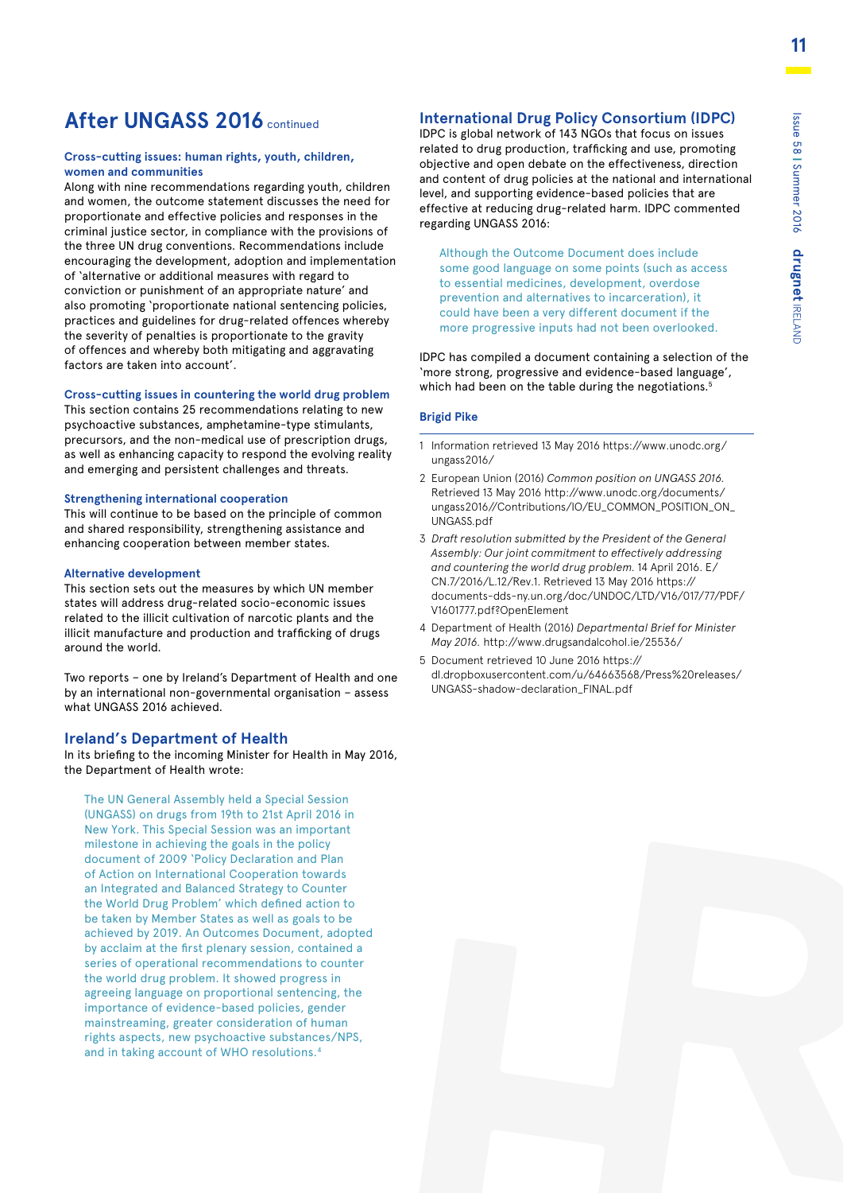# After UNGASS 2016 continued

### Cross-cutting issues: human rights, youth, children, women and communities

Along with nine recommendations regarding youth, children and women, the outcome statement discusses the need for proportionate and effective policies and responses in the criminal justice sector, in compliance with the provisions of the three UN drug conventions. Recommendations include encouraging the development, adoption and implementation of 'alternative or additional measures with regard to conviction or punishment of an appropriate nature' and also promoting 'proportionate national sentencing policies, practices and guidelines for drug-related offences whereby the severity of penalties is proportionate to the gravity of offences and whereby both mitigating and aggravating factors are taken into account'.

### Cross-cutting issues in countering the world drug problem

This section contains 25 recommendations relating to new psychoactive substances, amphetamine-type stimulants, precursors, and the non-medical use of prescription drugs, as well as enhancing capacity to respond the evolving reality and emerging and persistent challenges and threats.

### Strengthening international cooperation

This will continue to be based on the principle of common and shared responsibility, strengthening assistance and enhancing cooperation between member states.

### Alternative development

This section sets out the measures by which UN member states will address drug-related socio-economic issues related to the illicit cultivation of narcotic plants and the illicit manufacture and production and trafficking of drugs around the world.

Two reports – one by Ireland's Department of Health and one by an international non-governmental organisation – assess what UNGASS 2016 achieved.

## Ireland's Department of Health

In its briefing to the incoming Minister for Health in May 2016, the Department of Health wrote:

> The UN General Assembly held a Special Session (UNGASS) on drugs from 19th to 21st April 2016 in New York. This Special Session was an important milestone in achieving the goals in the policy document of 2009 'Policy Declaration and Plan of Action on International Cooperation towards an Integrated and Balanced Strategy to Counter the World Drug Problem' which defined action to be taken by Member States as well as goals to be achieved by 2019. An Outcomes Document, adopted by acclaim at the first plenary session, contained a series of operational recommendations to counter the world drug problem. It showed progress in agreeing language on proportional sentencing, the importance of evidence-based policies, gender mainstreaming, greater consideration of human rights aspects, new psychoactive substances/NPS, and in taking account of WHO resolutions.[4]

## International Drug Policy Consortium (IDPC)

IDPC is global network of 143 NGOs that focus on issues related to drug production, trafficking and use, promoting objective and open debate on the effectiveness, direction and content of drug policies at the national and international level, and supporting evidence-based policies that are effective at reducing drug-related harm. IDPC commented regarding UNGASS 2016:

> Although the Outcome Document does include some good language on some points (such as access to essential medicines, development, overdose prevention and alternatives to incarceration), it could have been a very different document if the more progressive inputs had not been overlooked.

IDPC has compiled a document containing a selection of the 'more strong, progressive and evidence-based language', which had been on the table during the negotiations.[5]

**Brigid Pike**

---

1. Information retrieved 13 May 2016 https://www.unodc.org/ungass2016/
2. European Union (2016) *Common position on UNGASS 2016.* Retrieved 13 May 2016 http://www.unodc.org/documents/ungass2016//Contributions/IO/EU_COMMON_POSITION_ON_UNGASS.pdf
3. *Draft resolution submitted by the President of the General Assembly: Our joint commitment to effectively addressing and countering the world drug problem.* 14 April 2016. E/CN.7/2016/L.12/Rev.1. Retrieved 13 May 2016 https://documents-dds-ny.un.org/doc/UNDOC/LTD/V16/017/77/PDF/V1601777.pdf?OpenElement
4. Department of Health (2016) *Departmental Brief for Minister May 2016.* http://www.drugsandalcohol.ie/25536/
5. Document retrieved 10 June 2016 https://dl.dropboxusercontent.com/u/64663568/Press%20releases/UNGASS-shadow-declaration_FINAL.pdf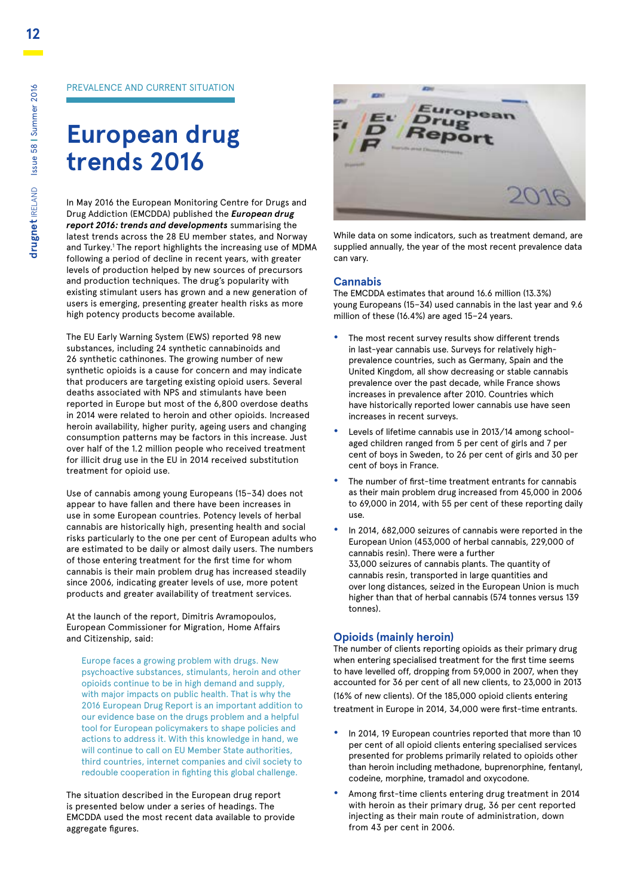PREVALENCE AND CURRENT SITUATION

# European drug trends 2016

In May 2016 the European Monitoring Centre for Drugs and Drug Addiction (EMCDDA) published the ***European drug report 2016: trends and developments*** summarising the latest trends across the 28 EU member states, and Norway and Turkey.[1] The report highlights the increasing use of MDMA following a period of decline in recent years, with greater levels of production helped by new sources of precursors and production techniques. The drug's popularity with existing stimulant users has grown and a new generation of users is emerging, presenting greater health risks as more high potency products become available.

The EU Early Warning System (EWS) reported 98 new substances, including 24 synthetic cannabinoids and 26 synthetic cathinones. The growing number of new synthetic opioids is a cause for concern and may indicate that producers are targeting existing opioid users. Several deaths associated with NPS and stimulants have been reported in Europe but most of the 6,800 overdose deaths in 2014 were related to heroin and other opioids. Increased heroin availability, higher purity, ageing users and changing consumption patterns may be factors in this increase. Just over half of the 1.2 million people who received treatment for illicit drug use in the EU in 2014 received substitution treatment for opioid use.

Use of cannabis among young Europeans (15–34) does not appear to have fallen and there have been increases in use in some European countries. Potency levels of herbal cannabis are historically high, presenting health and social risks particularly to the one per cent of European adults who are estimated to be daily or almost daily users. The numbers of those entering treatment for the first time for whom cannabis is their main problem drug has increased steadily since 2006, indicating greater levels of use, more potent products and greater availability of treatment services.

At the launch of the report, Dimitris Avramopoulos, European Commissioner for Migration, Home Affairs and Citizenship, said:

> Europe faces a growing problem with drugs. New psychoactive substances, heroin and other opioids continue to be in high demand and supply, with major impacts on public health. That is why the 2016 European Drug Report is an important addition to our evidence base on the drugs problem and a helpful tool for European policymakers to shape policies and actions to address it. With this knowledge in hand, we will continue to call on EU Member State authorities, third countries, internet companies and civil society to redouble cooperation in fighting this global challenge.

The situation described in the European drug report is presented below under a series of headings. The EMCDDA used the most recent data available to provide aggregate figures.

While data on some indicators, such as treatment demand, are supplied annually, the year of the most recent prevalence data can vary.

## Cannabis

The EMCDDA estimates that around 16.6 million (13.3%) young Europeans (15–34) used cannabis in the last year and 9.6 million of these (16.4%) are aged 15–24 years.

- The most recent survey results show different trends in last-year cannabis use. Surveys for relatively high-prevalence countries, such as Germany, Spain and the United Kingdom, all show decreasing or stable cannabis prevalence over the past decade, while France shows increases in prevalence after 2010. Countries which have historically reported lower cannabis use have seen increases in recent surveys.
- Levels of lifetime cannabis use in 2013/14 among school-aged children ranged from 5 per cent of girls and 7 per cent of boys in Sweden, to 26 per cent of girls and 30 per cent of boys in France.
- The number of first-time treatment entrants for cannabis as their main problem drug increased from 45,000 in 2006 to 69,000 in 2014, with 55 per cent of these reporting daily use.
- In 2014, 682,000 seizures of cannabis were reported in the European Union (453,000 of herbal cannabis, 229,000 of cannabis resin). There were a further 33,000 seizures of cannabis plants. The quantity of cannabis resin, transported in large quantities and over long distances, seized in the European Union is much higher than that of herbal cannabis (574 tonnes versus 139 tonnes).

## Opioids (mainly heroin)

The number of clients reporting opioids as their primary drug when entering specialised treatment for the first time seems to have levelled off, dropping from 59,000 in 2007, when they accounted for 36 per cent of all new clients, to 23,000 in 2013 (16% of new clients). Of the 185,000 opioid clients entering treatment in Europe in 2014, 34,000 were first-time entrants.

- In 2014, 19 European countries reported that more than 10 per cent of all opioid clients entering specialised services presented for problems primarily related to opioids other than heroin including methadone, buprenorphine, fentanyl, codeine, morphine, tramadol and oxycodone.
- Among first-time clients entering drug treatment in 2014 with heroin as their primary drug, 36 per cent reported injecting as their main route of administration, down from 43 per cent in 2006.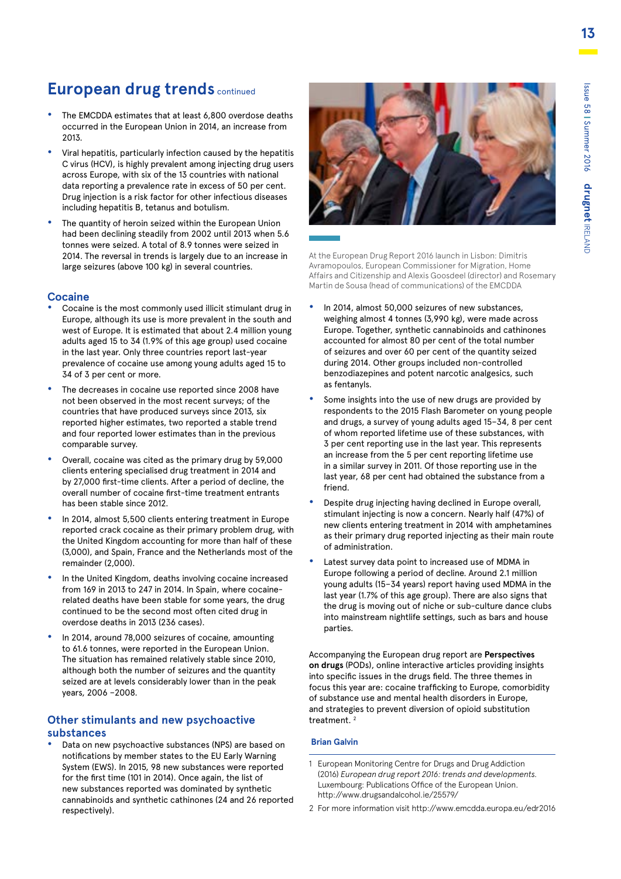# European drug trends continued

- The EMCDDA estimates that at least 6,800 overdose deaths occurred in the European Union in 2014, an increase from 2013.
- Viral hepatitis, particularly infection caused by the hepatitis C virus (HCV), is highly prevalent among injecting drug users across Europe, with six of the 13 countries with national data reporting a prevalence rate in excess of 50 per cent. Drug injection is a risk factor for other infectious diseases including hepatitis B, tetanus and botulism.
- The quantity of heroin seized within the European Union had been declining steadily from 2002 until 2013 when 5.6 tonnes were seized. A total of 8.9 tonnes were seized in 2014. The reversal in trends is largely due to an increase in large seizures (above 100 kg) in several countries.

## Cocaine

- Cocaine is the most commonly used illicit stimulant drug in Europe, although its use is more prevalent in the south and west of Europe. It is estimated that about 2.4 million young adults aged 15 to 34 (1.9% of this age group) used cocaine in the last year. Only three countries report last-year prevalence of cocaine use among young adults aged 15 to 34 of 3 per cent or more.
- The decreases in cocaine use reported since 2008 have not been observed in the most recent surveys; of the countries that have produced surveys since 2013, six reported higher estimates, two reported a stable trend and four reported lower estimates than in the previous comparable survey.
- Overall, cocaine was cited as the primary drug by 59,000 clients entering specialised drug treatment in 2014 and by 27,000 first-time clients. After a period of decline, the overall number of cocaine first-time treatment entrants has been stable since 2012.
- In 2014, almost 5,500 clients entering treatment in Europe reported crack cocaine as their primary problem drug, with the United Kingdom accounting for more than half of these (3,000), and Spain, France and the Netherlands most of the remainder (2,000).
- In the United Kingdom, deaths involving cocaine increased from 169 in 2013 to 247 in 2014. In Spain, where cocaine-related deaths have been stable for some years, the drug continued to be the second most often cited drug in overdose deaths in 2013 (236 cases).
- In 2014, around 78,000 seizures of cocaine, amounting to 61.6 tonnes, were reported in the European Union. The situation has remained relatively stable since 2010, although both the number of seizures and the quantity seized are at levels considerably lower than in the peak years, 2006 –2008.

## Other stimulants and new psychoactive substances

- Data on new psychoactive substances (NPS) are based on notifications by member states to the EU Early Warning System (EWS). In 2015, 98 new substances were reported for the first time (101 in 2014). Once again, the list of new substances reported was dominated by synthetic cannabinoids and synthetic cathinones (24 and 26 reported respectively).

At the European Drug Report 2016 launch in Lisbon: Dimitris Avramopoulos, European Commissioner for Migration, Home Affairs and Citizenship and Alexis Goosdeel (director) and Rosemary Martin de Sousa (head of communications) of the EMCDDA

- In 2014, almost 50,000 seizures of new substances, weighing almost 4 tonnes (3,990 kg), were made across Europe. Together, synthetic cannabinoids and cathinones accounted for almost 80 per cent of the total number of seizures and over 60 per cent of the quantity seized during 2014. Other groups included non-controlled benzodiazepines and potent narcotic analgesics, such as fentanyls.
- Some insights into the use of new drugs are provided by respondents to the 2015 Flash Barometer on young people and drugs, a survey of young adults aged 15–34, 8 per cent of whom reported lifetime use of these substances, with 3 per cent reporting use in the last year. This represents an increase from the 5 per cent reporting lifetime use in a similar survey in 2011. Of those reporting use in the last year, 68 per cent had obtained the substance from a friend.
- Despite drug injecting having declined in Europe overall, stimulant injecting is now a concern. Nearly half (47%) of new clients entering treatment in 2014 with amphetamines as their primary drug reported injecting as their main route of administration.
- Latest survey data point to increased use of MDMA in Europe following a period of decline. Around 2.1 million young adults (15–34 years) report having used MDMA in the last year (1.7% of this age group). There are also signs that the drug is moving out of niche or sub-culture dance clubs into mainstream nightlife settings, such as bars and house parties.

Accompanying the European drug report are **Perspectives on drugs** (PODs), online interactive articles providing insights into specific issues in the drugs field. The three themes in focus this year are: cocaine trafficking to Europe, comorbidity of substance use and mental health disorders in Europe, and strategies to prevent diversion of opioid substitution treatment. [2]

**Brian Galvin**

1 European Monitoring Centre for Drugs and Drug Addiction (2016) *European drug report 2016: trends and developments.* Luxembourg: Publications Office of the European Union. http://www.drugsandalcohol.ie/25579/

2 For more information visit http://www.emcdda.europa.eu/edr2016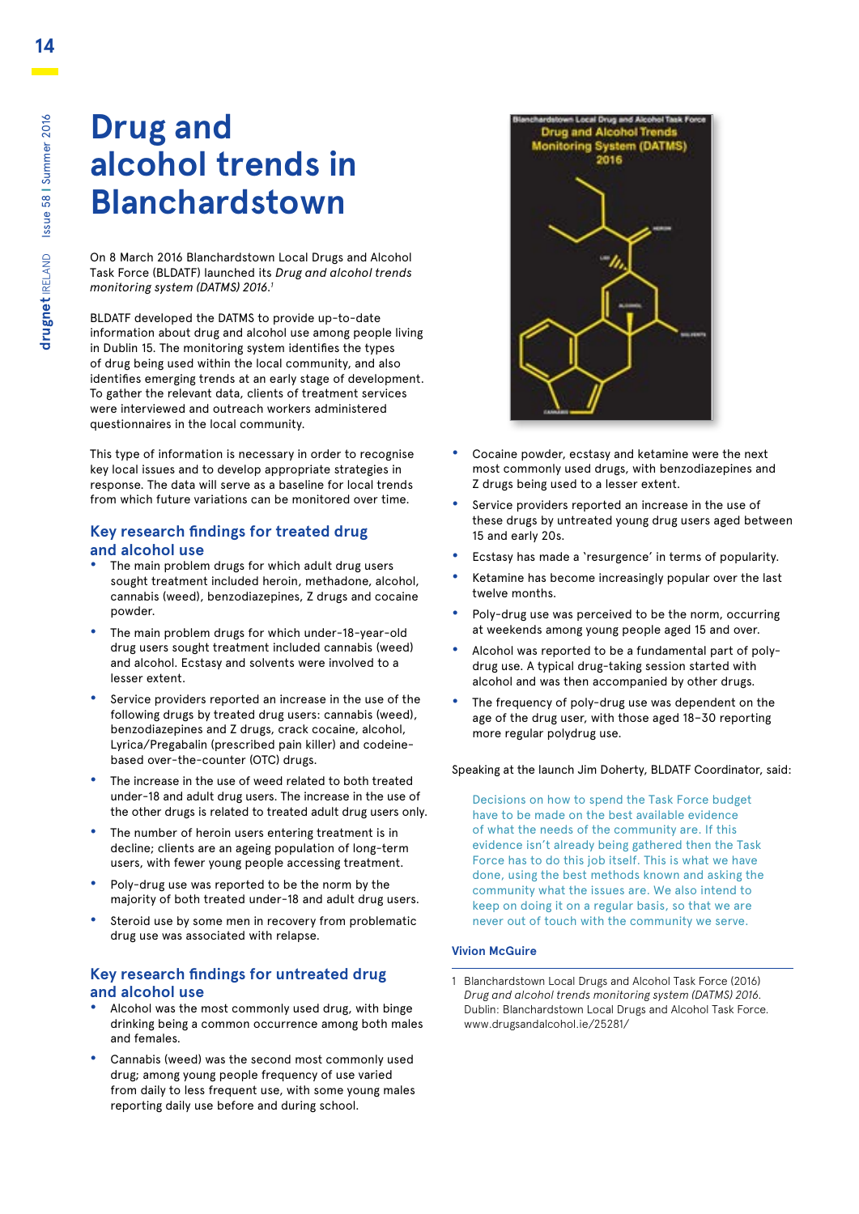# Drug and alcohol trends in Blanchardstown

On 8 March 2016 Blanchardstown Local Drugs and Alcohol Task Force (BLDATF) launched its *Drug and alcohol trends monitoring system (DATMS) 2016.*[1]

BLDATF developed the DATMS to provide up-to-date information about drug and alcohol use among people living in Dublin 15. The monitoring system identifies the types of drug being used within the local community, and also identifies emerging trends at an early stage of development. To gather the relevant data, clients of treatment services were interviewed and outreach workers administered questionnaires in the local community.

This type of information is necessary in order to recognise key local issues and to develop appropriate strategies in response. The data will serve as a baseline for local trends from which future variations can be monitored over time.

## Key research findings for treated drug and alcohol use

- The main problem drugs for which adult drug users sought treatment included heroin, methadone, alcohol, cannabis (weed), benzodiazepines, Z drugs and cocaine powder.
- The main problem drugs for which under-18-year-old drug users sought treatment included cannabis (weed) and alcohol. Ecstasy and solvents were involved to a lesser extent.
- Service providers reported an increase in the use of the following drugs by treated drug users: cannabis (weed), benzodiazepines and Z drugs, crack cocaine, alcohol, Lyrica/Pregabalin (prescribed pain killer) and codeine-based over-the-counter (OTC) drugs.
- The increase in the use of weed related to both treated under-18 and adult drug users. The increase in the use of the other drugs is related to treated adult drug users only.
- The number of heroin users entering treatment is in decline; clients are an ageing population of long-term users, with fewer young people accessing treatment.
- Poly-drug use was reported to be the norm by the majority of both treated under-18 and adult drug users.
- Steroid use by some men in recovery from problematic drug use was associated with relapse.

## Key research findings for untreated drug and alcohol use

- Alcohol was the most commonly used drug, with binge drinking being a common occurrence among both males and females.
- Cannabis (weed) was the second most commonly used drug; among young people frequency of use varied from daily to less frequent use, with some young males reporting daily use before and during school.
- Cocaine powder, ecstasy and ketamine were the next most commonly used drugs, with benzodiazepines and Z drugs being used to a lesser extent.
- Service providers reported an increase in the use of these drugs by untreated young drug users aged between 15 and early 20s.
- Ecstasy has made a 'resurgence' in terms of popularity.
- Ketamine has become increasingly popular over the last twelve months.
- Poly-drug use was perceived to be the norm, occurring at weekends among young people aged 15 and over.
- Alcohol was reported to be a fundamental part of poly-drug use. A typical drug-taking session started with alcohol and was then accompanied by other drugs.
- The frequency of poly-drug use was dependent on the age of the drug user, with those aged 18–30 reporting more regular polydrug use.

Speaking at the launch Jim Doherty, BLDATF Coordinator, said:

> Decisions on how to spend the Task Force budget have to be made on the best available evidence of what the needs of the community are. If this evidence isn't already being gathered then the Task Force has to do this job itself. This is what we have done, using the best methods known and asking the community what the issues are. We also intend to keep on doing it on a regular basis, so that we are never out of touch with the community we serve.

**Vivion McGuire**

1 Blanchardstown Local Drugs and Alcohol Task Force (2016) *Drug and alcohol trends monitoring system (DATMS) 2016.* Dublin: Blanchardstown Local Drugs and Alcohol Task Force. www.drugsandalcohol.ie/25281/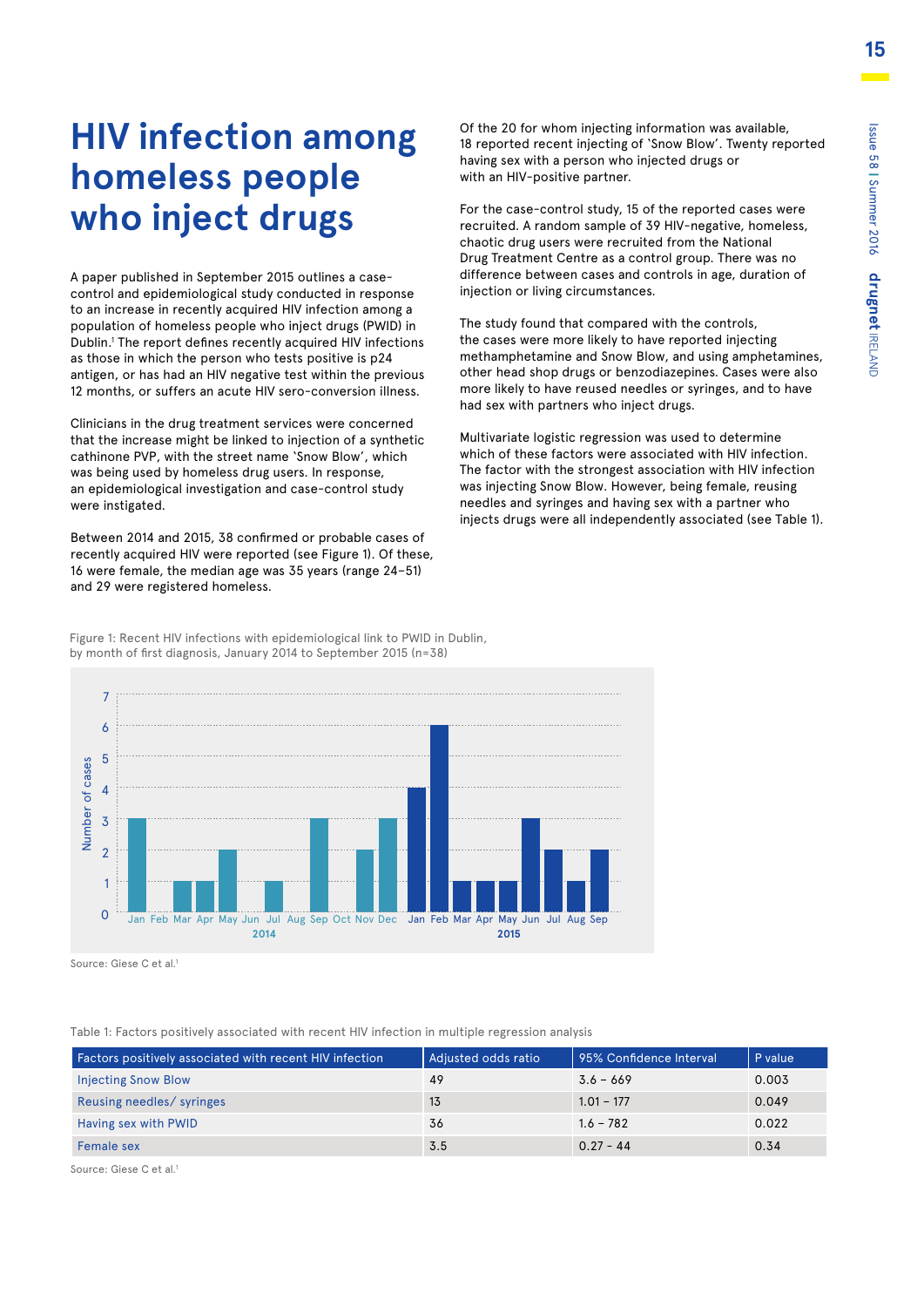#  HIV infection among homeless people who inject drugs

A paper published in September 2015 outlines a case-control and epidemiological study conducted in response to an increase in recently acquired HIV infection among a population of homeless people who inject drugs (PWID) in Dublin.[1] The report defines recently acquired HIV infections as those in which the person who tests positive is p24 antigen, or has had an HIV negative test within the previous 12 months, or suffers an acute HIV sero-conversion illness.

Clinicians in the drug treatment services were concerned that the increase might be linked to injection of a synthetic cathinone PVP, with the street name 'Snow Blow', which was being used by homeless drug users. In response, an epidemiological investigation and case-control study were instigated.

Between 2014 and 2015, 38 confirmed or probable cases of recently acquired HIV were reported (see Figure 1). Of these, 16 were female, the median age was 35 years (range 24–51) and 29 were registered homeless.

Of the 20 for whom injecting information was available, 18 reported recent injecting of 'Snow Blow'. Twenty reported having sex with a person who injected drugs or with an HIV-positive partner.

For the case-control study, 15 of the reported cases were recruited. A random sample of 39 HIV-negative, homeless, chaotic drug users were recruited from the National Drug Treatment Centre as a control group. There was no difference between cases and controls in age, duration of injection or living circumstances.

The study found that compared with the controls, the cases were more likely to have reported injecting methamphetamine and Snow Blow, and using amphetamines, other head shop drugs or benzodiazepines. Cases were also more likely to have reused needles or syringes, and to have had sex with partners who inject drugs.

Multivariate logistic regression was used to determine which of these factors were associated with HIV infection. The factor with the strongest association with HIV infection was injecting Snow Blow. However, being female, reusing needles and syringes and having sex with a partner who injects drugs were all independently associated (see Table 1).

Figure 1: Recent HIV infections with epidemiological link to PWID in Dublin, by month of first diagnosis, January 2014 to September 2015 (n=38)

| Year | Month | Number of cases |
|---|---|---|
| 2014 | Jan | 3 |
| 2014 | Feb | 0 |
| 2014 | Mar | 1 |
| 2014 | Apr | 1 |
| 2014 | May | 2 |
| 2014 | Jun | 0 |
| 2014 | Jul | 1 |
| 2014 | Aug | 0 |
| 2014 | Sep | 3 |
| 2014 | Oct | 0 |
| 2014 | Nov | 2 |
| 2014 | Dec | 3 |
| 2015 | Jan | 4 |
| 2015 | Feb | 6 |
| 2015 | Mar | 1 |
| 2015 | Apr | 1 |
| 2015 | May | 1 |
| 2015 | Jun | 3 |
| 2015 | Jul | 2 |
| 2015 | Aug | 1 |
| 2015 | Sep | 2 |

Source: Giese C et al.[1]

Table 1: Factors positively associated with recent HIV infection in multiple regression analysis

| Factors positively associated with recent HIV infection | Adjusted odds ratio | 95% Confidence Interval | P value |
|---|---|---|---|
| Injecting Snow Blow | 49 | 3.6 – 669 | 0.003 |
| Reusing needles/ syringes | 13 | 1.01 – 177 | 0.049 |
| Having sex with PWID | 36 | 1.6 – 782 | 0.022 |
| Female sex | 3.5 | 0.27 – 44 | 0.34 |

Source: Giese C et al.[1]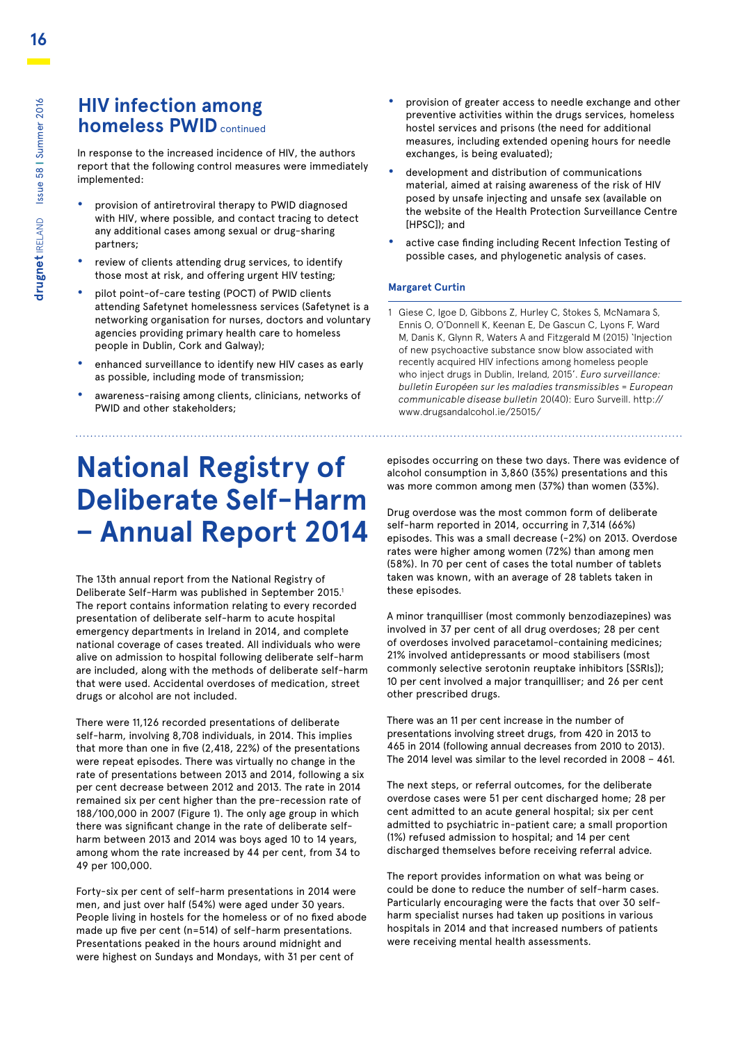## HIV infection among homeless PWID continued

In response to the increased incidence of HIV, the authors report that the following control measures were immediately implemented:

- provision of antiretroviral therapy to PWID diagnosed with HIV, where possible, and contact tracing to detect any additional cases among sexual or drug-sharing partners;
- review of clients attending drug services, to identify those most at risk, and offering urgent HIV testing;
- pilot point-of-care testing (POCT) of PWID clients attending Safetynet homelessness services (Safetynet is a networking organisation for nurses, doctors and voluntary agencies providing primary health care to homeless people in Dublin, Cork and Galway);
- enhanced surveillance to identify new HIV cases as early as possible, including mode of transmission;
- awareness-raising among clients, clinicians, networks of PWID and other stakeholders;
- provision of greater access to needle exchange and other preventive activities within the drugs services, homeless hostel services and prisons (the need for additional measures, including extended opening hours for needle exchanges, is being evaluated);
- development and distribution of communications material, aimed at raising awareness of the risk of HIV posed by unsafe injecting and unsafe sex (available on the website of the Health Protection Surveillance Centre [HPSC]); and
- active case finding including Recent Infection Testing of possible cases, and phylogenetic analysis of cases.

**Margaret Curtin**

1 Giese C, Igoe D, Gibbons Z, Hurley C, Stokes S, McNamara S, Ennis O, O'Donnell K, Keenan E, De Gascun C, Lyons F, Ward M, Danis K, Glynn R, Waters A and Fitzgerald M (2015) 'Injection of new psychoactive substance snow blow associated with recently acquired HIV infections among homeless people who inject drugs in Dublin, Ireland, 2015'. *Euro surveillance: bulletin Européen sur les maladies transmissibles = European communicable disease bulletin* 20(40): Euro Surveill. http://www.drugsandalcohol.ie/25015/

# National Registry of Deliberate Self-Harm – Annual Report 2014

The 13th annual report from the National Registry of Deliberate Self-Harm was published in September 2015.[1] The report contains information relating to every recorded presentation of deliberate self-harm to acute hospital emergency departments in Ireland in 2014, and complete national coverage of cases treated. All individuals who were alive on admission to hospital following deliberate self-harm are included, along with the methods of deliberate self-harm that were used. Accidental overdoses of medication, street drugs or alcohol are not included.

There were 11,126 recorded presentations of deliberate self-harm, involving 8,708 individuals, in 2014. This implies that more than one in five (2,418, 22%) of the presentations were repeat episodes. There was virtually no change in the rate of presentations between 2013 and 2014, following a six per cent decrease between 2012 and 2013. The rate in 2014 remained six per cent higher than the pre-recession rate of 188/100,000 in 2007 (Figure 1). The only age group in which there was significant change in the rate of deliberate self-harm between 2013 and 2014 was boys aged 10 to 14 years, among whom the rate increased by 44 per cent, from 34 to 49 per 100,000.

Forty-six per cent of self-harm presentations in 2014 were men, and just over half (54%) were aged under 30 years. People living in hostels for the homeless or of no fixed abode made up five per cent (n=514) of self-harm presentations. Presentations peaked in the hours around midnight and were highest on Sundays and Mondays, with 31 per cent of episodes occurring on these two days. There was evidence of alcohol consumption in 3,860 (35%) presentations and this was more common among men (37%) than women (33%).

Drug overdose was the most common form of deliberate self-harm reported in 2014, occurring in 7,314 (66%) episodes. This was a small decrease (-2%) on 2013. Overdose rates were higher among women (72%) than among men (58%). In 70 per cent of cases the total number of tablets taken was known, with an average of 28 tablets taken in these episodes.

A minor tranquilliser (most commonly benzodiazepines) was involved in 37 per cent of all drug overdoses; 28 per cent of overdoses involved paracetamol-containing medicines; 21% involved antidepressants or mood stabilisers (most commonly selective serotonin reuptake inhibitors [SSRIs]); 10 per cent involved a major tranquilliser; and 26 per cent other prescribed drugs.

There was an 11 per cent increase in the number of presentations involving street drugs, from 420 in 2013 to 465 in 2014 (following annual decreases from 2010 to 2013). The 2014 level was similar to the level recorded in 2008 – 461.

The next steps, or referral outcomes, for the deliberate overdose cases were 51 per cent discharged home; 28 per cent admitted to an acute general hospital; six per cent admitted to psychiatric in-patient care; a small proportion (1%) refused admission to hospital; and 14 per cent discharged themselves before receiving referral advice.

The report provides information on what was being or could be done to reduce the number of self-harm cases. Particularly encouraging were the facts that over 30 self-harm specialist nurses had taken up positions in various hospitals in 2014 and that increased numbers of patients were receiving mental health assessments.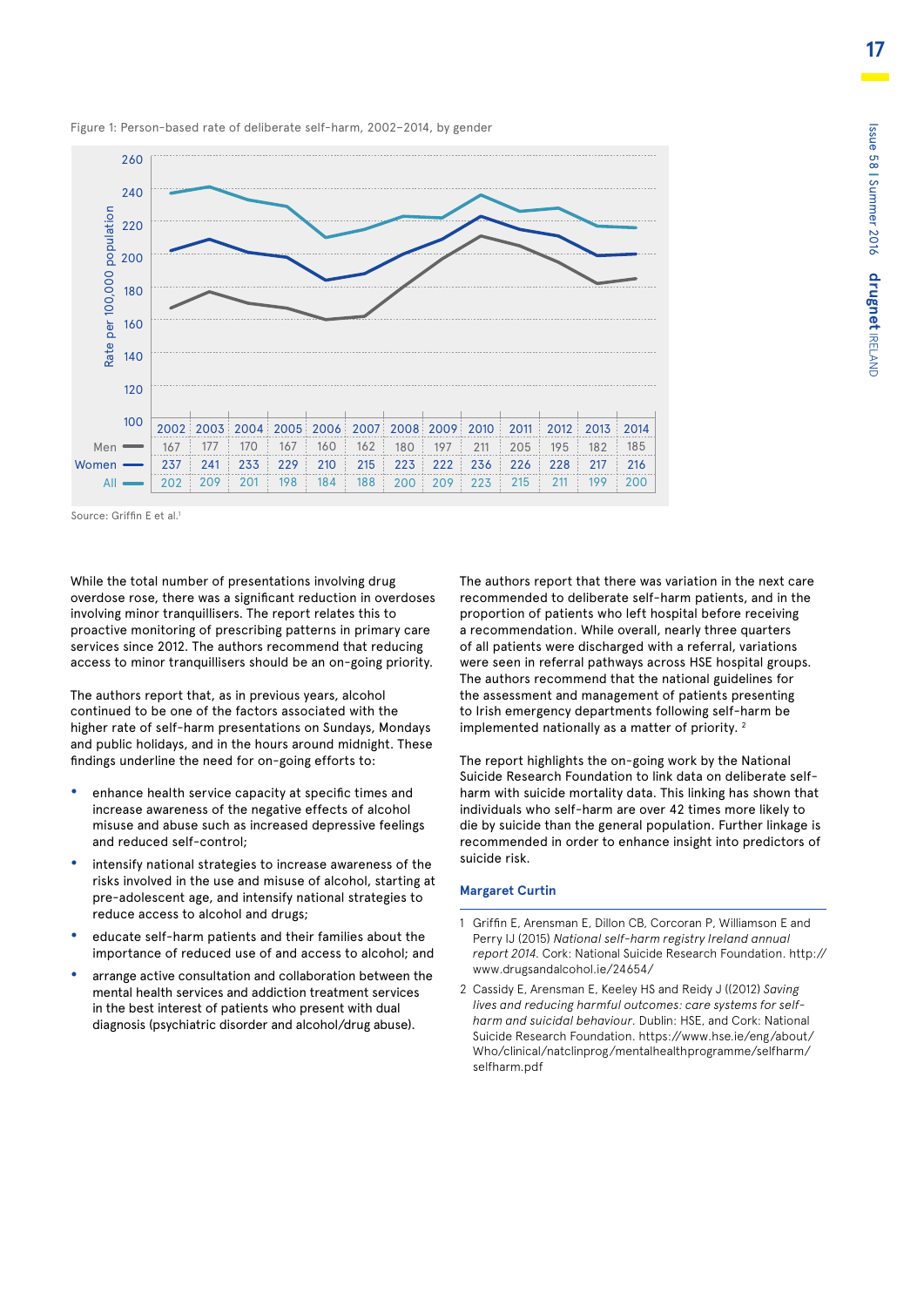Figure 1: Person-based rate of deliberate self-harm, 2002–2014, by gender

| | 2002 | 2003 | 2004 | 2005 | 2006 | 2007 | 2008 | 2009 | 2010 | 2011 | 2012 | 2013 | 2014 |
|---|---|---|---|---|---|---|---|---|---|---|---|---|---|
| Men | 167 | 177 | 170 | 167 | 160 | 162 | 180 | 197 | 211 | 205 | 195 | 182 | 185 |
| Women | 237 | 241 | 233 | 229 | 210 | 215 | 223 | 222 | 236 | 226 | 228 | 217 | 216 |
| All | 202 | 209 | 201 | 198 | 184 | 188 | 200 | 209 | 223 | 215 | 211 | 199 | 200 |

Rate per 100,000 population

Source: Griffin E et al.[1]

While the total number of presentations involving drug overdose rose, there was a significant reduction in overdoses involving minor tranquillisers. The report relates this to proactive monitoring of prescribing patterns in primary care services since 2012. The authors recommend that reducing access to minor tranquillisers should be an on-going priority.

The authors report that, as in previous years, alcohol continued to be one of the factors associated with the higher rate of self-harm presentations on Sundays, Mondays and public holidays, and in the hours around midnight. These findings underline the need for on-going efforts to:

- enhance health service capacity at specific times and increase awareness of the negative effects of alcohol misuse and abuse such as increased depressive feelings and reduced self-control;
- intensify national strategies to increase awareness of the risks involved in the use and misuse of alcohol, starting at pre-adolescent age, and intensify national strategies to reduce access to alcohol and drugs;
- educate self-harm patients and their families about the importance of reduced use of and access to alcohol; and
- arrange active consultation and collaboration between the mental health services and addiction treatment services in the best interest of patients who present with dual diagnosis (psychiatric disorder and alcohol/drug abuse).

The authors report that there was variation in the next care recommended to deliberate self-harm patients, and in the proportion of patients who left hospital before receiving a recommendation. While overall, nearly three quarters of all patients were discharged with a referral, variations were seen in referral pathways across HSE hospital groups. The authors recommend that the national guidelines for the assessment and management of patients presenting to Irish emergency departments following self-harm be implemented nationally as a matter of priority.[2]

The report highlights the on-going work by the National Suicide Research Foundation to link data on deliberate self-harm with suicide mortality data. This linking has shown that individuals who self-harm are over 42 times more likely to die by suicide than the general population. Further linkage is recommended in order to enhance insight into predictors of suicide risk.

**Margaret Curtin**

1. Griffin E, Arensman E, Dillon CB, Corcoran P, Williamson E and Perry IJ (2015) *National self-harm registry Ireland annual report 2014.* Cork: National Suicide Research Foundation. http://www.drugsandalcohol.ie/24654/
2. Cassidy E, Arensman E, Keeley HS and Reidy J ((2012) *Saving lives and reducing harmful outcomes: care systems for self-harm and suicidal behaviour.* Dublin: HSE, and Cork: National Suicide Research Foundation. https://www.hse.ie/eng/about/Who/clinical/natclinprog/mentalhealthprogramme/selfharm/selfharm.pdf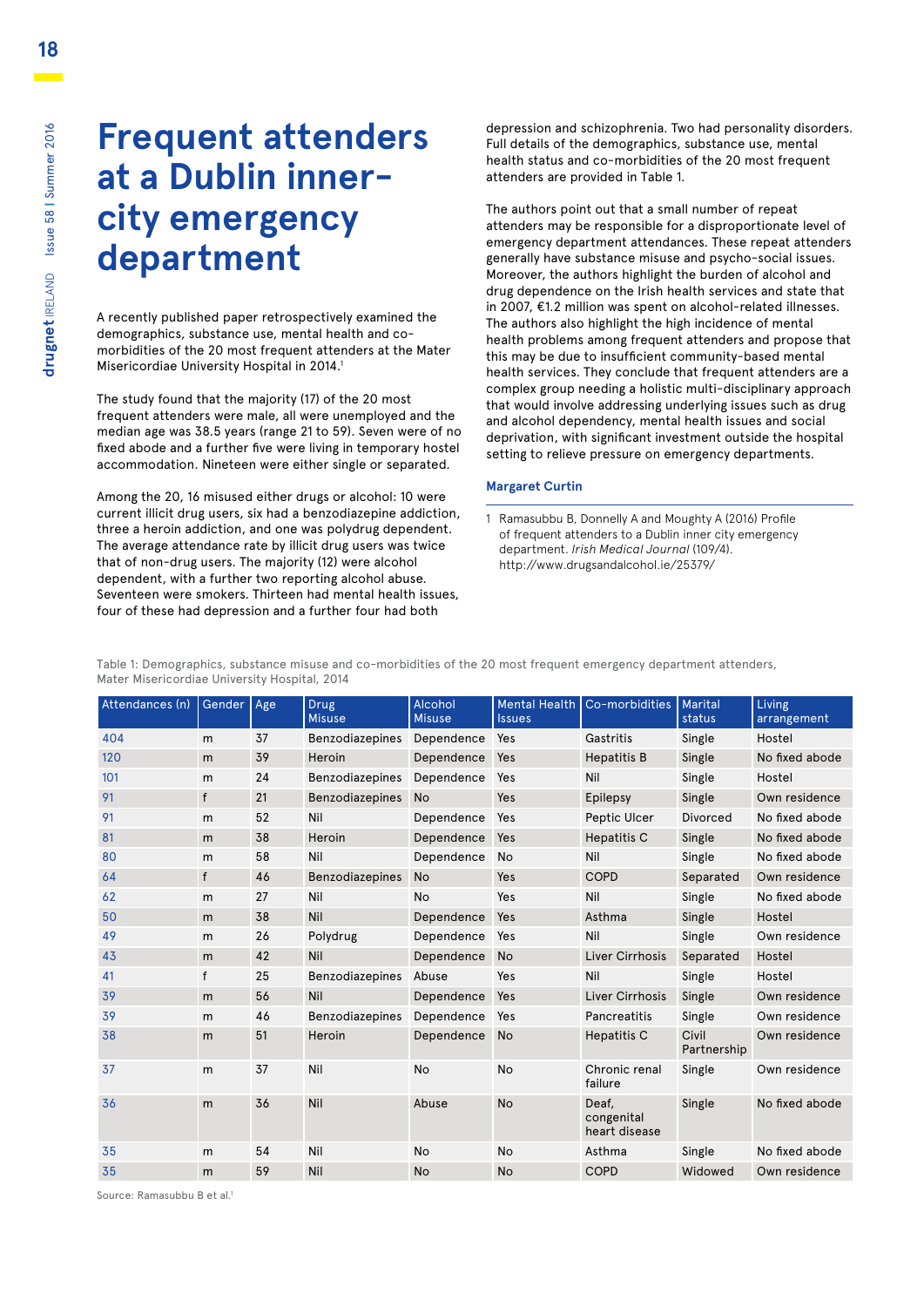# Frequent attenders at a Dublin inner-city emergency department

A recently published paper retrospectively examined the demographics, substance use, mental health and co-morbidities of the 20 most frequent attenders at the Mater Misericordiae University Hospital in 2014.[1]

The study found that the majority (17) of the 20 most frequent attenders were male, all were unemployed and the median age was 38.5 years (range 21 to 59). Seven were of no fixed abode and a further five were living in temporary hostel accommodation. Nineteen were either single or separated.

Among the 20, 16 misused either drugs or alcohol: 10 were current illicit drug users, six had a benzodiazepine addiction, three a heroin addiction, and one was polydrug dependent. The average attendance rate by illicit drug users was twice that of non-drug users. The majority (12) were alcohol dependent, with a further two reporting alcohol abuse. Seventeen were smokers. Thirteen had mental health issues, four of these had depression and a further four had both depression and schizophrenia. Two had personality disorders. Full details of the demographics, substance use, mental health status and co-morbidities of the 20 most frequent attenders are provided in Table 1.

The authors point out that a small number of repeat attenders may be responsible for a disproportionate level of emergency department attendances. These repeat attenders generally have substance misuse and psycho-social issues. Moreover, the authors highlight the burden of alcohol and drug dependence on the Irish health services and state that in 2007, €1.2 million was spent on alcohol-related illnesses. The authors also highlight the high incidence of mental health problems among frequent attenders and propose that this may be due to insufficient community-based mental health services. They conclude that frequent attenders are a complex group needing a holistic multi-disciplinary approach that would involve addressing underlying issues such as drug and alcohol dependency, mental health issues and social deprivation, with significant investment outside the hospital setting to relieve pressure on emergency departments.

**Margaret Curtin**

1 Ramasubbu B, Donnelly A and Moughty A (2016) Profile of frequent attenders to a Dublin inner city emergency department. *Irish Medical Journal* (109/4). http://www.drugsandalcohol.ie/25379/

Table 1: Demographics, substance misuse and co-morbidities of the 20 most frequent emergency department attenders, Mater Misericordiae University Hospital, 2014

| Attendances (n) | Gender | Age | Drug Misuse | Alcohol Misuse | Mental Health Issues | Co-morbidities | Marital status | Living arrangement |
|---|---|---|---|---|---|---|---|---|
| 404 | m | 37 | Benzodiazepines | Dependence | Yes | Gastritis | Single | Hostel |
| 120 | m | 39 | Heroin | Dependence | Yes | Hepatitis B | Single | No fixed abode |
| 101 | m | 24 | Benzodiazepines | Dependence | Yes | Nil | Single | Hostel |
| 91 | f | 21 | Benzodiazepines | No | Yes | Epilepsy | Single | Own residence |
| 91 | m | 52 | Nil | Dependence | Yes | Peptic Ulcer | Divorced | No fixed abode |
| 81 | m | 38 | Heroin | Dependence | Yes | Hepatitis C | Single | No fixed abode |
| 80 | m | 58 | Nil | Dependence | No | Nil | Single | No fixed abode |
| 64 | f | 46 | Benzodiazepines | No | Yes | COPD | Separated | Own residence |
| 62 | m | 27 | Nil | No | Yes | Nil | Single | No fixed abode |
| 50 | m | 38 | Nil | Dependence | Yes | Asthma | Single | Hostel |
| 49 | m | 26 | Polydrug | Dependence | Yes | Nil | Single | Own residence |
| 43 | m | 42 | Nil | Dependence | No | Liver Cirrhosis | Separated | Hostel |
| 41 | f | 25 | Benzodiazepines | Abuse | Yes | Nil | Single | Hostel |
| 39 | m | 56 | Nil | Dependence | Yes | Liver Cirrhosis | Single | Own residence |
| 39 | m | 46 | Benzodiazepines | Dependence | Yes | Pancreatitis | Single | Own residence |
| 38 | m | 51 | Heroin | Dependence | No | Hepatitis C | Civil Partnership | Own residence |
| 37 | m | 37 | Nil | No | No | Chronic renal failure | Single | Own residence |
| 36 | m | 36 | Nil | Abuse | No | Deaf, congenital heart disease | Single | No fixed abode |
| 35 | m | 54 | Nil | No | No | Asthma | Single | No fixed abode |
| 35 | m | 59 | Nil | No | No | COPD | Widowed | Own residence |

Source: Ramasubbu B et al.[1]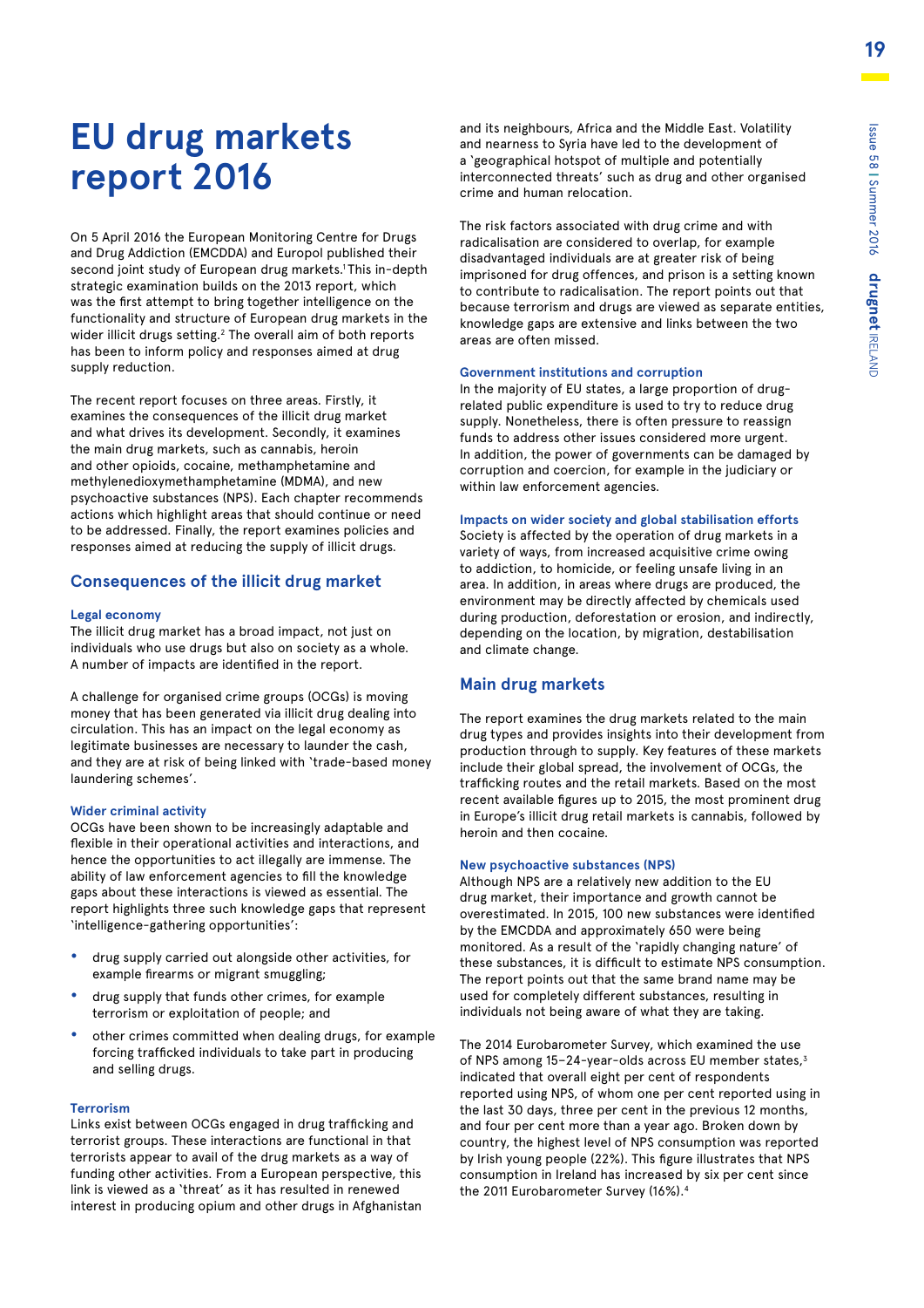# EU drug markets report 2016

On 5 April 2016 the European Monitoring Centre for Drugs and Drug Addiction (EMCDDA) and Europol published their second joint study of European drug markets.[1] This in-depth strategic examination builds on the 2013 report, which was the first attempt to bring together intelligence on the functionality and structure of European drug markets in the wider illicit drugs setting.[2] The overall aim of both reports has been to inform policy and responses aimed at drug supply reduction.

The recent report focuses on three areas. Firstly, it examines the consequences of the illicit drug market and what drives its development. Secondly, it examines the main drug markets, such as cannabis, heroin and other opioids, cocaine, methamphetamine and methylenedioxymethamphetamine (MDMA), and new psychoactive substances (NPS). Each chapter recommends actions which highlight areas that should continue or need to be addressed. Finally, the report examines policies and responses aimed at reducing the supply of illicit drugs.

## Consequences of the illicit drug market

### Legal economy

The illicit drug market has a broad impact, not just on individuals who use drugs but also on society as a whole. A number of impacts are identified in the report.

A challenge for organised crime groups (OCGs) is moving money that has been generated via illicit drug dealing into circulation. This has an impact on the legal economy as legitimate businesses are necessary to launder the cash, and they are at risk of being linked with 'trade-based money laundering schemes'.

### Wider criminal activity

OCGs have been shown to be increasingly adaptable and flexible in their operational activities and interactions, and hence the opportunities to act illegally are immense. The ability of law enforcement agencies to fill the knowledge gaps about these interactions is viewed as essential. The report highlights three such knowledge gaps that represent 'intelligence-gathering opportunities':

- drug supply carried out alongside other activities, for example firearms or migrant smuggling;
- drug supply that funds other crimes, for example terrorism or exploitation of people; and
- other crimes committed when dealing drugs, for example forcing trafficked individuals to take part in producing and selling drugs.

### Terrorism

Links exist between OCGs engaged in drug trafficking and terrorist groups. These interactions are functional in that terrorists appear to avail of the drug markets as a way of funding other activities. From a European perspective, this link is viewed as a 'threat' as it has resulted in renewed interest in producing opium and other drugs in Afghanistan and its neighbours, Africa and the Middle East. Volatility and nearness to Syria have led to the development of a 'geographical hotspot of multiple and potentially interconnected threats' such as drug and other organised crime and human relocation.

The risk factors associated with drug crime and with radicalisation are considered to overlap, for example disadvantaged individuals are at greater risk of being imprisoned for drug offences, and prison is a setting known to contribute to radicalisation. The report points out that because terrorism and drugs are viewed as separate entities, knowledge gaps are extensive and links between the two areas are often missed.

### Government institutions and corruption

In the majority of EU states, a large proportion of drug-related public expenditure is used to try to reduce drug supply. Nonetheless, there is often pressure to reassign funds to address other issues considered more urgent. In addition, the power of governments can be damaged by corruption and coercion, for example in the judiciary or within law enforcement agencies.

### Impacts on wider society and global stabilisation efforts

Society is affected by the operation of drug markets in a variety of ways, from increased acquisitive crime owing to addiction, to homicide, or feeling unsafe living in an area. In addition, in areas where drugs are produced, the environment may be directly affected by chemicals used during production, deforestation or erosion, and indirectly, depending on the location, by migration, destabilisation and climate change.

## Main drug markets

The report examines the drug markets related to the main drug types and provides insights into their development from production through to supply. Key features of these markets include their global spread, the involvement of OCGs, the trafficking routes and the retail markets. Based on the most recent available figures up to 2015, the most prominent drug in Europe's illicit drug retail markets is cannabis, followed by heroin and then cocaine.

### New psychoactive substances (NPS)

Although NPS are a relatively new addition to the EU drug market, their importance and growth cannot be overestimated. In 2015, 100 new substances were identified by the EMCDDA and approximately 650 were being monitored. As a result of the 'rapidly changing nature' of these substances, it is difficult to estimate NPS consumption. The report points out that the same brand name may be used for completely different substances, resulting in individuals not being aware of what they are taking.

The 2014 Eurobarometer Survey, which examined the use of NPS among 15–24-year-olds across EU member states,[3] indicated that overall eight per cent of respondents reported using NPS, of whom one per cent reported using in the last 30 days, three per cent in the previous 12 months, and four per cent more than a year ago. Broken down by country, the highest level of NPS consumption was reported by Irish young people (22%). This figure illustrates that NPS consumption in Ireland has increased by six per cent since the 2011 Eurobarometer Survey (16%).[4]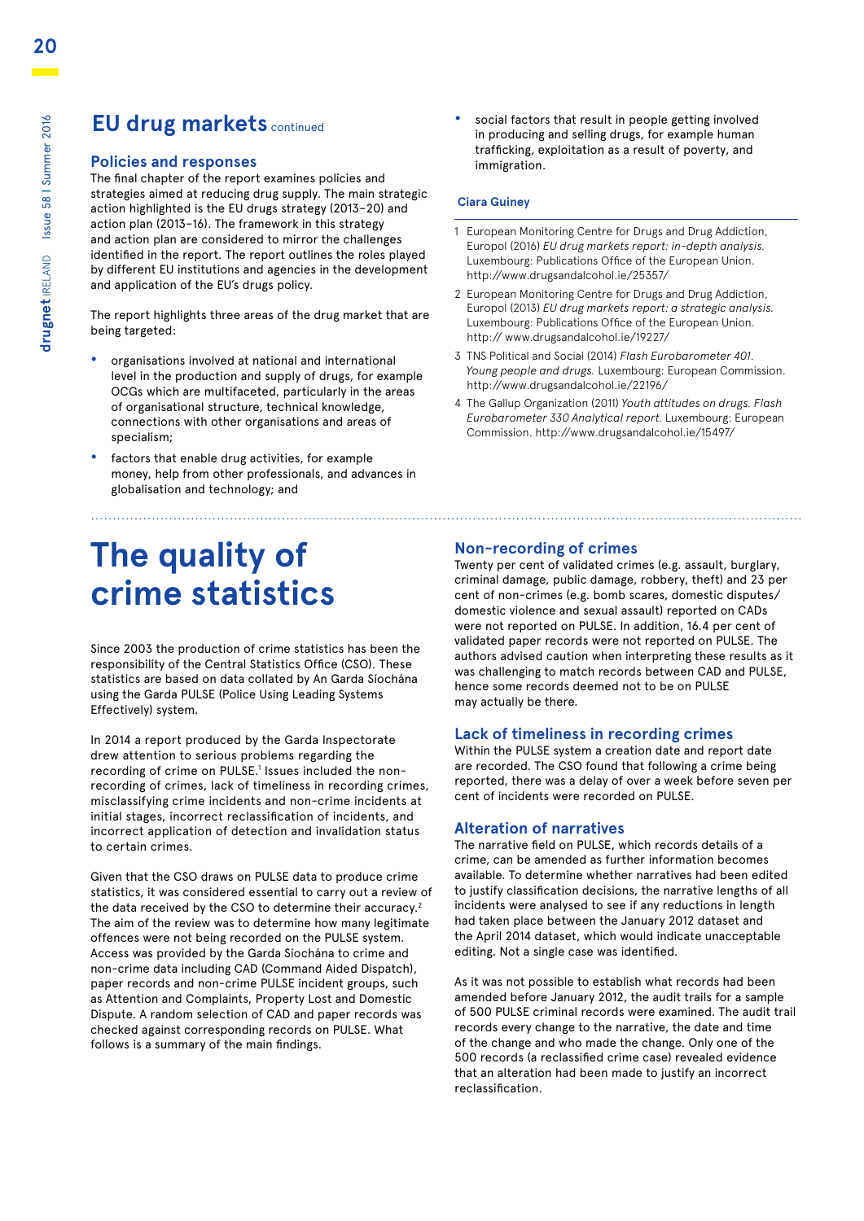## EU drug markets continued

### Policies and responses

The final chapter of the report examines policies and strategies aimed at reducing drug supply. The main strategic action highlighted is the EU drugs strategy (2013–20) and action plan (2013–16). The framework in this strategy and action plan are considered to mirror the challenges identified in the report. The report outlines the roles played by different EU institutions and agencies in the development and application of the EU's drugs policy.

The report highlights three areas of the drug market that are being targeted:

- organisations involved at national and international level in the production and supply of drugs, for example OCGs which are multifaceted, particularly in the areas of organisational structure, technical knowledge, connections with other organisations and areas of specialism;
- factors that enable drug activities, for example money, help from other professionals, and advances in globalisation and technology; and
- social factors that result in people getting involved in producing and selling drugs, for example human trafficking, exploitation as a result of poverty, and immigration.

**Ciara Guiney**

1 European Monitoring Centre for Drugs and Drug Addiction, Europol (2016) *EU drug markets report: in-depth analysis.* Luxembourg: Publications Office of the European Union. http://www.drugsandalcohol.ie/25357/

2 European Monitoring Centre for Drugs and Drug Addiction, Europol (2013) *EU drug markets report: a strategic analysis.* Luxembourg: Publications Office of the European Union. http:// www.drugsandalcohol.ie/19227/

3 TNS Political and Social (2014) *Flash Eurobarometer 401. Young people and drugs.* Luxembourg: European Commission. http://www.drugsandalcohol.ie/22196/

4 The Gallup Organization (2011) *Youth attitudes on drugs. Flash Eurobarometer 330 Analytical report.* Luxembourg: European Commission. http://www.drugsandalcohol.ie/15497/

# The quality of crime statistics

Since 2003 the production of crime statistics has been the responsibility of the Central Statistics Office (CSO). These statistics are based on data collated by An Garda Síochána using the Garda PULSE (Police Using Leading Systems Effectively) system.

In 2014 a report produced by the Garda Inspectorate drew attention to serious problems regarding the recording of crime on PULSE.[1] Issues included the non-recording of crimes, lack of timeliness in recording crimes, misclassifying crime incidents and non-crime incidents at initial stages, incorrect reclassification of incidents, and incorrect application of detection and invalidation status to certain crimes.

Given that the CSO draws on PULSE data to produce crime statistics, it was considered essential to carry out a review of the data received by the CSO to determine their accuracy.[2] The aim of the review was to determine how many legitimate offences were not being recorded on the PULSE system. Access was provided by the Garda Síochána to crime and non-crime data including CAD (Command Aided Dispatch), paper records and non-crime PULSE incident groups, such as Attention and Complaints, Property Lost and Domestic Dispute. A random selection of CAD and paper records was checked against corresponding records on PULSE. What follows is a summary of the main findings.

### Non-recording of crimes

Twenty per cent of validated crimes (e.g. assault, burglary, criminal damage, public damage, robbery, theft) and 23 per cent of non-crimes (e.g. bomb scares, domestic disputes/domestic violence and sexual assault) reported on CADs were not reported on PULSE. In addition, 16.4 per cent of validated paper records were not reported on PULSE. The authors advised caution when interpreting these results as it was challenging to match records between CAD and PULSE, hence some records deemed not to be on PULSE may actually be there.

### Lack of timeliness in recording crimes

Within the PULSE system a creation date and report date are recorded. The CSO found that following a crime being reported, there was a delay of over a week before seven per cent of incidents were recorded on PULSE.

### Alteration of narratives

The narrative field on PULSE, which records details of a crime, can be amended as further information becomes available. To determine whether narratives had been edited to justify classification decisions, the narrative lengths of all incidents were analysed to see if any reductions in length had taken place between the January 2012 dataset and the April 2014 dataset, which would indicate unacceptable editing. Not a single case was identified.

As it was not possible to establish what records had been amended before January 2012, the audit trails for a sample of 500 PULSE criminal records were examined. The audit trail records every change to the narrative, the date and time of the change and who made the change. Only one of the 500 records (a reclassified crime case) revealed evidence that an alteration had been made to justify an incorrect reclassification.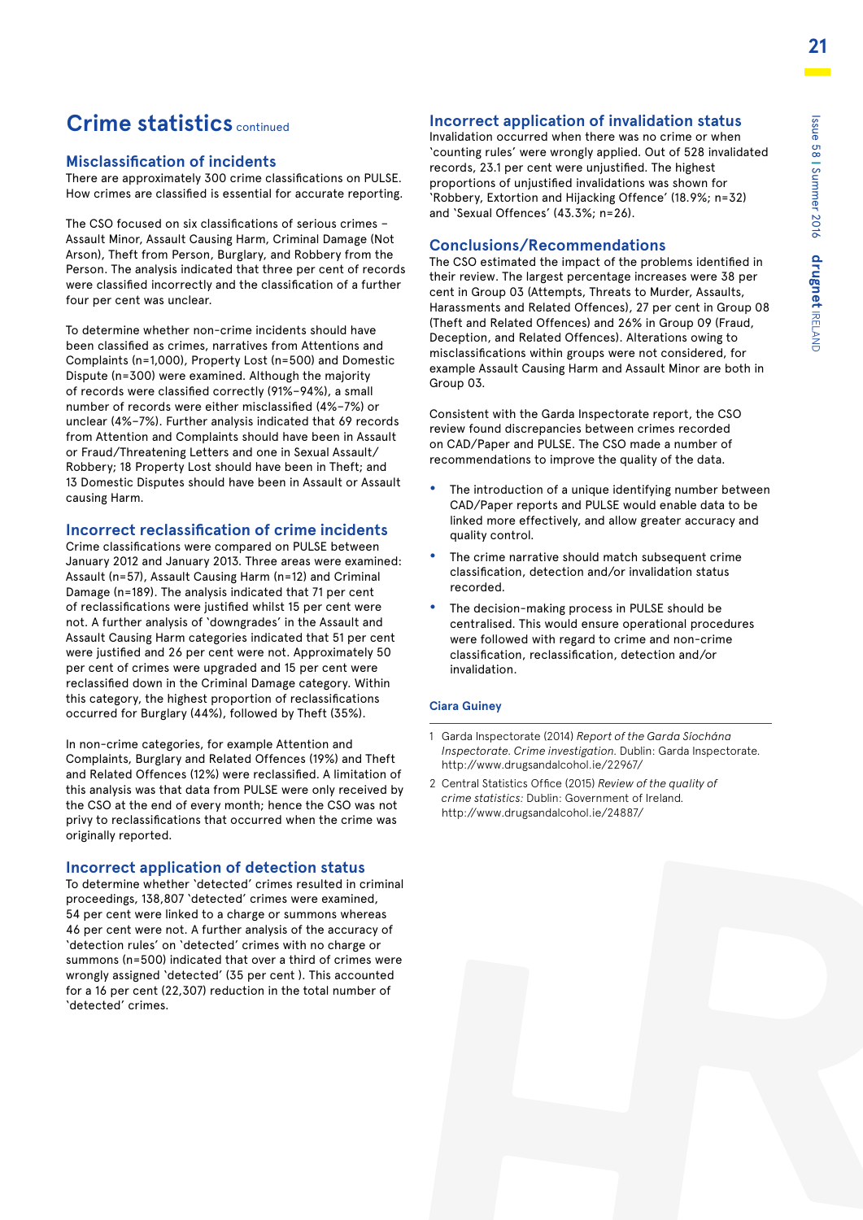## Crime statistics continued

### Misclassification of incidents

There are approximately 300 crime classifications on PULSE. How crimes are classified is essential for accurate reporting.

The CSO focused on six classifications of serious crimes – Assault Minor, Assault Causing Harm, Criminal Damage (Not Arson), Theft from Person, Burglary, and Robbery from the Person. The analysis indicated that three per cent of records were classified incorrectly and the classification of a further four per cent was unclear.

To determine whether non-crime incidents should have been classified as crimes, narratives from Attentions and Complaints (n=1,000), Property Lost (n=500) and Domestic Dispute (n=300) were examined. Although the majority of records were classified correctly (91%–94%), a small number of records were either misclassified (4%–7%) or unclear (4%–7%). Further analysis indicated that 69 records from Attention and Complaints should have been in Assault or Fraud/Threatening Letters and one in Sexual Assault/Robbery; 18 Property Lost should have been in Theft; and 13 Domestic Disputes should have been in Assault or Assault causing Harm.

### Incorrect reclassification of crime incidents

Crime classifications were compared on PULSE between January 2012 and January 2013. Three areas were examined: Assault (n=57), Assault Causing Harm (n=12) and Criminal Damage (n=189). The analysis indicated that 71 per cent of reclassifications were justified whilst 15 per cent were not. A further analysis of 'downgrades' in the Assault and Assault Causing Harm categories indicated that 51 per cent were justified and 26 per cent were not. Approximately 50 per cent of crimes were upgraded and 15 per cent were reclassified down in the Criminal Damage category. Within this category, the highest proportion of reclassifications occurred for Burglary (44%), followed by Theft (35%).

In non-crime categories, for example Attention and Complaints, Burglary and Related Offences (19%) and Theft and Related Offences (12%) were reclassified. A limitation of this analysis was that data from PULSE were only received by the CSO at the end of every month; hence the CSO was not privy to reclassifications that occurred when the crime was originally reported.

### Incorrect application of detection status

To determine whether 'detected' crimes resulted in criminal proceedings, 138,807 'detected' crimes were examined, 54 per cent were linked to a charge or summons whereas 46 per cent were not. A further analysis of the accuracy of 'detection rules' on 'detected' crimes with no charge or summons (n=500) indicated that over a third of crimes were wrongly assigned 'detected' (35 per cent ). This accounted for a 16 per cent (22,307) reduction in the total number of 'detected' crimes.

### Incorrect application of invalidation status

Invalidation occurred when there was no crime or when 'counting rules' were wrongly applied. Out of 528 invalidated records, 23.1 per cent were unjustified. The highest proportions of unjustified invalidations was shown for 'Robbery, Extortion and Hijacking Offence' (18.9%; n=32) and 'Sexual Offences' (43.3%; n=26).

### Conclusions/Recommendations

The CSO estimated the impact of the problems identified in their review. The largest percentage increases were 38 per cent in Group 03 (Attempts, Threats to Murder, Assaults, Harassments and Related Offences), 27 per cent in Group 08 (Theft and Related Offences) and 26% in Group 09 (Fraud, Deception, and Related Offences). Alterations owing to misclassifications within groups were not considered, for example Assault Causing Harm and Assault Minor are both in Group 03.

Consistent with the Garda Inspectorate report, the CSO review found discrepancies between crimes recorded on CAD/Paper and PULSE. The CSO made a number of recommendations to improve the quality of the data.

- The introduction of a unique identifying number between CAD/Paper reports and PULSE would enable data to be linked more effectively, and allow greater accuracy and quality control.
- The crime narrative should match subsequent crime classification, detection and/or invalidation status recorded.
- The decision-making process in PULSE should be centralised. This would ensure operational procedures were followed with regard to crime and non-crime classification, reclassification, detection and/or invalidation.

**Ciara Guiney**

1 Garda Inspectorate (2014) *Report of the Garda Síochána Inspectorate. Crime investigation.* Dublin: Garda Inspectorate. http://www.drugsandalcohol.ie/22967/

2 Central Statistics Office (2015) *Review of the quality of crime statistics:* Dublin: Government of Ireland. http://www.drugsandalcohol.ie/24887/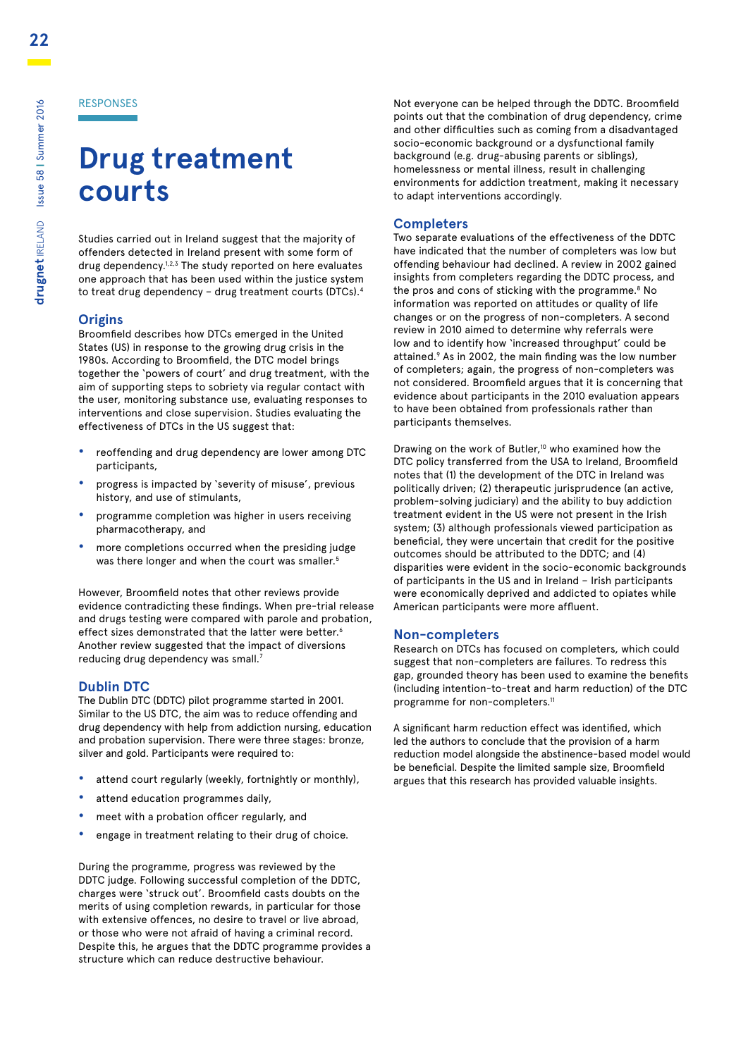RESPONSES

# Drug treatment courts

Studies carried out in Ireland suggest that the majority of offenders detected in Ireland present with some form of drug dependency.[1,2,3] The study reported on here evaluates one approach that has been used within the justice system to treat drug dependency – drug treatment courts (DTCs).[4]

## Origins

Broomfield describes how DTCs emerged in the United States (US) in response to the growing drug crisis in the 1980s. According to Broomfield, the DTC model brings together the 'powers of court' and drug treatment, with the aim of supporting steps to sobriety via regular contact with the user, monitoring substance use, evaluating responses to interventions and close supervision. Studies evaluating the effectiveness of DTCs in the US suggest that:

- reoffending and drug dependency are lower among DTC participants,
- progress is impacted by 'severity of misuse', previous history, and use of stimulants,
- programme completion was higher in users receiving pharmacotherapy, and
- more completions occurred when the presiding judge was there longer and when the court was smaller.[5]

However, Broomfield notes that other reviews provide evidence contradicting these findings. When pre-trial release and drugs testing were compared with parole and probation, effect sizes demonstrated that the latter were better.[6] Another review suggested that the impact of diversions reducing drug dependency was small.[7]

## Dublin DTC

The Dublin DTC (DDTC) pilot programme started in 2001. Similar to the US DTC, the aim was to reduce offending and drug dependency with help from addiction nursing, education and probation supervision. There were three stages: bronze, silver and gold. Participants were required to:

- attend court regularly (weekly, fortnightly or monthly),
- attend education programmes daily,
- meet with a probation officer regularly, and
- engage in treatment relating to their drug of choice.

During the programme, progress was reviewed by the DDTC judge. Following successful completion of the DDTC, charges were 'struck out'. Broomfield casts doubts on the merits of using completion rewards, in particular for those with extensive offences, no desire to travel or live abroad, or those who were not afraid of having a criminal record. Despite this, he argues that the DDTC programme provides a structure which can reduce destructive behaviour.

Not everyone can be helped through the DDTC. Broomfield points out that the combination of drug dependency, crime and other difficulties such as coming from a disadvantaged socio-economic background or a dysfunctional family background (e.g. drug-abusing parents or siblings), homelessness or mental illness, result in challenging environments for addiction treatment, making it necessary to adapt interventions accordingly.

## Completers

Two separate evaluations of the effectiveness of the DDTC have indicated that the number of completers was low but offending behaviour had declined. A review in 2002 gained insights from completers regarding the DDTC process, and the pros and cons of sticking with the programme.[8] No information was reported on attitudes or quality of life changes or on the progress of non-completers. A second review in 2010 aimed to determine why referrals were low and to identify how 'increased throughput' could be attained.[9] As in 2002, the main finding was the low number of completers; again, the progress of non-completers was not considered. Broomfield argues that it is concerning that evidence about participants in the 2010 evaluation appears to have been obtained from professionals rather than participants themselves.

Drawing on the work of Butler,[10] who examined how the DTC policy transferred from the USA to Ireland, Broomfield notes that (1) the development of the DTC in Ireland was politically driven; (2) therapeutic jurisprudence (an active, problem-solving judiciary) and the ability to buy addiction treatment evident in the US were not present in the Irish system; (3) although professionals viewed participation as beneficial, they were uncertain that credit for the positive outcomes should be attributed to the DDTC; and (4) disparities were evident in the socio-economic backgrounds of participants in the US and in Ireland – Irish participants were economically deprived and addicted to opiates while American participants were more affluent.

## Non-completers

Research on DTCs has focused on completers, which could suggest that non-completers are failures. To redress this gap, grounded theory has been used to examine the benefits (including intention-to-treat and harm reduction) of the DTC programme for non-completers.[11]

A significant harm reduction effect was identified, which led the authors to conclude that the provision of a harm reduction model alongside the abstinence-based model would be beneficial. Despite the limited sample size, Broomfield argues that this research has provided valuable insights.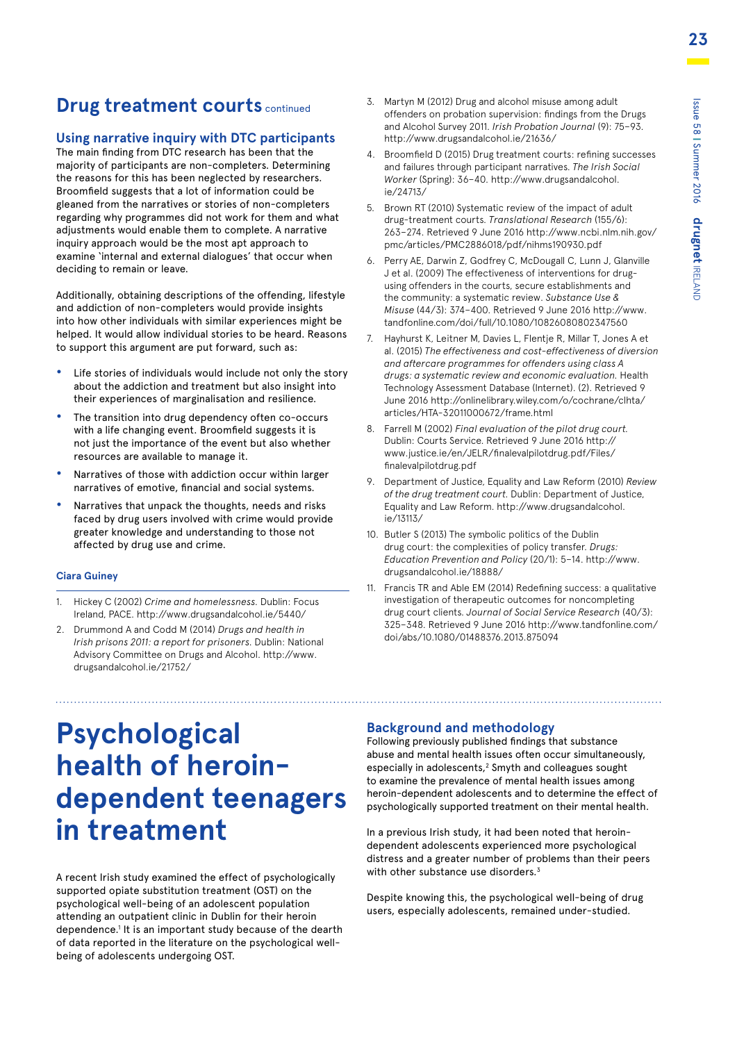## Drug treatment courts continued

### Using narrative inquiry with DTC participants

The main finding from DTC research has been that the majority of participants are non-completers. Determining the reasons for this has been neglected by researchers. Broomfield suggests that a lot of information could be gleaned from the narratives or stories of non-completers regarding why programmes did not work for them and what adjustments would enable them to complete. A narrative inquiry approach would be the most apt approach to examine 'internal and external dialogues' that occur when deciding to remain or leave.

Additionally, obtaining descriptions of the offending, lifestyle and addiction of non-completers would provide insights into how other individuals with similar experiences might be helped. It would allow individual stories to be heard. Reasons to support this argument are put forward, such as:

- Life stories of individuals would include not only the story about the addiction and treatment but also insight into their experiences of marginalisation and resilience.
- The transition into drug dependency often co-occurs with a life changing event. Broomfield suggests it is not just the importance of the event but also whether resources are available to manage it.
- Narratives of those with addiction occur within larger narratives of emotive, financial and social systems.
- Narratives that unpack the thoughts, needs and risks faced by drug users involved with crime would provide greater knowledge and understanding to those not affected by drug use and crime.

**Ciara Guiney**

1. Hickey C (2002) *Crime and homelessness.* Dublin: Focus Ireland, PACE. http://www.drugsandalcohol.ie/5440/
2. Drummond A and Codd M (2014) *Drugs and health in Irish prisons 2011: a report for prisoners.* Dublin: National Advisory Committee on Drugs and Alcohol. http://www.drugsandalcohol.ie/21752/
3. Martyn M (2012) Drug and alcohol misuse among adult offenders on probation supervision: findings from the Drugs and Alcohol Survey 2011. *Irish Probation Journal* (9): 75–93. http://www.drugsandalcohol.ie/21636/
4. Broomfield D (2015) Drug treatment courts: refining successes and failures through participant narratives. *The Irish Social Worker* (Spring): 36–40. http://www.drugsandalcohol.ie/24713/
5. Brown RT (2010) Systematic review of the impact of adult drug-treatment courts. *Translational Research* (155/6): 263–274. Retrieved 9 June 2016 http://www.ncbi.nlm.nih.gov/pmc/articles/PMC2886018/pdf/nihms190930.pdf
6. Perry AE, Darwin Z, Godfrey C, McDougall C, Lunn J, Glanville J et al. (2009) The effectiveness of interventions for drug-using offenders in the courts, secure establishments and the community: a systematic review. *Substance Use & Misuse* (44/3): 374–400. Retrieved 9 June 2016 http://www.tandfonline.com/doi/full/10.1080/10826080802347560
7. Hayhurst K, Leitner M, Davies L, Flentje R, Millar T, Jones A et al. (2015) *The effectiveness and cost-effectiveness of diversion and aftercare programmes for offenders using class A drugs: a systematic review and economic evaluation.* Health Technology Assessment Database (Internet). (2). Retrieved 9 June 2016 http://onlinelibrary.wiley.com/o/cochrane/clhta/articles/HTA-32011000672/frame.html
8. Farrell M (2002) *Final evaluation of the pilot drug court.* Dublin: Courts Service. Retrieved 9 June 2016 http://www.justice.ie/en/JELR/finalevalpilotdrug.pdf/Files/finalevalpilotdrug.pdf
9. Department of Justice, Equality and Law Reform (2010) *Review of the drug treatment court.* Dublin: Department of Justice, Equality and Law Reform. http://www.drugsandalcohol.ie/13113/
10. Butler S (2013) The symbolic politics of the Dublin drug court: the complexities of policy transfer. *Drugs: Education Prevention and Policy* (20/1): 5–14. http://www.drugsandalcohol.ie/18888/
11. Francis TR and Able EM (2014) Redefining success: a qualitative investigation of therapeutic outcomes for noncompleting drug court clients. *Journal of Social Service Research* (40/3): 325–348. Retrieved 9 June 2016 http://www.tandfonline.com/doi/abs/10.1080/01488376.2013.875094

# Psychological health of heroin-dependent teenagers in treatment

A recent Irish study examined the effect of psychologically supported opiate substitution treatment (OST) on the psychological well-being of an adolescent population attending an outpatient clinic in Dublin for their heroin dependence.[1] It is an important study because of the dearth of data reported in the literature on the psychological well-being of adolescents undergoing OST.

### Background and methodology

Following previously published findings that substance abuse and mental health issues often occur simultaneously, especially in adolescents,[2] Smyth and colleagues sought to examine the prevalence of mental health issues among heroin-dependent adolescents and to determine the effect of psychologically supported treatment on their mental health.

In a previous Irish study, it had been noted that heroin-dependent adolescents experienced more psychological distress and a greater number of problems than their peers with other substance use disorders.[3]

Despite knowing this, the psychological well-being of drug users, especially adolescents, remained under-studied.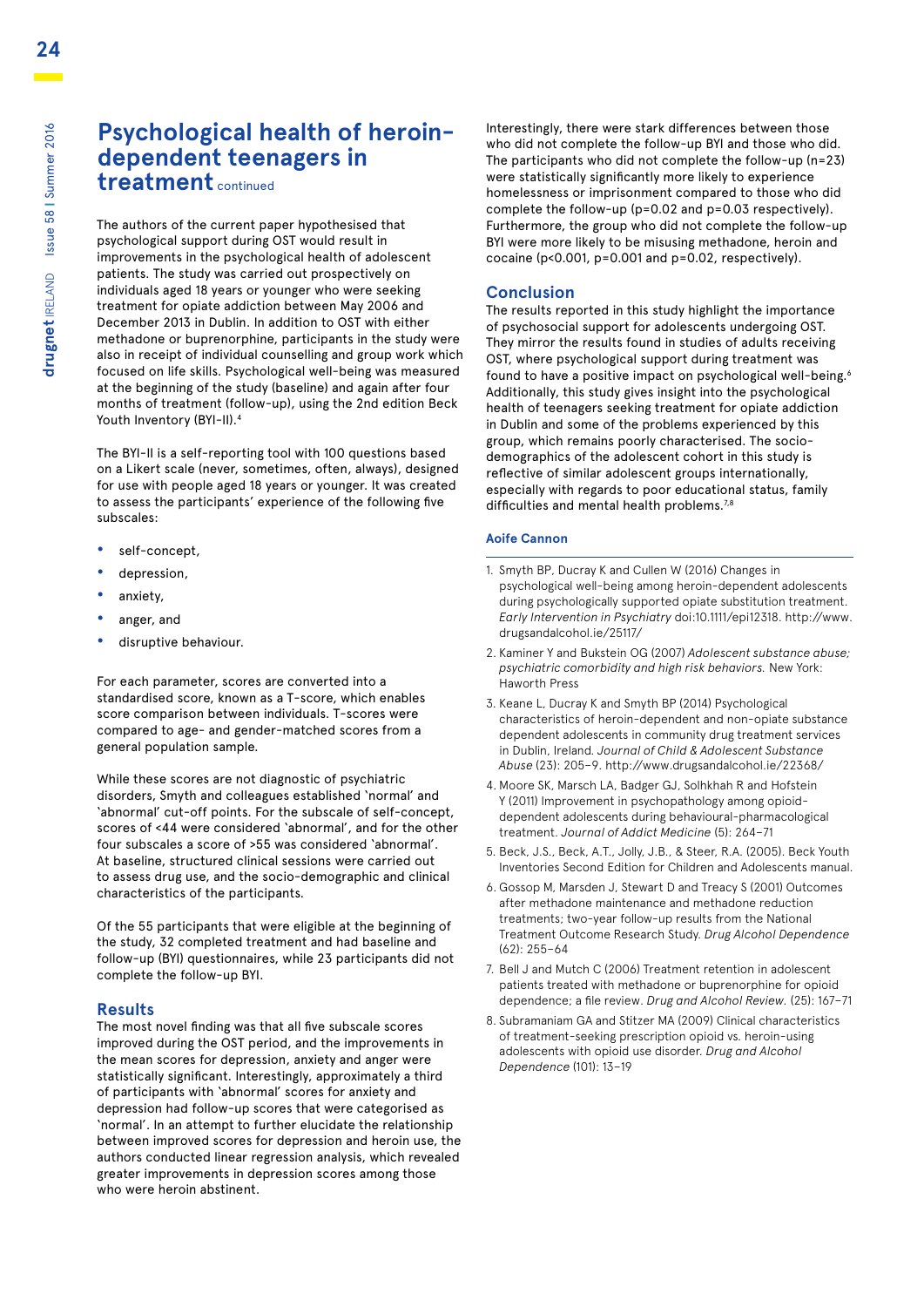# Psychological health of heroin-dependent teenagers in treatment continued

The authors of the current paper hypothesised that psychological support during OST would result in improvements in the psychological health of adolescent patients. The study was carried out prospectively on individuals aged 18 years or younger who were seeking treatment for opiate addiction between May 2006 and December 2013 in Dublin. In addition to OST with either methadone or buprenorphine, participants in the study were also in receipt of individual counselling and group work which focused on life skills. Psychological well-being was measured at the beginning of the study (baseline) and again after four months of treatment (follow-up), using the 2nd edition Beck Youth Inventory (BYI-II).[4]

The BYI-II is a self-reporting tool with 100 questions based on a Likert scale (never, sometimes, often, always), designed for use with people aged 18 years or younger. It was created to assess the participants' experience of the following five subscales:

- self-concept,
- depression,
- anxiety,
- anger, and
- disruptive behaviour.

For each parameter, scores are converted into a standardised score, known as a T-score, which enables score comparison between individuals. T-scores were compared to age- and gender-matched scores from a general population sample.

While these scores are not diagnostic of psychiatric disorders, Smyth and colleagues established 'normal' and 'abnormal' cut-off points. For the subscale of self-concept, scores of <44 were considered 'abnormal', and for the other four subscales a score of >55 was considered 'abnormal'. At baseline, structured clinical sessions were carried out to assess drug use, and the socio-demographic and clinical characteristics of the participants.

Of the 55 participants that were eligible at the beginning of the study, 32 completed treatment and had baseline and follow-up (BYI) questionnaires, while 23 participants did not complete the follow-up BYI.

## Results

The most novel finding was that all five subscale scores improved during the OST period, and the improvements in the mean scores for depression, anxiety and anger were statistically significant. Interestingly, approximately a third of participants with 'abnormal' scores for anxiety and depression had follow-up scores that were categorised as 'normal'. In an attempt to further elucidate the relationship between improved scores for depression and heroin use, the authors conducted linear regression analysis, which revealed greater improvements in depression scores among those who were heroin abstinent.

Interestingly, there were stark differences between those who did not complete the follow-up BYI and those who did. The participants who did not complete the follow-up (n=23) were statistically significantly more likely to experience homelessness or imprisonment compared to those who did complete the follow-up (p=0.02 and p=0.03 respectively). Furthermore, the group who did not complete the follow-up BYI were more likely to be misusing methadone, heroin and cocaine (p<0.001, p=0.001 and p=0.02, respectively).

## Conclusion

The results reported in this study highlight the importance of psychosocial support for adolescents undergoing OST. They mirror the results found in studies of adults receiving OST, where psychological support during treatment was found to have a positive impact on psychological well-being.[6] Additionally, this study gives insight into the psychological health of teenagers seeking treatment for opiate addiction in Dublin and some of the problems experienced by this group, which remains poorly characterised. The socio-demographics of the adolescent cohort in this study is reflective of similar adolescent groups internationally, especially with regards to poor educational status, family difficulties and mental health problems.[7,8]

**Aoife Cannon**

1. Smyth BP, Ducray K and Cullen W (2016) Changes in psychological well-being among heroin-dependent adolescents during psychologically supported opiate substitution treatment. *Early Intervention in Psychiatry* doi:10.1111/epi12318. http://www.drugsandalcohol.ie/25117/
2. Kaminer Y and Bukstein OG (2007) *Adolescent substance abuse; psychiatric comorbidity and high risk behaviors.* New York: Haworth Press
3. Keane L, Ducray K and Smyth BP (2014) Psychological characteristics of heroin-dependent and non-opiate substance dependent adolescents in community drug treatment services in Dublin, Ireland. *Journal of Child & Adolescent Substance Abuse* (23): 205–9. http://www.drugsandalcohol.ie/22368/
4. Moore SK, Marsch LA, Badger GJ, Solhkhah R and Hofstein Y (2011) Improvement in psychopathology among opioid-dependent adolescents during behavioural-pharmacological treatment. *Journal of Addict Medicine* (5): 264–71
5. Beck, J.S., Beck, A.T., Jolly, J.B., & Steer, R.A. (2005). Beck Youth Inventories Second Edition for Children and Adolescents manual.
6. Gossop M, Marsden J, Stewart D and Treacy S (2001) Outcomes after methadone maintenance and methadone reduction treatments; two-year follow-up results from the National Treatment Outcome Research Study. *Drug Alcohol Dependence* (62): 255–64
7. Bell J and Mutch C (2006) Treatment retention in adolescent patients treated with methadone or buprenorphine for opioid dependence; a file review. *Drug and Alcohol Review.* (25): 167–71
8. Subramaniam GA and Stitzer MA (2009) Clinical characteristics of treatment-seeking prescription opioid vs. heroin-using adolescents with opioid use disorder. *Drug and Alcohol Dependence* (101): 13–19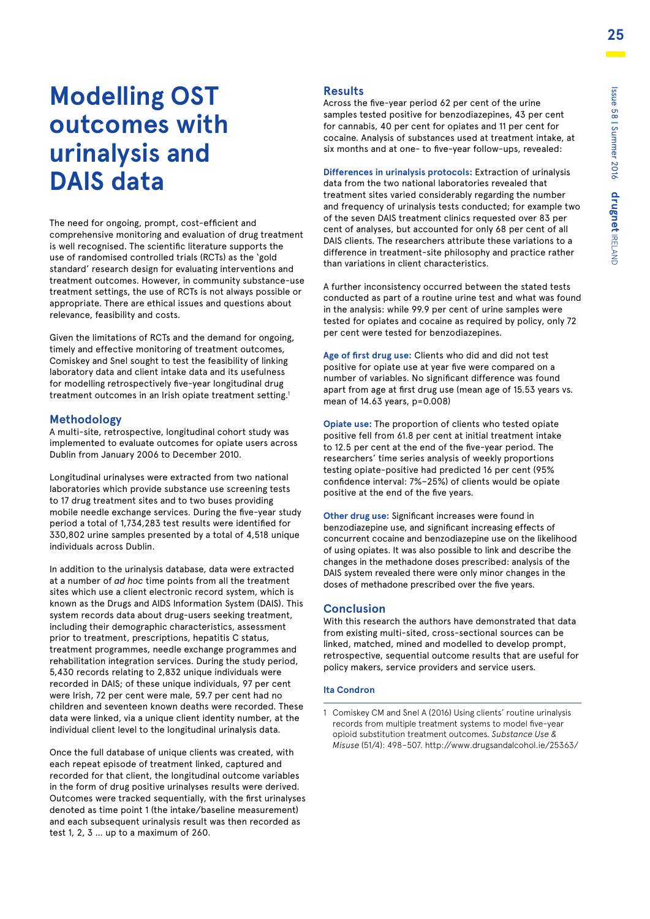# Modelling OST outcomes with urinalysis and DAIS data

The need for ongoing, prompt, cost-efficient and comprehensive monitoring and evaluation of drug treatment is well recognised. The scientific literature supports the use of randomised controlled trials (RCTs) as the 'gold standard' research design for evaluating interventions and treatment outcomes. However, in community substance-use treatment settings, the use of RCTs is not always possible or appropriate. There are ethical issues and questions about relevance, feasibility and costs.

Given the limitations of RCTs and the demand for ongoing, timely and effective monitoring of treatment outcomes, Comiskey and Snel sought to test the feasibility of linking laboratory data and client intake data and its usefulness for modelling retrospectively five-year longitudinal drug treatment outcomes in an Irish opiate treatment setting.[1]

## Methodology

A multi-site, retrospective, longitudinal cohort study was implemented to evaluate outcomes for opiate users across Dublin from January 2006 to December 2010.

Longitudinal urinalyses were extracted from two national laboratories which provide substance use screening tests to 17 drug treatment sites and to two buses providing mobile needle exchange services. During the five-year study period a total of 1,734,283 test results were identified for 330,802 urine samples presented by a total of 4,518 unique individuals across Dublin.

In addition to the urinalysis database, data were extracted at a number of *ad hoc* time points from all the treatment sites which use a client electronic record system, which is known as the Drugs and AIDS Information System (DAIS). This system records data about drug-users seeking treatment, including their demographic characteristics, assessment prior to treatment, prescriptions, hepatitis C status, treatment programmes, needle exchange programmes and rehabilitation integration services. During the study period, 5,430 records relating to 2,832 unique individuals were recorded in DAIS; of these unique individuals, 97 per cent were Irish, 72 per cent were male, 59.7 per cent had no children and seventeen known deaths were recorded. These data were linked, via a unique client identity number, at the individual client level to the longitudinal urinalysis data.

Once the full database of unique clients was created, with each repeat episode of treatment linked, captured and recorded for that client, the longitudinal outcome variables in the form of drug positive urinalyses results were derived. Outcomes were tracked sequentially, with the first urinalyses denoted as time point 1 (the intake/baseline measurement) and each subsequent urinalysis result was then recorded as test 1, 2, 3 … up to a maximum of 260.

## Results

Across the five-year period 62 per cent of the urine samples tested positive for benzodiazepines, 43 per cent for cannabis, 40 per cent for opiates and 11 per cent for cocaine. Analysis of substances used at treatment intake, at six months and at one- to five-year follow-ups, revealed:

**Differences in urinalysis protocols:** Extraction of urinalysis data from the two national laboratories revealed that treatment sites varied considerably regarding the number and frequency of urinalysis tests conducted; for example two of the seven DAIS treatment clinics requested over 83 per cent of analyses, but accounted for only 68 per cent of all DAIS clients. The researchers attribute these variations to a difference in treatment-site philosophy and practice rather than variations in client characteristics.

A further inconsistency occurred between the stated tests conducted as part of a routine urine test and what was found in the analysis: while 99.9 per cent of urine samples were tested for opiates and cocaine as required by policy, only 72 per cent were tested for benzodiazepines.

**Age of first drug use:** Clients who did and did not test positive for opiate use at year five were compared on a number of variables. No significant difference was found apart from age at first drug use (mean age of 15.53 years vs. mean of 14.63 years, $p=0.008$)

**Opiate use:** The proportion of clients who tested opiate positive fell from 61.8 per cent at initial treatment intake to 12.5 per cent at the end of the five-year period. The researchers' time series analysis of weekly proportions testing opiate-positive had predicted 16 per cent (95% confidence interval: 7%–25%) of clients would be opiate positive at the end of the five years.

**Other drug use:** Significant increases were found in benzodiazepine use, and significant increasing effects of concurrent cocaine and benzodiazepine use on the likelihood of using opiates. It was also possible to link and describe the changes in the methadone doses prescribed: analysis of the DAIS system revealed there were only minor changes in the doses of methadone prescribed over the five years.

## Conclusion

With this research the authors have demonstrated that data from existing multi-sited, cross-sectional sources can be linked, matched, mined and modelled to develop prompt, retrospective, sequential outcome results that are useful for policy makers, service providers and service users.

**Ita Condron**

1 Comiskey CM and Snel A (2016) Using clients' routine urinalysis records from multiple treatment systems to model five-year opioid substitution treatment outcomes. *Substance Use & Misuse* (51/4): 498–507. http://www.drugsandalcohol.ie/25363/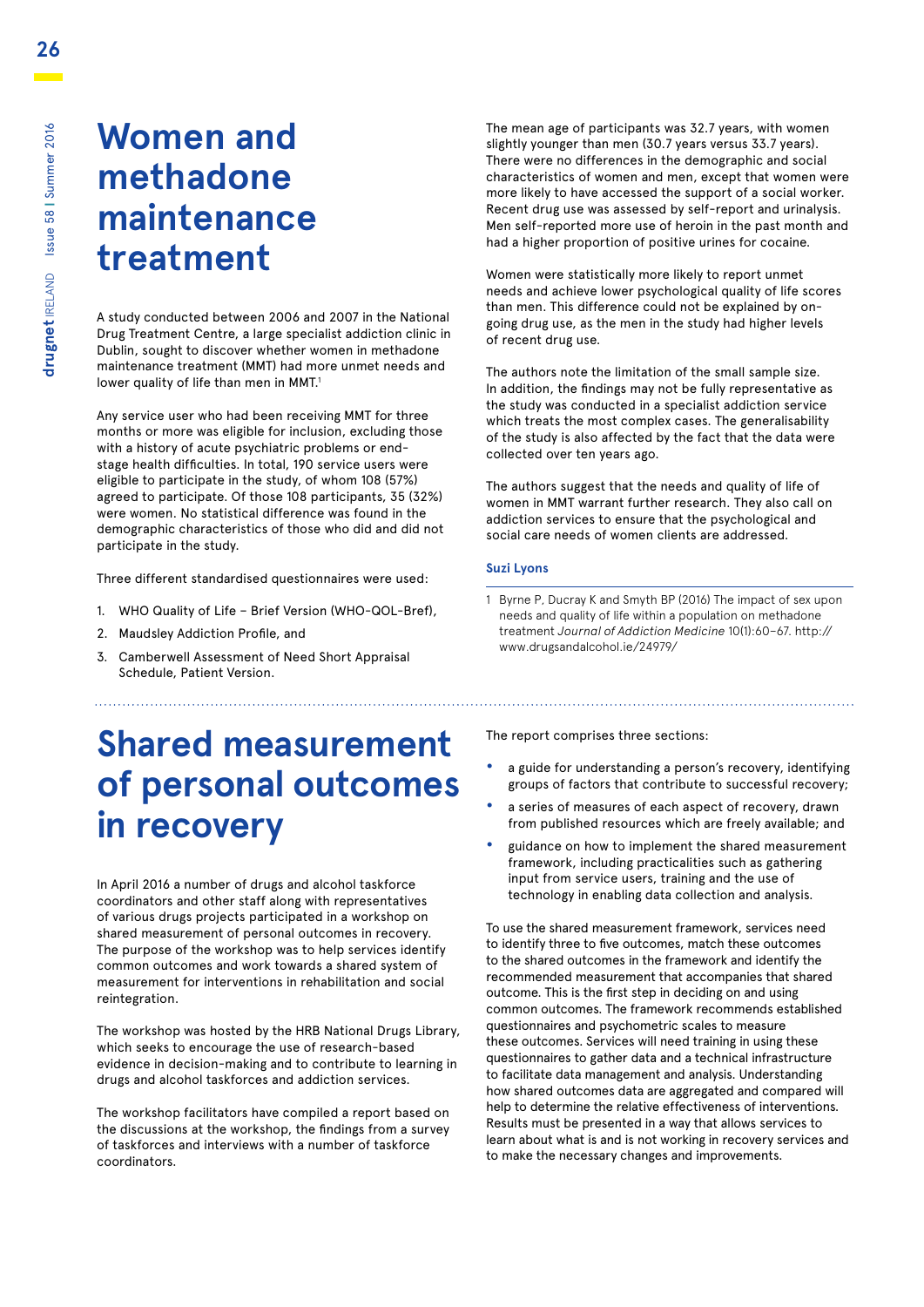# Women and methadone maintenance treatment

A study conducted between 2006 and 2007 in the National Drug Treatment Centre, a large specialist addiction clinic in Dublin, sought to discover whether women in methadone maintenance treatment (MMT) had more unmet needs and lower quality of life than men in MMT.[1]

Any service user who had been receiving MMT for three months or more was eligible for inclusion, excluding those with a history of acute psychiatric problems or end-stage health difficulties. In total, 190 service users were eligible to participate in the study, of whom 108 (57%) agreed to participate. Of those 108 participants, 35 (32%) were women. No statistical difference was found in the demographic characteristics of those who did and did not participate in the study.

Three different standardised questionnaires were used:

1. WHO Quality of Life – Brief Version (WHO-QOL-Bref),
2. Maudsley Addiction Profile, and
3. Camberwell Assessment of Need Short Appraisal Schedule, Patient Version.

The mean age of participants was 32.7 years, with women slightly younger than men (30.7 years versus 33.7 years). There were no differences in the demographic and social characteristics of women and men, except that women were more likely to have accessed the support of a social worker. Recent drug use was assessed by self-report and urinalysis. Men self-reported more use of heroin in the past month and had a higher proportion of positive urines for cocaine.

Women were statistically more likely to report unmet needs and achieve lower psychological quality of life scores than men. This difference could not be explained by on-going drug use, as the men in the study had higher levels of recent drug use.

The authors note the limitation of the small sample size. In addition, the findings may not be fully representative as the study was conducted in a specialist addiction service which treats the most complex cases. The generalisability of the study is also affected by the fact that the data were collected over ten years ago.

The authors suggest that the needs and quality of life of women in MMT warrant further research. They also call on addiction services to ensure that the psychological and social care needs of women clients are addressed.

**Suzi Lyons**

1 Byrne P, Ducray K and Smyth BP (2016) The impact of sex upon needs and quality of life within a population on methadone treatment *Journal of Addiction Medicine* 10(1):60–67. http://www.drugsandalcohol.ie/24979/

# Shared measurement of personal outcomes in recovery

In April 2016 a number of drugs and alcohol taskforce coordinators and other staff along with representatives of various drugs projects participated in a workshop on shared measurement of personal outcomes in recovery. The purpose of the workshop was to help services identify common outcomes and work towards a shared system of measurement for interventions in rehabilitation and social reintegration.

The workshop was hosted by the HRB National Drugs Library, which seeks to encourage the use of research-based evidence in decision-making and to contribute to learning in drugs and alcohol taskforces and addiction services.

The workshop facilitators have compiled a report based on the discussions at the workshop, the findings from a survey of taskforces and interviews with a number of taskforce coordinators.

The report comprises three sections:

- a guide for understanding a person's recovery, identifying groups of factors that contribute to successful recovery;
- a series of measures of each aspect of recovery, drawn from published resources which are freely available; and
- guidance on how to implement the shared measurement framework, including practicalities such as gathering input from service users, training and the use of technology in enabling data collection and analysis.

To use the shared measurement framework, services need to identify three to five outcomes, match these outcomes to the shared outcomes in the framework and identify the recommended measurement that accompanies that shared outcome. This is the first step in deciding on and using common outcomes. The framework recommends established questionnaires and psychometric scales to measure these outcomes. Services will need training in using these questionnaires to gather data and a technical infrastructure to facilitate data management and analysis. Understanding how shared outcomes data are aggregated and compared will help to determine the relative effectiveness of interventions. Results must be presented in a way that allows services to learn about what is and is not working in recovery services and to make the necessary changes and improvements.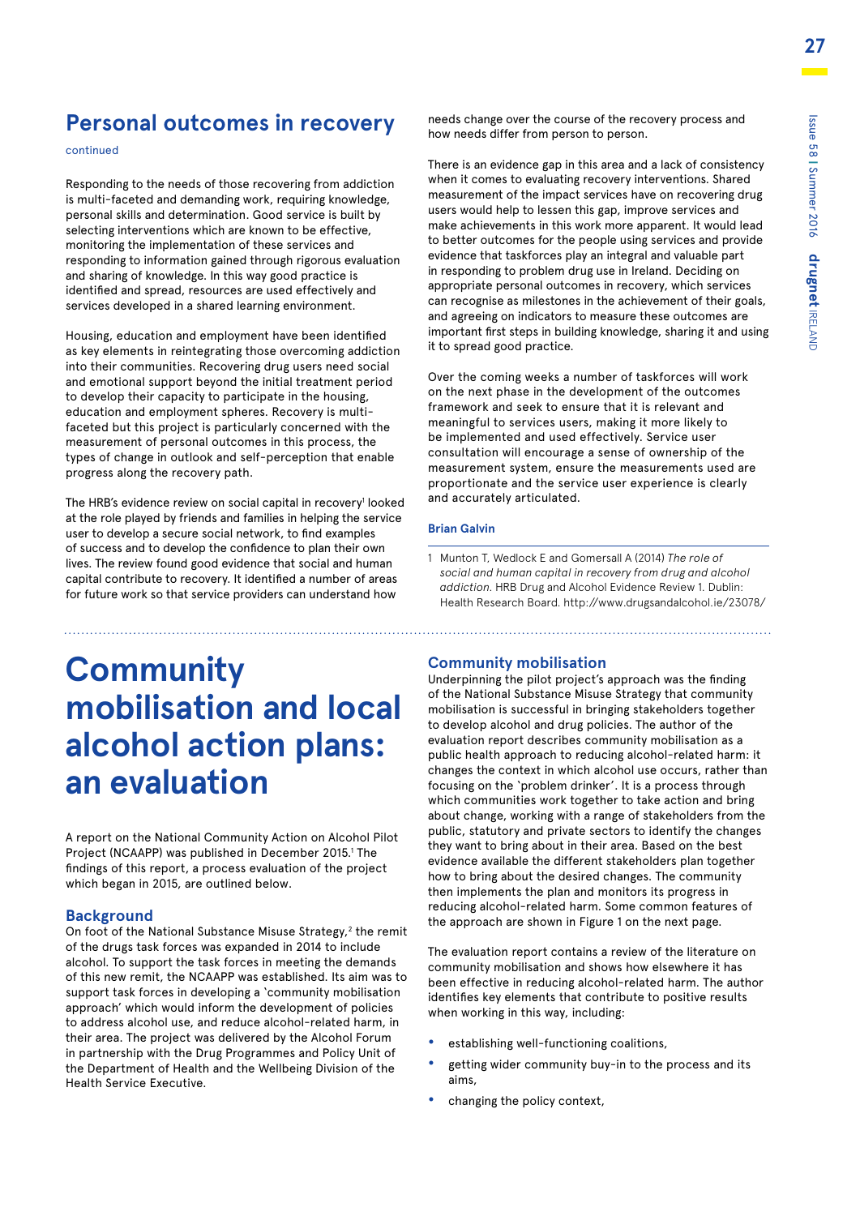## Personal outcomes in recovery

continued

Responding to the needs of those recovering from addiction is multi-faceted and demanding work, requiring knowledge, personal skills and determination. Good service is built by selecting interventions which are known to be effective, monitoring the implementation of these services and responding to information gained through rigorous evaluation and sharing of knowledge. In this way good practice is identified and spread, resources are used effectively and services developed in a shared learning environment.

Housing, education and employment have been identified as key elements in reintegrating those overcoming addiction into their communities. Recovering drug users need social and emotional support beyond the initial treatment period to develop their capacity to participate in the housing, education and employment spheres. Recovery is multi-faceted but this project is particularly concerned with the measurement of personal outcomes in this process, the types of change in outlook and self-perception that enable progress along the recovery path.

The HRB's evidence review on social capital in recovery[1] looked at the role played by friends and families in helping the service user to develop a secure social network, to find examples of success and to develop the confidence to plan their own lives. The review found good evidence that social and human capital contribute to recovery. It identified a number of areas for future work so that service providers can understand how needs change over the course of the recovery process and how needs differ from person to person.

There is an evidence gap in this area and a lack of consistency when it comes to evaluating recovery interventions. Shared measurement of the impact services have on recovering drug users would help to lessen this gap, improve services and make achievements in this work more apparent. It would lead to better outcomes for the people using services and provide evidence that taskforces play an integral and valuable part in responding to problem drug use in Ireland. Deciding on appropriate personal outcomes in recovery, which services can recognise as milestones in the achievement of their goals, and agreeing on indicators to measure these outcomes are important first steps in building knowledge, sharing it and using it to spread good practice.

Over the coming weeks a number of taskforces will work on the next phase in the development of the outcomes framework and seek to ensure that it is relevant and meaningful to services users, making it more likely to be implemented and used effectively. Service user consultation will encourage a sense of ownership of the measurement system, ensure the measurements used are proportionate and the service user experience is clearly and accurately articulated.

**Brian Galvin**

1 Munton T, Wedlock E and Gomersall A (2014) *The role of social and human capital in recovery from drug and alcohol addiction.* HRB Drug and Alcohol Evidence Review 1. Dublin: Health Research Board. http://www.drugsandalcohol.ie/23078/

# Community mobilisation and local alcohol action plans: an evaluation

A report on the National Community Action on Alcohol Pilot Project (NCAAPP) was published in December 2015.[1] The findings of this report, a process evaluation of the project which began in 2015, are outlined below.

### Background

On foot of the National Substance Misuse Strategy,[2] the remit of the drugs task forces was expanded in 2014 to include alcohol. To support the task forces in meeting the demands of this new remit, the NCAAPP was established. Its aim was to support task forces in developing a 'community mobilisation approach' which would inform the development of policies to address alcohol use, and reduce alcohol-related harm, in their area. The project was delivered by the Alcohol Forum in partnership with the Drug Programmes and Policy Unit of the Department of Health and the Wellbeing Division of the Health Service Executive.

### Community mobilisation

Underpinning the pilot project's approach was the finding of the National Substance Misuse Strategy that community mobilisation is successful in bringing stakeholders together to develop alcohol and drug policies. The author of the evaluation report describes community mobilisation as a public health approach to reducing alcohol-related harm: it changes the context in which alcohol use occurs, rather than focusing on the 'problem drinker'. It is a process through which communities work together to take action and bring about change, working with a range of stakeholders from the public, statutory and private sectors to identify the changes they want to bring about in their area. Based on the best evidence available the different stakeholders plan together how to bring about the desired changes. The community then implements the plan and monitors its progress in reducing alcohol-related harm. Some common features of the approach are shown in Figure 1 on the next page.

The evaluation report contains a review of the literature on community mobilisation and shows how elsewhere it has been effective in reducing alcohol-related harm. The author identifies key elements that contribute to positive results when working in this way, including:

- establishing well-functioning coalitions,
- getting wider community buy-in to the process and its aims,
- changing the policy context,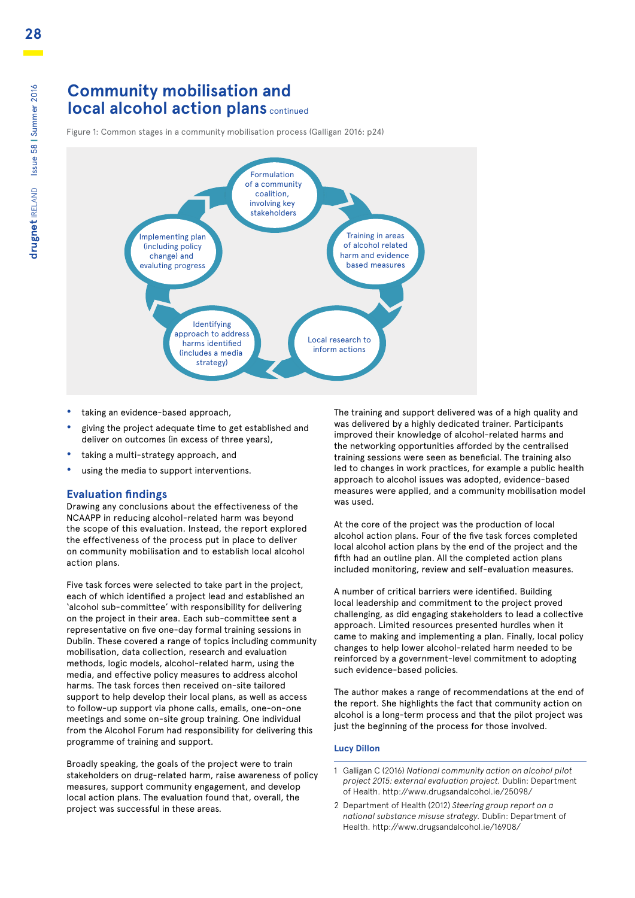# Community mobilisation and local alcohol action plans continued

Figure 1: Common stages in a community mobilisation process (Galligan 2016: p24)

Formulation of a community coalition, involving key stakeholders

Training in areas of alcohol related harm and evidence based measures

Local research to inform actions

Identifying approach to address harms identified (includes a media strategy)

Implementing plan (including policy change) and evaluting progress

- taking an evidence-based approach,
- giving the project adequate time to get established and deliver on outcomes (in excess of three years),
- taking a multi-strategy approach, and
- using the media to support interventions.

## Evaluation findings

Drawing any conclusions about the effectiveness of the NCAAPP in reducing alcohol-related harm was beyond the scope of this evaluation. Instead, the report explored the effectiveness of the process put in place to deliver on community mobilisation and to establish local alcohol action plans.

Five task forces were selected to take part in the project, each of which identified a project lead and established an 'alcohol sub-committee' with responsibility for delivering on the project in their area. Each sub-committee sent a representative on five one-day formal training sessions in Dublin. These covered a range of topics including community mobilisation, data collection, research and evaluation methods, logic models, alcohol-related harm, using the media, and effective policy measures to address alcohol harms. The task forces then received on-site tailored support to help develop their local plans, as well as access to follow-up support via phone calls, emails, one-on-one meetings and some on-site group training. One individual from the Alcohol Forum had responsibility for delivering this programme of training and support.

Broadly speaking, the goals of the project were to train stakeholders on drug-related harm, raise awareness of policy measures, support community engagement, and develop local action plans. The evaluation found that, overall, the project was successful in these areas.

The training and support delivered was of a high quality and was delivered by a highly dedicated trainer. Participants improved their knowledge of alcohol-related harms and the networking opportunities afforded by the centralised training sessions were seen as beneficial. The training also led to changes in work practices, for example a public health approach to alcohol issues was adopted, evidence-based measures were applied, and a community mobilisation model was used.

At the core of the project was the production of local alcohol action plans. Four of the five task forces completed local alcohol action plans by the end of the project and the fifth had an outline plan. All the completed action plans included monitoring, review and self-evaluation measures.

A number of critical barriers were identified. Building local leadership and commitment to the project proved challenging, as did engaging stakeholders to lead a collective approach. Limited resources presented hurdles when it came to making and implementing a plan. Finally, local policy changes to help lower alcohol-related harm needed to be reinforced by a government-level commitment to adopting such evidence-based policies.

The author makes a range of recommendations at the end of the report. She highlights the fact that community action on alcohol is a long-term process and that the pilot project was just the beginning of the process for those involved.

**Lucy Dillon**

1 Galligan C (2016) *National community action on alcohol pilot project 2015: external evaluation project.* Dublin: Department of Health. http://www.drugsandalcohol.ie/25098/

2 Department of Health (2012) *Steering group report on a national substance misuse strategy.* Dublin: Department of Health. http://www.drugsandalcohol.ie/16908/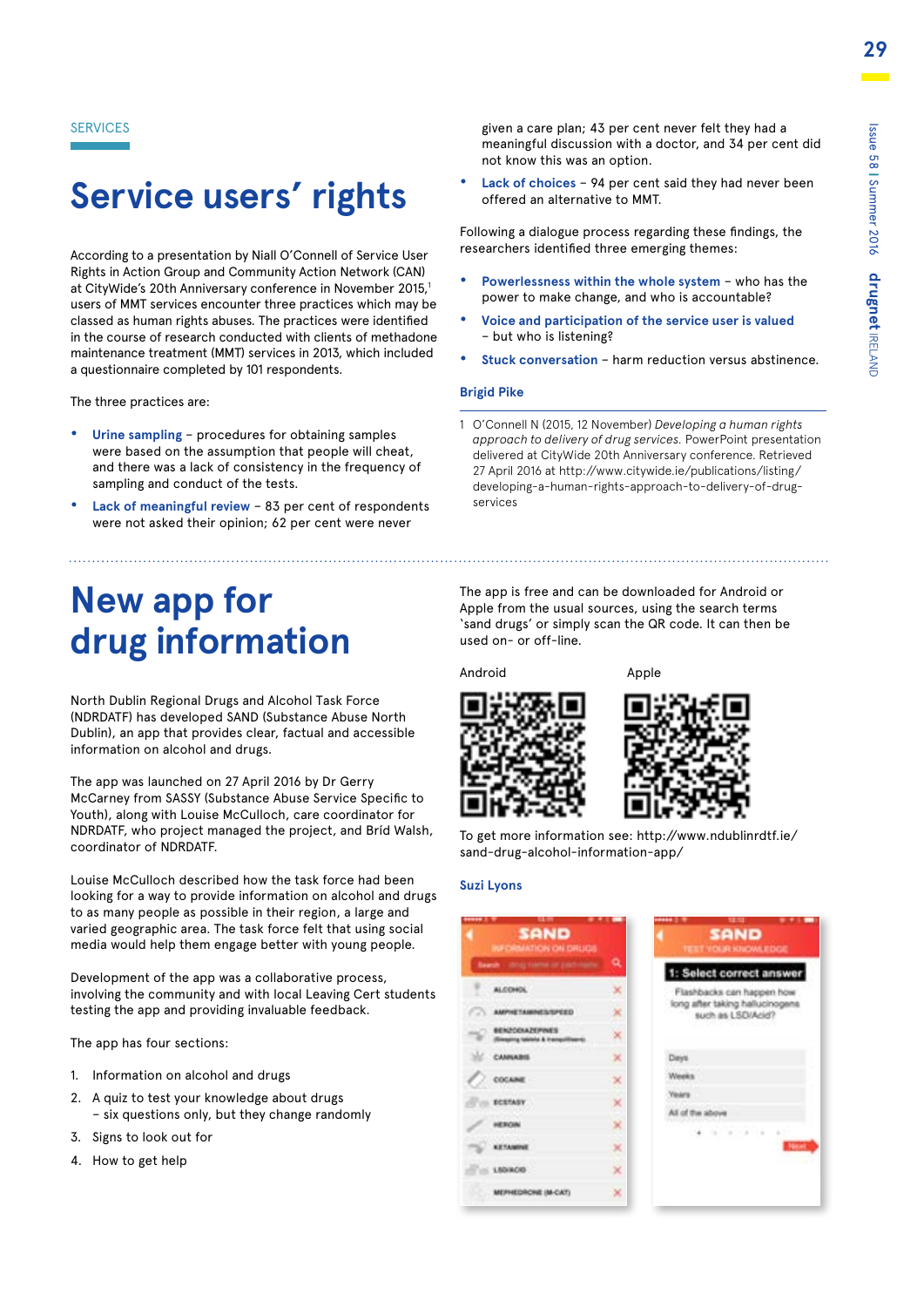SERVICES

# Service users' rights

According to a presentation by Niall O'Connell of Service User Rights in Action Group and Community Action Network (CAN) at CityWide's 20th Anniversary conference in November 2015,[1] users of MMT services encounter three practices which may be classed as human rights abuses. The practices were identified in the course of research conducted with clients of methadone maintenance treatment (MMT) services in 2013, which included a questionnaire completed by 101 respondents.

The three practices are:

- **Urine sampling** – procedures for obtaining samples were based on the assumption that people will cheat, and there was a lack of consistency in the frequency of sampling and conduct of the tests.
- **Lack of meaningful review** – 83 per cent of respondents were not asked their opinion; 62 per cent were never given a care plan; 43 per cent never felt they had a meaningful discussion with a doctor, and 34 per cent did not know this was an option.
- **Lack of choices** – 94 per cent said they had never been offered an alternative to MMT.

Following a dialogue process regarding these findings, the researchers identified three emerging themes:

- **Powerlessness within the whole system** – who has the power to make change, and who is accountable?
- **Voice and participation of the service user is valued** – but who is listening?
- **Stuck conversation** – harm reduction versus abstinence.

**Brigid Pike**

1 O'Connell N (2015, 12 November) *Developing a human rights approach to delivery of drug services.* PowerPoint presentation delivered at CityWide 20th Anniversary conference. Retrieved 27 April 2016 at http://www.citywide.ie/publications/listing/developing-a-human-rights-approach-to-delivery-of-drug-services

# New app for drug information

North Dublin Regional Drugs and Alcohol Task Force (NDRDATF) has developed SAND (Substance Abuse North Dublin), an app that provides clear, factual and accessible information on alcohol and drugs.

The app was launched on 27 April 2016 by Dr Gerry McCarney from SASSY (Substance Abuse Service Specific to Youth), along with Louise McCulloch, care coordinator for NDRDATF, who project managed the project, and Bríd Walsh, coordinator of NDRDATF.

Louise McCulloch described how the task force had been looking for a way to provide information on alcohol and drugs to as many people as possible in their region, a large and varied geographic area. The task force felt that using social media would help them engage better with young people.

Development of the app was a collaborative process, involving the community and with local Leaving Cert students testing the app and providing invaluable feedback.

The app has four sections:

1. Information on alcohol and drugs
2. A quiz to test your knowledge about drugs – six questions only, but they change randomly
3. Signs to look out for
4. How to get help

The app is free and can be downloaded for Android or Apple from the usual sources, using the search terms 'sand drugs' or simply scan the QR code. It can then be used on- or off-line.

Android Apple

To get more information see: http://www.ndublinrdtf.ie/sand-drug-alcohol-information-app/

**Suzi Lyons**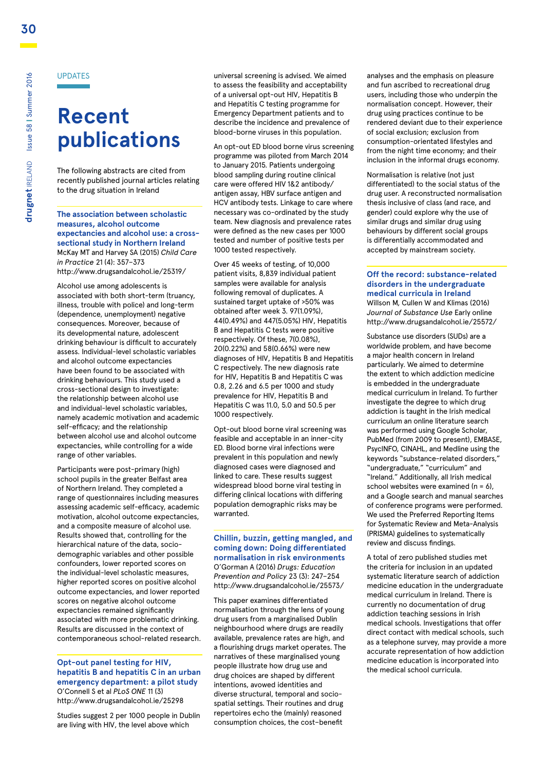UPDATES

# Recent publications

The following abstracts are cited from recently published journal articles relating to the drug situation in Ireland

### The association between scholastic measures, alcohol outcome expectancies and alcohol use: a cross-sectional study in Northern Ireland

McKay MT and Harvey SA (2015) *Child Care in Practice* 21 (4): 357–373
http://www.drugsandalcohol.ie/25319/

Alcohol use among adolescents is associated with both short-term (truancy, illness, trouble with police) and long-term (dependence, unemployment) negative consequences. Moreover, because of its developmental nature, adolescent drinking behaviour is difficult to accurately assess. Individual-level scholastic variables and alcohol outcome expectancies have been found to be associated with drinking behaviours. This study used a cross-sectional design to investigate: the relationship between alcohol use and individual-level scholastic variables, namely academic motivation and academic self-efficacy; and the relationship between alcohol use and alcohol outcome expectancies, while controlling for a wide range of other variables.

Participants were post-primary (high) school pupils in the greater Belfast area of Northern Ireland. They completed a range of questionnaires including measures assessing academic self-efficacy, academic motivation, alcohol outcome expectancies, and a composite measure of alcohol use. Results showed that, controlling for the hierarchical nature of the data, socio-demographic variables and other possible confounders, lower reported scores on the individual-level scholastic measures, higher reported scores on positive alcohol outcome expectancies, and lower reported scores on negative alcohol outcome expectancies remained significantly associated with more problematic drinking. Results are discussed in the context of contemporaneous school-related research.

### Opt-out panel testing for HIV, hepatitis B and hepatitis C in an urban emergency department: a pilot study

O'Connell S et al *PLoS ONE* 11 (3)
http://www.drugsandalcohol.ie/25298

Studies suggest 2 per 1000 people in Dublin are living with HIV, the level above which universal screening is advised. We aimed to assess the feasibility and acceptability of a universal opt-out HIV, Hepatitis B and Hepatitis C testing programme for Emergency Department patients and to describe the incidence and prevalence of blood-borne viruses in this population.

An opt-out ED blood borne virus screening programme was piloted from March 2014 to January 2015. Patients undergoing blood sampling during routine clinical care were offered HIV 1&2 antibody/antigen assay, HBV surface antigen and HCV antibody tests. Linkage to care where necessary was co-ordinated by the study team. New diagnosis and prevalence rates were defined as the new cases per 1000 tested and number of positive tests per 1000 tested respectively.

Over 45 weeks of testing, of 10,000 patient visits, 8,839 individual patient samples were available for analysis following removal of duplicates. A sustained target uptake of >50% was obtained after week 3. 97(1.09%), 44(0.49%) and 447(5.05%) HIV, Hepatitis B and Hepatitis C tests were positive respectively. Of these, 7(0.08%), 20(0.22%) and 58(0.66%) were new diagnoses of HIV, Hepatitis B and Hepatitis C respectively. The new diagnosis rate for HIV, Hepatitis B and Hepatitis C was 0.8, 2.26 and 6.5 per 1000 and study prevalence for HIV, Hepatitis B and Hepatitis C was 11.0, 5.0 and 50.5 per 1000 respectively.

Opt-out blood borne viral screening was feasible and acceptable in an inner-city ED. Blood borne viral infections were prevalent in this population and newly diagnosed cases were diagnosed and linked to care. These results suggest widespread blood borne viral testing in differing clinical locations with differing population demographic risks may be warranted.

### Chillin, buzzin, getting mangled, and coming down: Doing differentiated normalisation in risk environments

O'Gorman A (2016) *Drugs: Education Prevention and Policy* 23 (3): 247–254
http://www.drugsandalcohol.ie/25573/

This paper examines differentiated normalisation through the lens of young drug users from a marginalised Dublin neighbourhood where drugs are readily available, prevalence rates are high, and a flourishing drugs market operates. The narratives of these marginalised young people illustrate how drug use and drug choices are shaped by different intentions, avowed identities and diverse structural, temporal and socio-spatial settings. Their routines and drug repertoires echo the (mainly) reasoned consumption choices, the cost–benefit analyses and the emphasis on pleasure and fun ascribed to recreational drug users, including those who underpin the normalisation concept. However, their drug using practices continue to be rendered deviant due to their experience of social exclusion; exclusion from consumption-orientated lifestyles and from the night time economy; and their inclusion in the informal drugs economy.

Normalisation is relative (not just differentiated) to the social status of the drug user. A reconstructed normalisation thesis inclusive of class (and race, and gender) could explore why the use of similar drugs and similar drug using behaviours by different social groups is differentially accommodated and accepted by mainstream society.

### Off the record: substance-related disorders in the undergraduate medical curricula in Ireland

Willson M, Cullen W and Klimas (2016) *Journal of Substance Use* Early online
http://www.drugsandalcohol.ie/25572/

Substance use disorders (SUDs) are a worldwide problem, and have become a major health concern in Ireland particularly. We aimed to determine the extent to which addiction medicine is embedded in the undergraduate medical curriculum in Ireland. To further investigate the degree to which drug addiction is taught in the Irish medical curriculum an online literature search was performed using Google Scholar, PubMed (from 2009 to present), EMBASE, PsycINFO, CINAHL, and Medline using the keywords "substance-related disorders," "undergraduate," "curriculum" and "Ireland." Additionally, all Irish medical school websites were examined (n = 6), and a Google search and manual searches of conference programs were performed. We used the Preferred Reporting Items for Systematic Review and Meta-Analysis (PRISMA) guidelines to systematically review and discuss findings.

A total of zero published studies met the criteria for inclusion in an updated systematic literature search of addiction medicine education in the undergraduate medical curriculum in Ireland. There is currently no documentation of drug addiction teaching sessions in Irish medical schools. Investigations that offer direct contact with medical schools, such as a telephone survey, may provide a more accurate representation of how addiction medicine education is incorporated into the medical school curricula.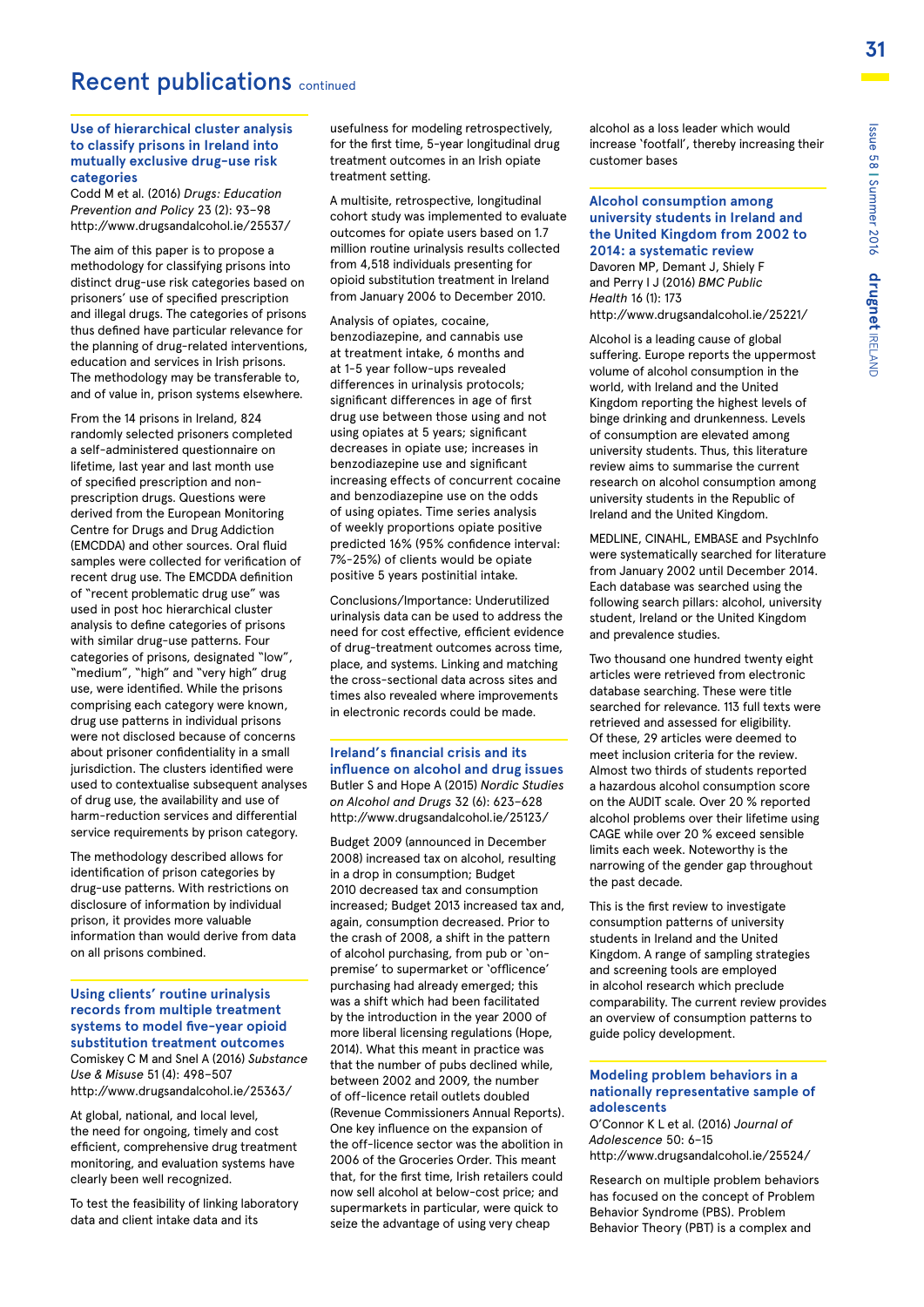## Recent publications continued

### Use of hierarchical cluster analysis to classify prisons in Ireland into mutually exclusive drug-use risk categories

Codd M et al. (2016) *Drugs: Education Prevention and Policy* 23 (2): 93–98
http://www.drugsandalcohol.ie/25537/

The aim of this paper is to propose a methodology for classifying prisons into distinct drug-use risk categories based on prisoners' use of specified prescription and illegal drugs. The categories of prisons thus defined have particular relevance for the planning of drug-related interventions, education and services in Irish prisons. The methodology may be transferable to, and of value in, prison systems elsewhere.

From the 14 prisons in Ireland, 824 randomly selected prisoners completed a self-administered questionnaire on lifetime, last year and last month use of specified prescription and non-prescription drugs. Questions were derived from the European Monitoring Centre for Drugs and Drug Addiction (EMCDDA) and other sources. Oral fluid samples were collected for verification of recent drug use. The EMCDDA definition of "recent problematic drug use" was used in post hoc hierarchical cluster analysis to define categories of prisons with similar drug-use patterns. Four categories of prisons, designated "low", "medium", "high" and "very high" drug use, were identified. While the prisons comprising each category were known, drug use patterns in individual prisons were not disclosed because of concerns about prisoner confidentiality in a small jurisdiction. The clusters identified were used to contextualise subsequent analyses of drug use, the availability and use of harm-reduction services and differential service requirements by prison category.

The methodology described allows for identification of prison categories by drug-use patterns. With restrictions on disclosure of information by individual prison, it provides more valuable information than would derive from data on all prisons combined.

### Using clients' routine urinalysis records from multiple treatment systems to model five-year opioid substitution treatment outcomes

Comiskey C M and Snel A (2016) *Substance Use & Misuse* 51 (4): 498–507
http://www.drugsandalcohol.ie/25363/

At global, national, and local level, the need for ongoing, timely and cost efficient, comprehensive drug treatment monitoring, and evaluation systems have clearly been well recognized.

To test the feasibility of linking laboratory data and client intake data and its usefulness for modeling retrospectively, for the first time, 5-year longitudinal drug treatment outcomes in an Irish opiate treatment setting.

A multisite, retrospective, longitudinal cohort study was implemented to evaluate outcomes for opiate users based on 1.7 million routine urinalysis results collected from 4,518 individuals presenting for opioid substitution treatment in Ireland from January 2006 to December 2010.

Analysis of opiates, cocaine, benzodiazepine, and cannabis use at treatment intake, 6 months and at 1–5 year follow-ups revealed differences in urinalysis protocols; significant differences in age of first drug use between those using and not using opiates at 5 years; significant decreases in opiate use; increases in benzodiazepine use and significant increasing effects of concurrent cocaine and benzodiazepine use on the odds of using opiates. Time series analysis of weekly proportions opiate positive predicted 16% (95% confidence interval: 7%-25%) of clients would be opiate positive 5 years postinitial intake.

Conclusions/Importance: Underutilized urinalysis data can be used to address the need for cost effective, efficient evidence of drug-treatment outcomes across time, place, and systems. Linking and matching the cross-sectional data across sites and times also revealed where improvements in electronic records could be made.

### Ireland's financial crisis and its influence on alcohol and drug issues

Butler S and Hope A (2015) *Nordic Studies on Alcohol and Drugs* 32 (6): 623–628
http://www.drugsandalcohol.ie/25123/

Budget 2009 (announced in December 2008) increased tax on alcohol, resulting in a drop in consumption; Budget 2010 decreased tax and consumption increased; Budget 2013 increased tax and, again, consumption decreased. Prior to the crash of 2008, a shift in the pattern of alcohol purchasing, from pub or 'on-premise' to supermarket or 'offlicence' purchasing had already emerged; this was a shift which had been facilitated by the introduction in the year 2000 of more liberal licensing regulations (Hope, 2014). What this meant in practice was that the number of pubs declined while, between 2002 and 2009, the number of off-licence retail outlets doubled (Revenue Commissioners Annual Reports). One key influence on the expansion of the off-licence sector was the abolition in 2006 of the Groceries Order. This meant that, for the first time, Irish retailers could now sell alcohol at below-cost price; and supermarkets in particular, were quick to seize the advantage of using very cheap alcohol as a loss leader which would increase 'footfall', thereby increasing their customer bases

### Alcohol consumption among university students in Ireland and the United Kingdom from 2002 to 2014: a systematic review

Davoren MP, Demant J, Shiely F and Perry I J (2016) *BMC Public Health* 16 (1): 173
http://www.drugsandalcohol.ie/25221/

Alcohol is a leading cause of global suffering. Europe reports the uppermost volume of alcohol consumption in the world, with Ireland and the United Kingdom reporting the highest levels of binge drinking and drunkenness. Levels of consumption are elevated among university students. Thus, this literature review aims to summarise the current research on alcohol consumption among university students in the Republic of Ireland and the United Kingdom.

MEDLINE, CINAHL, EMBASE and PsychInfo were systematically searched for literature from January 2002 until December 2014. Each database was searched using the following search pillars: alcohol, university student, Ireland or the United Kingdom and prevalence studies.

Two thousand one hundred twenty eight articles were retrieved from electronic database searching. These were title searched for relevance. 113 full texts were retrieved and assessed for eligibility. Of these, 29 articles were deemed to meet inclusion criteria for the review. Almost two thirds of students reported a hazardous alcohol consumption score on the AUDIT scale. Over 20 % reported alcohol problems over their lifetime using CAGE while over 20 % exceed sensible limits each week. Noteworthy is the narrowing of the gender gap throughout the past decade.

This is the first review to investigate consumption patterns of university students in Ireland and the United Kingdom. A range of sampling strategies and screening tools are employed in alcohol research which preclude comparability. The current review provides an overview of consumption patterns to guide policy development.

### Modeling problem behaviors in a nationally representative sample of adolescents

O'Connor K L et al. (2016) *Journal of Adolescence* 50: 6–15
http://www.drugsandalcohol.ie/25524/

Research on multiple problem behaviors has focused on the concept of Problem Behavior Syndrome (PBS). Problem Behavior Theory (PBT) is a complex and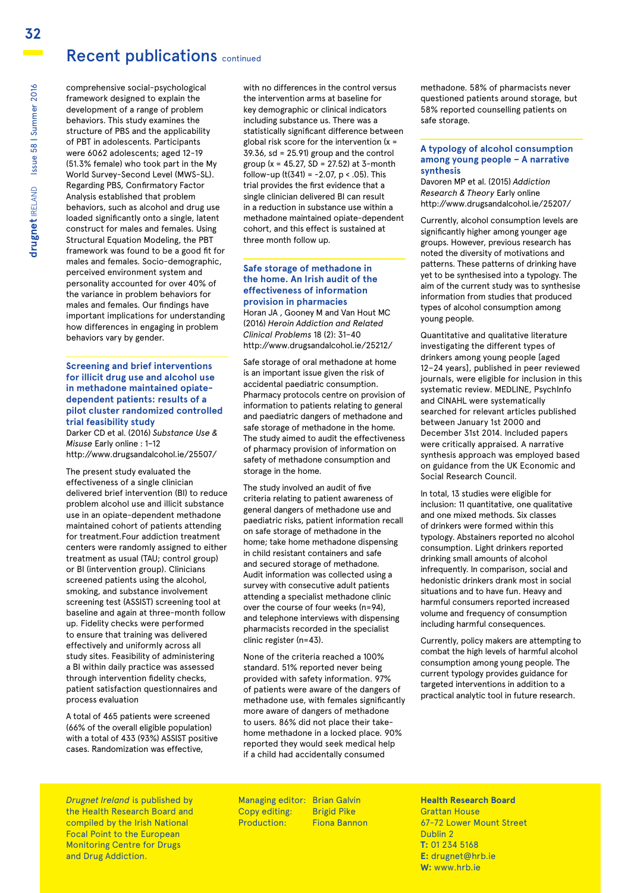## Recent publications continued

comprehensive social-psychological framework designed to explain the development of a range of problem behaviors. This study examines the structure of PBS and the applicability of PBT in adolescents. Participants were 6062 adolescents; aged 12-19 (51.3% female) who took part in the My World Survey-Second Level (MWS-SL). Regarding PBS, Confirmatory Factor Analysis established that problem behaviors, such as alcohol and drug use loaded significantly onto a single, latent construct for males and females. Using Structural Equation Modeling, the PBT framework was found to be a good fit for males and females. Socio-demographic, perceived environment system and personality accounted for over 40% of the variance in problem behaviors for males and females. Our findings have important implications for understanding how differences in engaging in problem behaviors vary by gender.

### Screening and brief interventions for illicit drug use and alcohol use in methadone maintained opiate-dependent patients: results of a pilot cluster randomized controlled trial feasibility study

Darker CD et al. (2016) *Substance Use & Misuse* Early online : 1–12
http://www.drugsandalcohol.ie/25507/

The present study evaluated the effectiveness of a single clinician delivered brief intervention (BI) to reduce problem alcohol use and illicit substance use in an opiate-dependent methadone maintained cohort of patients attending for treatment.Four addiction treatment centers were randomly assigned to either treatment as usual (TAU; control group) or BI (intervention group). Clinicians screened patients using the alcohol, smoking, and substance involvement screening test (ASSIST) screening tool at baseline and again at three-month follow up. Fidelity checks were performed to ensure that training was delivered effectively and uniformly across all study sites. Feasibility of administering a BI within daily practice was assessed through intervention fidelity checks, patient satisfaction questionnaires and process evaluation

A total of 465 patients were screened (66% of the overall eligible population) with a total of 433 (93%) ASSIST positive cases. Randomization was effective, with no differences in the control versus the intervention arms at baseline for key demographic or clinical indicators including substance us. There was a statistically significant difference between global risk score for the intervention ($x = 39.36$, sd = 25.91) group and the control group ($x = 45.27$, SD = 27.52) at 3-month follow-up ($t(341) = -2.07$, $p < .05$). This trial provides the first evidence that a single clinician delivered BI can result in a reduction in substance use within a methadone maintained opiate-dependent cohort, and this effect is sustained at three month follow up.

### Safe storage of methadone in the home. An Irish audit of the effectiveness of information provision in pharmacies

Horan JA , Gooney M and Van Hout MC (2016) *Heroin Addiction and Related Clinical Problems* 18 (2): 31–40
http://www.drugsandalcohol.ie/25212/

Safe storage of oral methadone at home is an important issue given the risk of accidental paediatric consumption. Pharmacy protocols centre on provision of information to patients relating to general and paediatric dangers of methadone and safe storage of methadone in the home. The study aimed to audit the effectiveness of pharmacy provision of information on safety of methadone consumption and storage in the home.

The study involved an audit of five criteria relating to patient awareness of general dangers of methadone use and paediatric risks, patient information recall on safe storage of methadone in the home; take home methadone dispensing in child resistant containers and safe and secured storage of methadone. Audit information was collected using a survey with consecutive adult patients attending a specialist methadone clinic over the course of four weeks (n=94), and telephone interviews with dispensing pharmacists recorded in the specialist clinic register (n=43).

None of the criteria reached a 100% standard. 51% reported never being provided with safety information. 97% of patients were aware of the dangers of methadone use, with females significantly more aware of dangers of methadone to users. 86% did not place their take-home methadone in a locked place. 90% reported they would seek medical help if a child had accidentally consumed methadone. 58% of pharmacists never questioned patients around storage, but 58% reported counselling patients on safe storage.

### A typology of alcohol consumption among young people – A narrative synthesis

Davoren MP et al. (2015) *Addiction Research & Theory* Early online
http://www.drugsandalcohol.ie/25207/

Currently, alcohol consumption levels are significantly higher among younger age groups. However, previous research has noted the diversity of motivations and patterns. These patterns of drinking have yet to be synthesised into a typology. The aim of the current study was to synthesise information from studies that produced types of alcohol consumption among young people.

Quantitative and qualitative literature investigating the different types of drinkers among young people [aged 12–24 years], published in peer reviewed journals, were eligible for inclusion in this systematic review. MEDLINE, PsychInfo and CINAHL were systematically searched for relevant articles published between January 1st 2000 and December 31st 2014. Included papers were critically appraised. A narrative synthesis approach was employed based on guidance from the UK Economic and Social Research Council.

In total, 13 studies were eligible for inclusion: 11 quantitative, one qualitative and one mixed methods. Six classes of drinkers were formed within this typology. Abstainers reported no alcohol consumption. Light drinkers reported drinking small amounts of alcohol infrequently. In comparison, social and hedonistic drinkers drank most in social situations and to have fun. Heavy and harmful consumers reported increased volume and frequency of consumption including harmful consequences.

Currently, policy makers are attempting to combat the high levels of harmful alcohol consumption among young people. The current typology provides guidance for targeted interventions in addition to a practical analytic tool in future research.

---

*Drugnet Ireland* is published by the Health Research Board and compiled by the Irish National Focal Point to the European Monitoring Centre for Drugs and Drug Addiction.

Managing editor: Brian Galvin
Copy editing: Brigid Pike
Production: Fiona Bannon

**Health Research Board**
Grattan House
67-72 Lower Mount Street
Dublin 2
**T:** 01 234 5168
**E:** drugnet@hrb.ie
**W:** www.hrb.ie